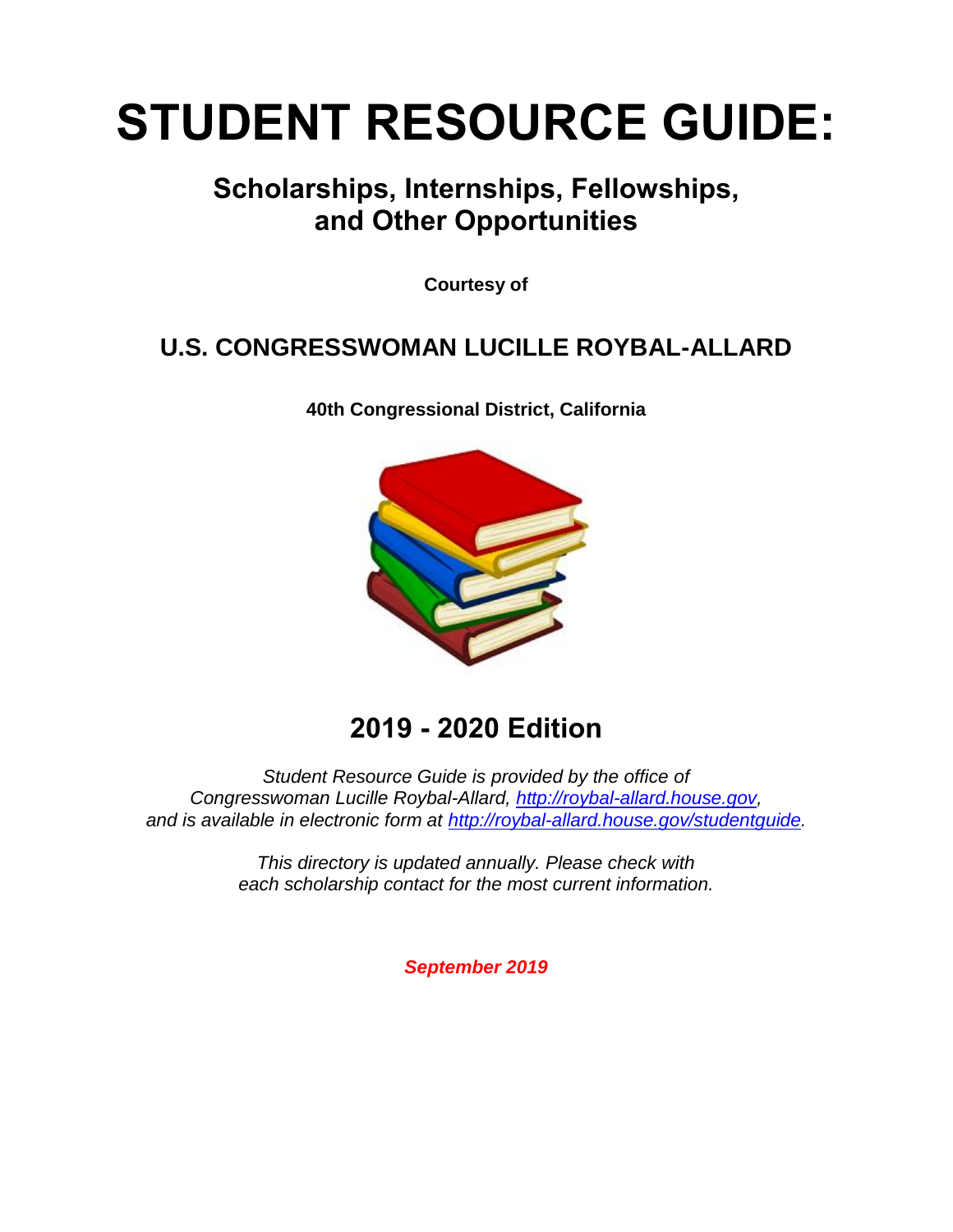# STUDENT RESOURCE GUIDE:

## Scholarships, Internships, Fellowships, and Other Opportunities

**Courtesy of**

## U.S. CONGRESSWOMAN LUCILLE ROYBAL-ALLARD

**40th Congressional District, California**

## 2019 - 2020 Edition

*Student Resource Guide is provided by the office of Congresswoman Lucille Roybal-Allard, http://roybal-allard.house.gov, and is available in electronic form at http://roybal-allard.house.gov/studentguide.*

*This directory is updated annually. Please check with each scholarship contact for the most current information.*

***September 2019***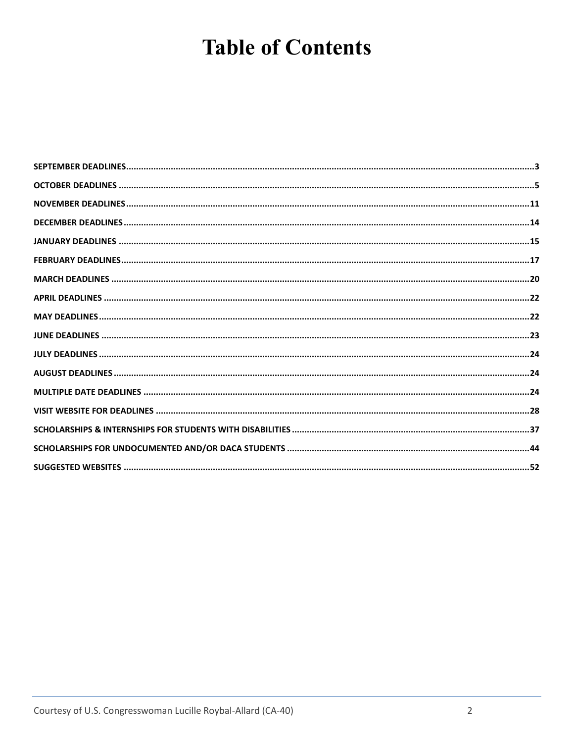# Table of Contents

SEPTEMBER DEADLINES....................................................3

OCTOBER DEADLINES....................................................5

NOVEMBER DEADLINES....................................................11

DECEMBER DEADLINES....................................................14

JANUARY DEADLINES....................................................15

FEBRUARY DEADLINES....................................................17

MARCH DEADLINES....................................................20

APRIL DEADLINES....................................................22

MAY DEADLINES....................................................22

JUNE DEADLINES....................................................23

JULY DEADLINES....................................................24

AUGUST DEADLINES....................................................24

MULTIPLE DATE DEADLINES....................................................24

VISIT WEBSITE FOR DEADLINES....................................................28

SCHOLARSHIPS & INTERNSHIPS FOR STUDENTS WITH DISABILITIES....................................................37

SCHOLARSHIPS FOR UNDOCUMENTED AND/OR DACA STUDENTS....................................................44

SUGGESTED WEBSITES....................................................52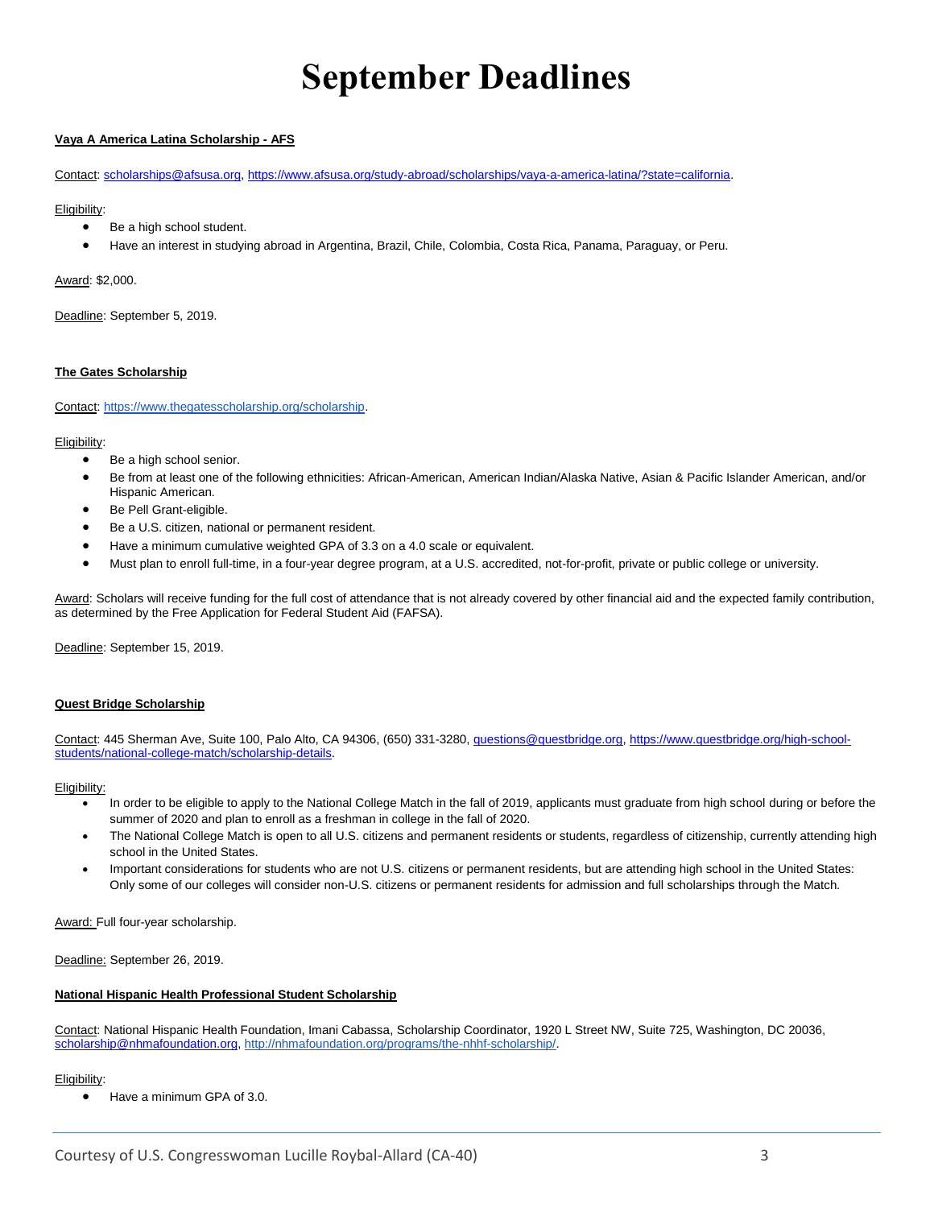# September Deadlines

**Vaya A America Latina Scholarship - AFS**

Contact: scholarships@afsusa.org, https://www.afsusa.org/study-abroad/scholarships/vaya-a-america-latina/?state=california.

Eligibility:

- Be a high school student.
- Have an interest in studying abroad in Argentina, Brazil, Chile, Colombia, Costa Rica, Panama, Paraguay, or Peru.

Award: $2,000.

Deadline: September 5, 2019.

**The Gates Scholarship**

Contact: https://www.thegatesscholarship.org/scholarship.

Eligibility:

- Be a high school senior.
- Be from at least one of the following ethnicities: African-American, American Indian/Alaska Native, Asian & Pacific Islander American, and/or Hispanic American.
- Be Pell Grant-eligible.
- Be a U.S. citizen, national or permanent resident.
- Have a minimum cumulative weighted GPA of 3.3 on a 4.0 scale or equivalent.
- Must plan to enroll full-time, in a four-year degree program, at a U.S. accredited, not-for-profit, private or public college or university.

Award: Scholars will receive funding for the full cost of attendance that is not already covered by other financial aid and the expected family contribution, as determined by the Free Application for Federal Student Aid (FAFSA).

Deadline: September 15, 2019.

**Quest Bridge Scholarship**

Contact: 445 Sherman Ave, Suite 100, Palo Alto, CA 94306, (650) 331-3280, questions@questbridge.org, https://www.questbridge.org/high-school-students/national-college-match/scholarship-details.

Eligibility:

- In order to be eligible to apply to the National College Match in the fall of 2019, applicants must graduate from high school during or before the summer of 2020 and plan to enroll as a freshman in college in the fall of 2020.
- The National College Match is open to all U.S. citizens and permanent residents or students, regardless of citizenship, currently attending high school in the United States.
- Important considerations for students who are not U.S. citizens or permanent residents, but are attending high school in the United States: Only some of our colleges will consider non-U.S. citizens or permanent residents for admission and full scholarships through the Match.

Award: Full four-year scholarship.

Deadline: September 26, 2019.

**National Hispanic Health Professional Student Scholarship**

Contact: National Hispanic Health Foundation, Imani Cabassa, Scholarship Coordinator, 1920 L Street NW, Suite 725, Washington, DC 20036, scholarship@nhmafoundation.org, http://nhmafoundation.org/programs/the-nhhf-scholarship/.

Eligibility:

- Have a minimum GPA of 3.0.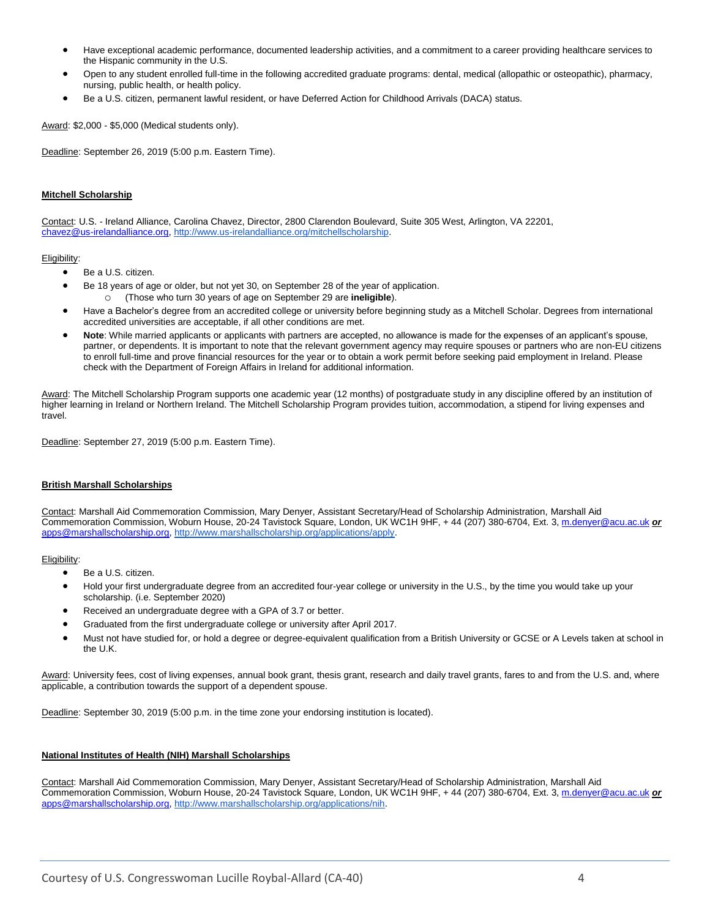- Have exceptional academic performance, documented leadership activities, and a commitment to a career providing healthcare services to the Hispanic community in the U.S.
- Open to any student enrolled full-time in the following accredited graduate programs: dental, medical (allopathic or osteopathic), pharmacy, nursing, public health, or health policy.
- Be a U.S. citizen, permanent lawful resident, or have Deferred Action for Childhood Arrivals (DACA) status.

Award: $2,000 - $5,000 (Medical students only).

Deadline: September 26, 2019 (5:00 p.m. Eastern Time).

**Mitchell Scholarship**

Contact: U.S. - Ireland Alliance, Carolina Chavez, Director, 2800 Clarendon Boulevard, Suite 305 West, Arlington, VA 22201, chavez@us-irelandalliance.org, http://www.us-irelandalliance.org/mitchellscholarship.

Eligibility:

- Be a U.S. citizen.
- Be 18 years of age or older, but not yet 30, on September 28 of the year of application.
  - (Those who turn 30 years of age on September 29 are **ineligible**).
- Have a Bachelor's degree from an accredited college or university before beginning study as a Mitchell Scholar. Degrees from international accredited universities are acceptable, if all other conditions are met.
- **Note**: While married applicants or applicants with partners are accepted, no allowance is made for the expenses of an applicant's spouse, partner, or dependents. It is important to note that the relevant government agency may require spouses or partners who are non-EU citizens to enroll full-time and prove financial resources for the year or to obtain a work permit before seeking paid employment in Ireland. Please check with the Department of Foreign Affairs in Ireland for additional information.

Award: The Mitchell Scholarship Program supports one academic year (12 months) of postgraduate study in any discipline offered by an institution of higher learning in Ireland or Northern Ireland. The Mitchell Scholarship Program provides tuition, accommodation, a stipend for living expenses and travel.

Deadline: September 27, 2019 (5:00 p.m. Eastern Time).

**British Marshall Scholarships**

Contact: Marshall Aid Commemoration Commission, Mary Denyer, Assistant Secretary/Head of Scholarship Administration, Marshall Aid Commemoration Commission, Woburn House, 20-24 Tavistock Square, London, UK WC1H 9HF, + 44 (207) 380-6704, Ext. 3, m.denyer@acu.ac.uk ***or*** apps@marshallscholarship.org, http://www.marshallscholarship.org/applications/apply.

Eligibility:

- Be a U.S. citizen.
- Hold your first undergraduate degree from an accredited four-year college or university in the U.S., by the time you would take up your scholarship. (i.e. September 2020)
- Received an undergraduate degree with a GPA of 3.7 or better.
- Graduated from the first undergraduate college or university after April 2017.
- Must not have studied for, or hold a degree or degree-equivalent qualification from a British University or GCSE or A Levels taken at school in the U.K.

Award: University fees, cost of living expenses, annual book grant, thesis grant, research and daily travel grants, fares to and from the U.S. and, where applicable, a contribution towards the support of a dependent spouse.

Deadline: September 30, 2019 (5:00 p.m. in the time zone your endorsing institution is located).

**National Institutes of Health (NIH) Marshall Scholarships**

Contact: Marshall Aid Commemoration Commission, Mary Denyer, Assistant Secretary/Head of Scholarship Administration, Marshall Aid Commemoration Commission, Woburn House, 20-24 Tavistock Square, London, UK WC1H 9HF, + 44 (207) 380-6704, Ext. 3, m.denyer@acu.ac.uk ***or*** apps@marshallscholarship.org, http://www.marshallscholarship.org/applications/nih.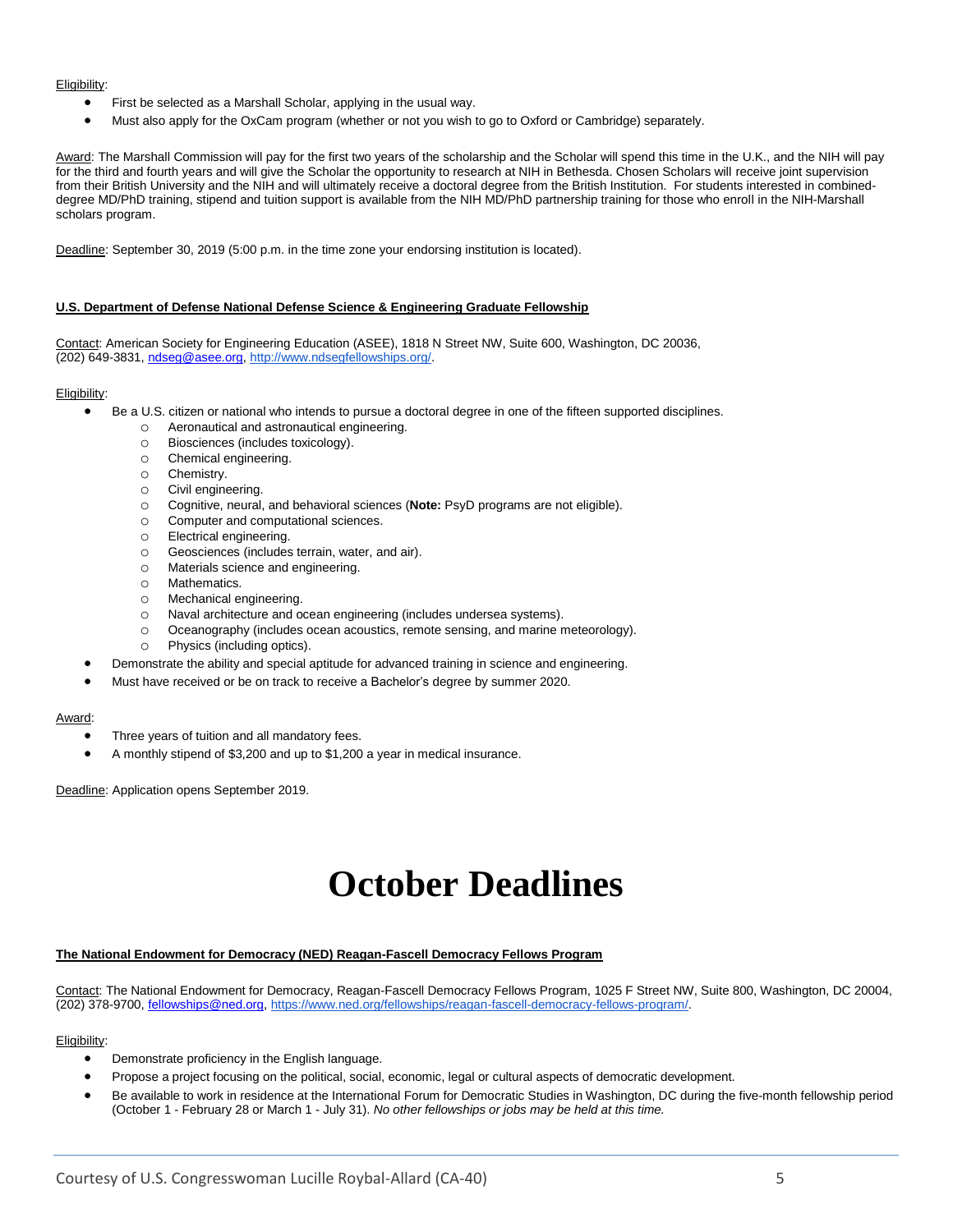Eligibility:

- First be selected as a Marshall Scholar, applying in the usual way.
- Must also apply for the OxCam program (whether or not you wish to go to Oxford or Cambridge) separately.

Award: The Marshall Commission will pay for the first two years of the scholarship and the Scholar will spend this time in the U.K., and the NIH will pay for the third and fourth years and will give the Scholar the opportunity to research at NIH in Bethesda. Chosen Scholars will receive joint supervision from their British University and the NIH and will ultimately receive a doctoral degree from the British Institution. For students interested in combined-degree MD/PhD training, stipend and tuition support is available from the NIH MD/PhD partnership training for those who enroll in the NIH-Marshall scholars program.

Deadline: September 30, 2019 (5:00 p.m. in the time zone your endorsing institution is located).

**U.S. Department of Defense National Defense Science & Engineering Graduate Fellowship**

Contact: American Society for Engineering Education (ASEE), 1818 N Street NW, Suite 600, Washington, DC 20036, (202) 649-3831, ndseg@asee.org, http://www.ndsegfellowships.org/.

Eligibility:

- Be a U.S. citizen or national who intends to pursue a doctoral degree in one of the fifteen supported disciplines.
    - Aeronautical and astronautical engineering.
    - Biosciences (includes toxicology).
    - Chemical engineering.
    - Chemistry.
    - Civil engineering.
    - Cognitive, neural, and behavioral sciences (**Note:** PsyD programs are not eligible).
    - Computer and computational sciences.
    - Electrical engineering.
    - Geosciences (includes terrain, water, and air).
    - Materials science and engineering.
    - Mathematics.
    - Mechanical engineering.
    - Naval architecture and ocean engineering (includes undersea systems).
    - Oceanography (includes ocean acoustics, remote sensing, and marine meteorology).
    - Physics (including optics).
- Demonstrate the ability and special aptitude for advanced training in science and engineering.
- Must have received or be on track to receive a Bachelor's degree by summer 2020.

Award:

- Three years of tuition and all mandatory fees.
- A monthly stipend of $3,200 and up to $1,200 a year in medical insurance.

Deadline: Application opens September 2019.

# October Deadlines

**The National Endowment for Democracy (NED) Reagan-Fascell Democracy Fellows Program**

Contact: The National Endowment for Democracy, Reagan-Fascell Democracy Fellows Program, 1025 F Street NW, Suite 800, Washington, DC 20004, (202) 378-9700, fellowships@ned.org, https://www.ned.org/fellowships/reagan-fascell-democracy-fellows-program/.

Eligibility:

- Demonstrate proficiency in the English language.
- Propose a project focusing on the political, social, economic, legal or cultural aspects of democratic development.
- Be available to work in residence at the International Forum for Democratic Studies in Washington, DC during the five-month fellowship period (October 1 - February 28 or March 1 - July 31). *No other fellowships or jobs may be held at this time.*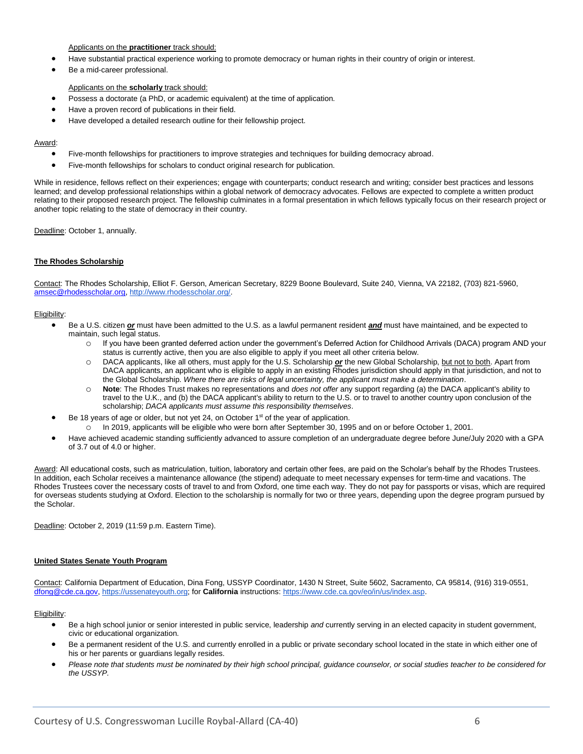Applicants on the **practitioner** track should:

- Have substantial practical experience working to promote democracy or human rights in their country of origin or interest.
- Be a mid-career professional.

Applicants on the **scholarly** track should:

- Possess a doctorate (a PhD, or academic equivalent) at the time of application.
- Have a proven record of publications in their field.
- Have developed a detailed research outline for their fellowship project.

Award:

- Five-month fellowships for practitioners to improve strategies and techniques for building democracy abroad.
- Five-month fellowships for scholars to conduct original research for publication.

While in residence, fellows reflect on their experiences; engage with counterparts; conduct research and writing; consider best practices and lessons learned; and develop professional relationships within a global network of democracy advocates. Fellows are expected to complete a written product relating to their proposed research project. The fellowship culminates in a formal presentation in which fellows typically focus on their research project or another topic relating to the state of democracy in their country.

Deadline: October 1, annually.

## The Rhodes Scholarship

Contact: The Rhodes Scholarship, Elliot F. Gerson, American Secretary, 8229 Boone Boulevard, Suite 240, Vienna, VA 22182, (703) 821-5960, amsec@rhodesscholar.org, http://www.rhodesscholar.org/.

Eligibility:

- Be a U.S. citizen ***or*** must have been admitted to the U.S. as a lawful permanent resident ***and*** must have maintained, and be expected to maintain, such legal status.
  - If you have been granted deferred action under the government's Deferred Action for Childhood Arrivals (DACA) program AND your status is currently active, then you are also eligible to apply if you meet all other criteria below.
  - DACA applicants, like all others, must apply for the U.S. Scholarship ***or*** the new Global Scholarship, but not to both. Apart from DACA applicants, an applicant who is eligible to apply in an existing Rhodes jurisdiction should apply in that jurisdiction, and not to the Global Scholarship. *Where there are risks of legal uncertainty, the applicant must make a determination*.
  - **Note**: The Rhodes Trust makes no representations and *does not offer* any support regarding (a) the DACA applicant's ability to travel to the U.K., and (b) the DACA applicant's ability to return to the U.S. or to travel to another country upon conclusion of the scholarship; *DACA applicants must assume this responsibility themselves*.
- Be 18 years of age or older, but not yet 24, on October 1st of the year of application.
  - In 2019, applicants will be eligible who were born after September 30, 1995 and on or before October 1, 2001.
- Have achieved academic standing sufficiently advanced to assure completion of an undergraduate degree before June/July 2020 with a GPA of 3.7 out of 4.0 or higher.

Award: All educational costs, such as matriculation, tuition, laboratory and certain other fees, are paid on the Scholar's behalf by the Rhodes Trustees. In addition, each Scholar receives a maintenance allowance (the stipend) adequate to meet necessary expenses for term-time and vacations. The Rhodes Trustees cover the necessary costs of travel to and from Oxford, one time each way. They do not pay for passports or visas, which are required for overseas students studying at Oxford. Election to the scholarship is normally for two or three years, depending upon the degree program pursued by the Scholar.

Deadline: October 2, 2019 (11:59 p.m. Eastern Time).

## United States Senate Youth Program

Contact: California Department of Education, Dina Fong, USSYP Coordinator, 1430 N Street, Suite 5602, Sacramento, CA 95814, (916) 319-0551, dfong@cde.ca.gov, https://ussenateyouth.org; for **California** instructions: https://www.cde.ca.gov/eo/in/us/index.asp.

Eligibility:

- Be a high school junior or senior interested in public service, leadership *and* currently serving in an elected capacity in student government, civic or educational organization.
- Be a permanent resident of the U.S. and currently enrolled in a public or private secondary school located in the state in which either one of his or her parents or guardians legally resides.
- *Please note that students must be nominated by their high school principal, guidance counselor, or social studies teacher to be considered for the USSYP.*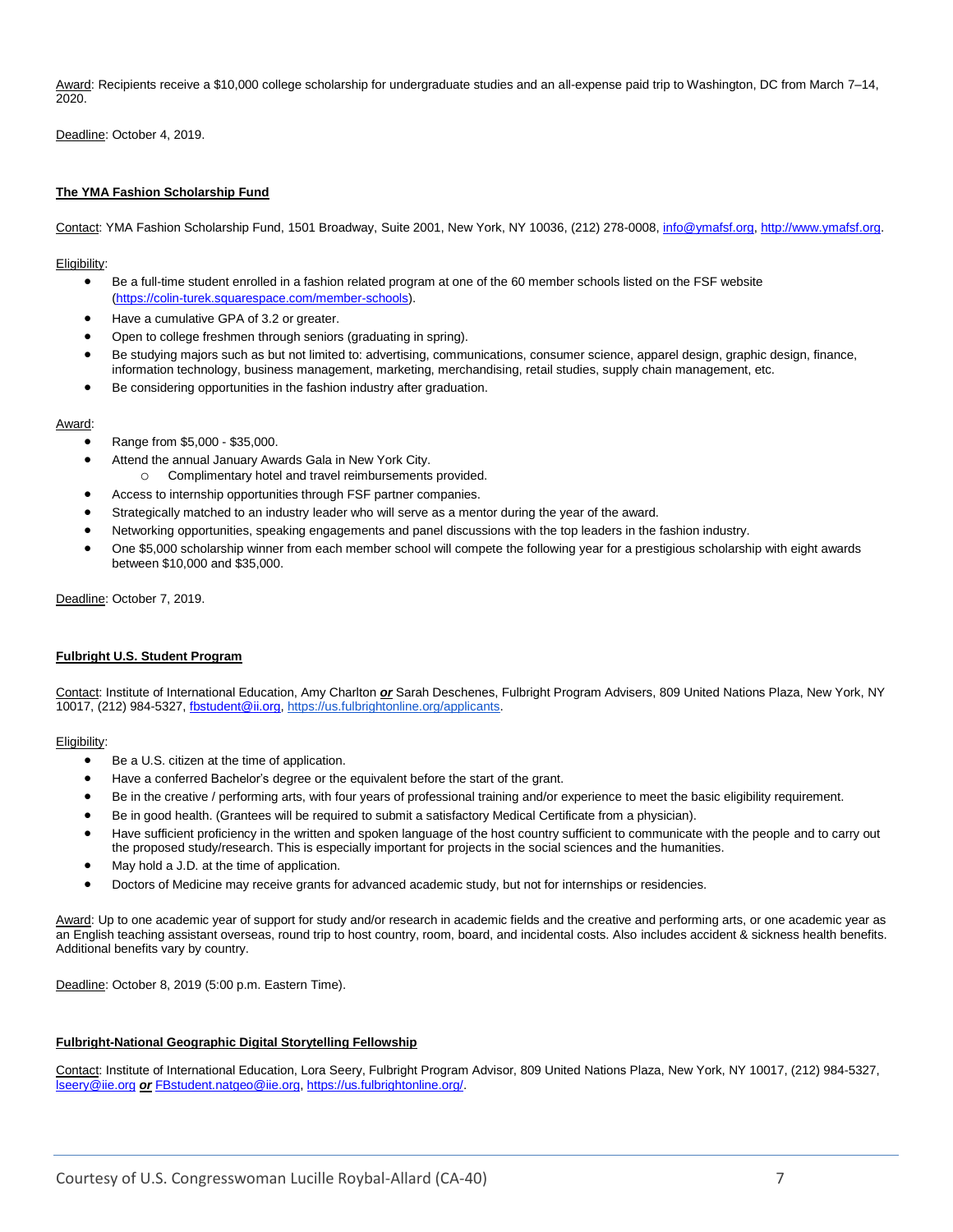Award: Recipients receive a $10,000 college scholarship for undergraduate studies and an all-expense paid trip to Washington, DC from March 7–14, 2020.

Deadline: October 4, 2019.

**The YMA Fashion Scholarship Fund**

Contact: YMA Fashion Scholarship Fund, 1501 Broadway, Suite 2001, New York, NY 10036, (212) 278-0008, info@ymafsf.org, http://www.ymafsf.org.

Eligibility:

- Be a full-time student enrolled in a fashion related program at one of the 60 member schools listed on the FSF website (https://colin-turek.squarespace.com/member-schools).
- Have a cumulative GPA of 3.2 or greater.
- Open to college freshmen through seniors (graduating in spring).
- Be studying majors such as but not limited to: advertising, communications, consumer science, apparel design, graphic design, finance, information technology, business management, marketing, merchandising, retail studies, supply chain management, etc.
- Be considering opportunities in the fashion industry after graduation.

Award:

- Range from $5,000 - $35,000.
- Attend the annual January Awards Gala in New York City.
  - Complimentary hotel and travel reimbursements provided.
- Access to internship opportunities through FSF partner companies.
- Strategically matched to an industry leader who will serve as a mentor during the year of the award.
- Networking opportunities, speaking engagements and panel discussions with the top leaders in the fashion industry.
- One $5,000 scholarship winner from each member school will compete the following year for a prestigious scholarship with eight awards between $10,000 and $35,000.

Deadline: October 7, 2019.

**Fulbright U.S. Student Program**

Contact: Institute of International Education, Amy Charlton ***or*** Sarah Deschenes, Fulbright Program Advisers, 809 United Nations Plaza, New York, NY 10017, (212) 984-5327, fbstudent@ii.org, https://us.fulbrightonline.org/applicants.

Eligibility:

- Be a U.S. citizen at the time of application.
- Have a conferred Bachelor's degree or the equivalent before the start of the grant.
- Be in the creative / performing arts, with four years of professional training and/or experience to meet the basic eligibility requirement.
- Be in good health. (Grantees will be required to submit a satisfactory Medical Certificate from a physician).
- Have sufficient proficiency in the written and spoken language of the host country sufficient to communicate with the people and to carry out the proposed study/research. This is especially important for projects in the social sciences and the humanities.
- May hold a J.D. at the time of application.
- Doctors of Medicine may receive grants for advanced academic study, but not for internships or residencies.

Award: Up to one academic year of support for study and/or research in academic fields and the creative and performing arts, or one academic year as an English teaching assistant overseas, round trip to host country, room, board, and incidental costs. Also includes accident & sickness health benefits. Additional benefits vary by country.

Deadline: October 8, 2019 (5:00 p.m. Eastern Time).

**Fulbright-National Geographic Digital Storytelling Fellowship**

Contact: Institute of International Education, Lora Seery, Fulbright Program Advisor, 809 United Nations Plaza, New York, NY 10017, (212) 984-5327, lseery@iie.org ***or*** FBstudent.natgeo@iie.org, https://us.fulbrightonline.org/.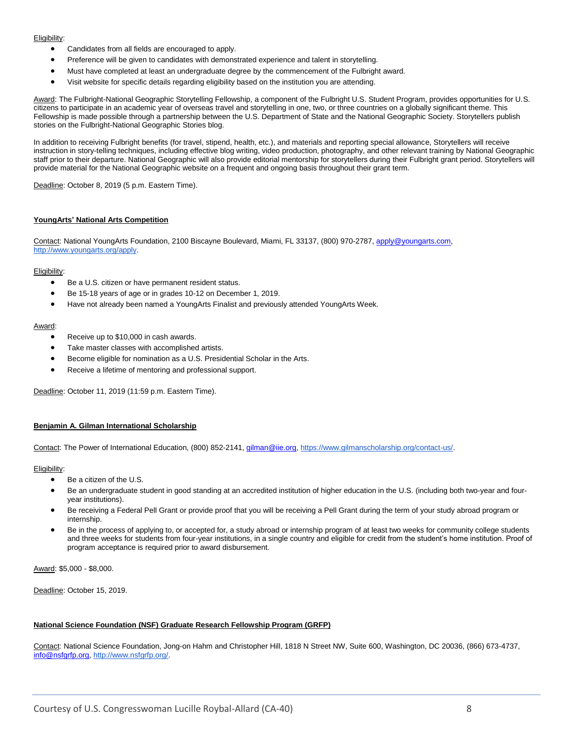Eligibility:

- Candidates from all fields are encouraged to apply.
- Preference will be given to candidates with demonstrated experience and talent in storytelling.
- Must have completed at least an undergraduate degree by the commencement of the Fulbright award.
- Visit website for specific details regarding eligibility based on the institution you are attending.

Award: The Fulbright-National Geographic Storytelling Fellowship, a component of the Fulbright U.S. Student Program, provides opportunities for U.S. citizens to participate in an academic year of overseas travel and storytelling in one, two, or three countries on a globally significant theme. This Fellowship is made possible through a partnership between the U.S. Department of State and the National Geographic Society. Storytellers publish stories on the Fulbright-National Geographic Stories blog.

In addition to receiving Fulbright benefits (for travel, stipend, health, etc.), and materials and reporting special allowance, Storytellers will receive instruction in story-telling techniques, including effective blog writing, video production, photography, and other relevant training by National Geographic staff prior to their departure. National Geographic will also provide editorial mentorship for storytellers during their Fulbright grant period. Storytellers will provide material for the National Geographic website on a frequent and ongoing basis throughout their grant term.

Deadline: October 8, 2019 (5 p.m. Eastern Time).

**YoungArts' National Arts Competition**

Contact: National YoungArts Foundation, 2100 Biscayne Boulevard, Miami, FL 33137, (800) 970-2787, apply@youngarts.com, http://www.youngarts.org/apply.

Eligibility:

- Be a U.S. citizen or have permanent resident status.
- Be 15-18 years of age or in grades 10-12 on December 1, 2019.
- Have not already been named a YoungArts Finalist and previously attended YoungArts Week.

Award:

- Receive up to $10,000 in cash awards.
- Take master classes with accomplished artists.
- Become eligible for nomination as a U.S. Presidential Scholar in the Arts.
- Receive a lifetime of mentoring and professional support.

Deadline: October 11, 2019 (11:59 p.m. Eastern Time).

**Benjamin A. Gilman International Scholarship**

Contact: The Power of International Education, (800) 852-2141, gilman@iie.org, https://www.gilmanscholarship.org/contact-us/.

Eligibility:

- Be a citizen of the U.S.
- Be an undergraduate student in good standing at an accredited institution of higher education in the U.S. (including both two-year and four-year institutions).
- Be receiving a Federal Pell Grant or provide proof that you will be receiving a Pell Grant during the term of your study abroad program or internship.
- Be in the process of applying to, or accepted for, a study abroad or internship program of at least two weeks for community college students and three weeks for students from four-year institutions, in a single country and eligible for credit from the student's home institution. Proof of program acceptance is required prior to award disbursement.

Award: $5,000 - $8,000.

Deadline: October 15, 2019.

**National Science Foundation (NSF) Graduate Research Fellowship Program (GRFP)**

Contact: National Science Foundation, Jong-on Hahm and Christopher Hill, 1818 N Street NW, Suite 600, Washington, DC 20036, (866) 673-4737, info@nsfgrfp.org, http://www.nsfgrfp.org/.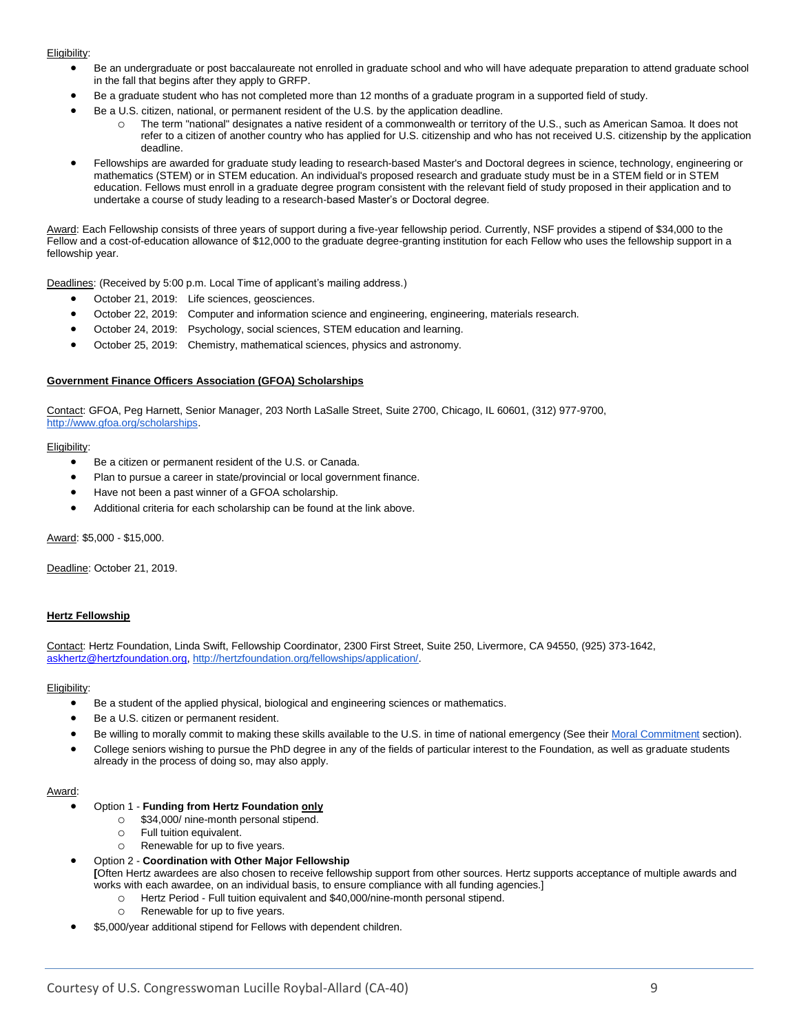Eligibility:

- Be an undergraduate or post baccalaureate not enrolled in graduate school and who will have adequate preparation to attend graduate school in the fall that begins after they apply to GRFP.
- Be a graduate student who has not completed more than 12 months of a graduate program in a supported field of study.
- Be a U.S. citizen, national, or permanent resident of the U.S. by the application deadline.
    - The term "national" designates a native resident of a commonwealth or territory of the U.S., such as American Samoa. It does not refer to a citizen of another country who has applied for U.S. citizenship and who has not received U.S. citizenship by the application deadline.
- Fellowships are awarded for graduate study leading to research-based Master's and Doctoral degrees in science, technology, engineering or mathematics (STEM) or in STEM education. An individual's proposed research and graduate study must be in a STEM field or in STEM education. Fellows must enroll in a graduate degree program consistent with the relevant field of study proposed in their application and to undertake a course of study leading to a research-based Master's or Doctoral degree.

Award: Each Fellowship consists of three years of support during a five-year fellowship period. Currently, NSF provides a stipend of $34,000 to the Fellow and a cost-of-education allowance of $12,000 to the graduate degree-granting institution for each Fellow who uses the fellowship support in a fellowship year.

Deadlines: (Received by 5:00 p.m. Local Time of applicant's mailing address.)

- October 21, 2019: Life sciences, geosciences.
- October 22, 2019: Computer and information science and engineering, engineering, materials research.
- October 24, 2019: Psychology, social sciences, STEM education and learning.
- October 25, 2019: Chemistry, mathematical sciences, physics and astronomy.

**Government Finance Officers Association (GFOA) Scholarships**

Contact: GFOA, Peg Harnett, Senior Manager, 203 North LaSalle Street, Suite 2700, Chicago, IL 60601, (312) 977-9700, http://www.gfoa.org/scholarships.

Eligibility:

- Be a citizen or permanent resident of the U.S. or Canada.
- Plan to pursue a career in state/provincial or local government finance.
- Have not been a past winner of a GFOA scholarship.
- Additional criteria for each scholarship can be found at the link above.

Award: $5,000 - $15,000.

Deadline: October 21, 2019.

**Hertz Fellowship**

Contact: Hertz Foundation, Linda Swift, Fellowship Coordinator, 2300 First Street, Suite 250, Livermore, CA 94550, (925) 373-1642, askhertz@hertzfoundation.org, http://hertzfoundation.org/fellowships/application/.

Eligibility:

- Be a student of the applied physical, biological and engineering sciences or mathematics.
- Be a U.S. citizen or permanent resident.
- Be willing to morally commit to making these skills available to the U.S. in time of national emergency (See their Moral Commitment section).
- College seniors wishing to pursue the PhD degree in any of the fields of particular interest to the Foundation, as well as graduate students already in the process of doing so, may also apply.

Award:

- Option 1 - **Funding from Hertz Foundation <u>only</u>**
    - $34,000/ nine-month personal stipend.
    - Full tuition equivalent.
    - Renewable for up to five years.
- Option 2 - **Coordination with Other Major Fellowship**
  **[**Often Hertz awardees are also chosen to receive fellowship support from other sources. Hertz supports acceptance of multiple awards and works with each awardee, on an individual basis, to ensure compliance with all funding agencies.]
    - Hertz Period - Full tuition equivalent and $40,000/nine-month personal stipend.
    - Renewable for up to five years.
- $5,000/year additional stipend for Fellows with dependent children.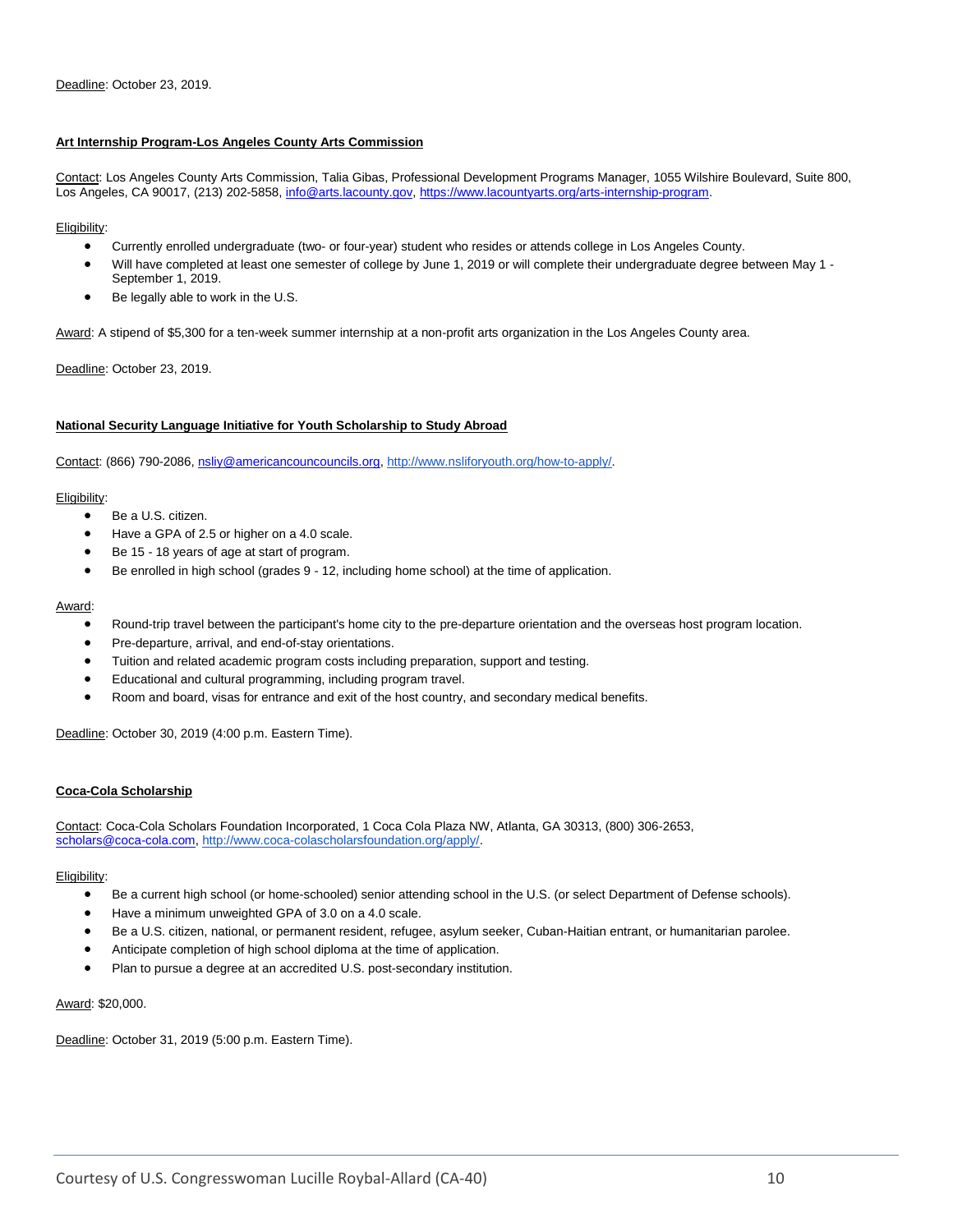Deadline: October 23, 2019.

### Art Internship Program-Los Angeles County Arts Commission

Contact: Los Angeles County Arts Commission, Talia Gibas, Professional Development Programs Manager, 1055 Wilshire Boulevard, Suite 800, Los Angeles, CA 90017, (213) 202-5858, info@arts.lacounty.gov, https://www.lacountyarts.org/arts-internship-program.

Eligibility:

- Currently enrolled undergraduate (two- or four-year) student who resides or attends college in Los Angeles County.
- Will have completed at least one semester of college by June 1, 2019 or will complete their undergraduate degree between May 1 - September 1, 2019.
- Be legally able to work in the U.S.

Award: A stipend of $5,300 for a ten-week summer internship at a non-profit arts organization in the Los Angeles County area.

Deadline: October 23, 2019.

### National Security Language Initiative for Youth Scholarship to Study Abroad

Contact: (866) 790-2086, nsliy@americancouncils.org, http://www.nsliforyouth.org/how-to-apply/.

Eligibility:

- Be a U.S. citizen.
- Have a GPA of 2.5 or higher on a 4.0 scale.
- Be 15 - 18 years of age at start of program.
- Be enrolled in high school (grades 9 - 12, including home school) at the time of application.

Award:

- Round-trip travel between the participant's home city to the pre-departure orientation and the overseas host program location.
- Pre-departure, arrival, and end-of-stay orientations.
- Tuition and related academic program costs including preparation, support and testing.
- Educational and cultural programming, including program travel.
- Room and board, visas for entrance and exit of the host country, and secondary medical benefits.

Deadline: October 30, 2019 (4:00 p.m. Eastern Time).

### Coca-Cola Scholarship

Contact: Coca-Cola Scholars Foundation Incorporated, 1 Coca Cola Plaza NW, Atlanta, GA 30313, (800) 306-2653, scholars@coca-cola.com, http://www.coca-colascholarsfoundation.org/apply/.

Eligibility:

- Be a current high school (or home-schooled) senior attending school in the U.S. (or select Department of Defense schools).
- Have a minimum unweighted GPA of 3.0 on a 4.0 scale.
- Be a U.S. citizen, national, or permanent resident, refugee, asylum seeker, Cuban-Haitian entrant, or humanitarian parolee.
- Anticipate completion of high school diploma at the time of application.
- Plan to pursue a degree at an accredited U.S. post-secondary institution.

Award: $20,000.

Deadline: October 31, 2019 (5:00 p.m. Eastern Time).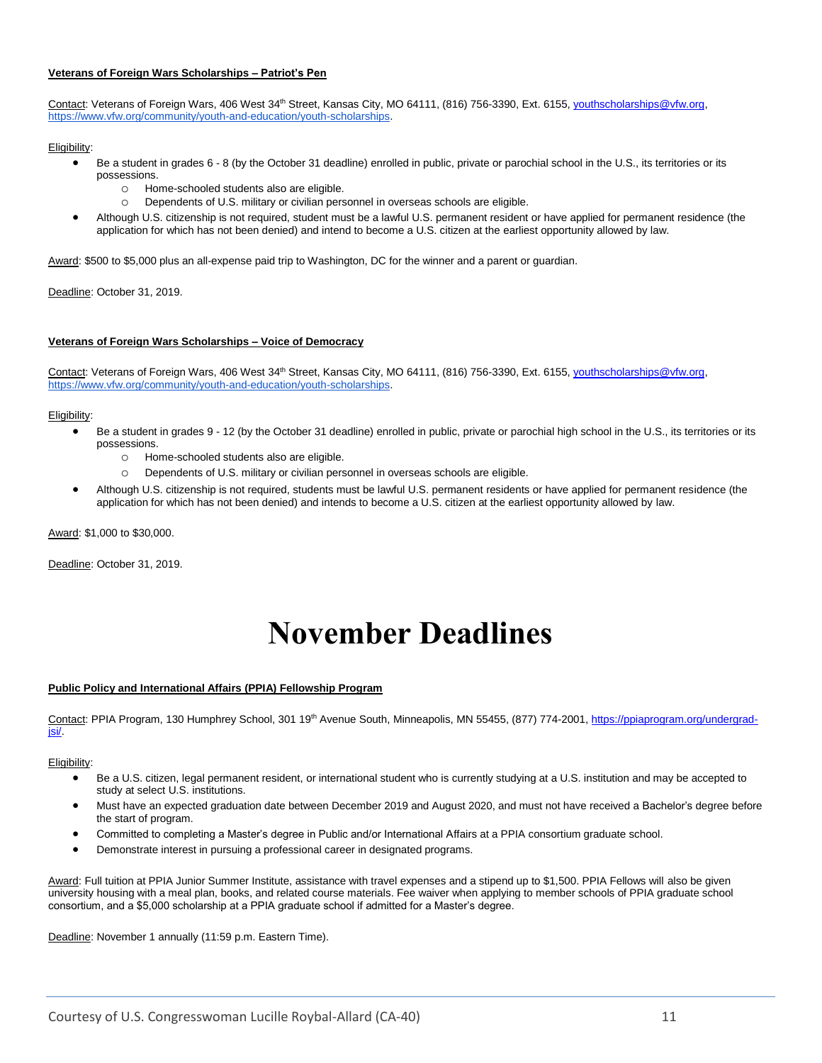**Veterans of Foreign Wars Scholarships – Patriot's Pen**

Contact: Veterans of Foreign Wars, 406 West 34th Street, Kansas City, MO 64111, (816) 756-3390, Ext. 6155, youthscholarships@vfw.org, https://www.vfw.org/community/youth-and-education/youth-scholarships.

Eligibility:

- Be a student in grades 6 - 8 (by the October 31 deadline) enrolled in public, private or parochial school in the U.S., its territories or its possessions.
  - Home-schooled students also are eligible.
  - Dependents of U.S. military or civilian personnel in overseas schools are eligible.
- Although U.S. citizenship is not required, student must be a lawful U.S. permanent resident or have applied for permanent residence (the application for which has not been denied) and intend to become a U.S. citizen at the earliest opportunity allowed by law.

Award: $500 to $5,000 plus an all-expense paid trip to Washington, DC for the winner and a parent or guardian.

Deadline: October 31, 2019.

**Veterans of Foreign Wars Scholarships – Voice of Democracy**

Contact: Veterans of Foreign Wars, 406 West 34th Street, Kansas City, MO 64111, (816) 756-3390, Ext. 6155, youthscholarships@vfw.org, https://www.vfw.org/community/youth-and-education/youth-scholarships.

Eligibility:

- Be a student in grades 9 - 12 (by the October 31 deadline) enrolled in public, private or parochial high school in the U.S., its territories or its possessions.
  - Home-schooled students also are eligible.
  - Dependents of U.S. military or civilian personnel in overseas schools are eligible.
- Although U.S. citizenship is not required, students must be lawful U.S. permanent residents or have applied for permanent residence (the application for which has not been denied) and intends to become a U.S. citizen at the earliest opportunity allowed by law.

Award: $1,000 to $30,000.

Deadline: October 31, 2019.

# November Deadlines

**Public Policy and International Affairs (PPIA) Fellowship Program**

Contact: PPIA Program, 130 Humphrey School, 301 19th Avenue South, Minneapolis, MN 55455, (877) 774-2001, https://ppiaprogram.org/undergrad-jsi/.

Eligibility:

- Be a U.S. citizen, legal permanent resident, or international student who is currently studying at a U.S. institution and may be accepted to study at select U.S. institutions.
- Must have an expected graduation date between December 2019 and August 2020, and must not have received a Bachelor's degree before the start of program.
- Committed to completing a Master's degree in Public and/or International Affairs at a PPIA consortium graduate school.
- Demonstrate interest in pursuing a professional career in designated programs.

Award: Full tuition at PPIA Junior Summer Institute, assistance with travel expenses and a stipend up to $1,500. PPIA Fellows will also be given university housing with a meal plan, books, and related course materials. Fee waiver when applying to member schools of PPIA graduate school consortium, and a $5,000 scholarship at a PPIA graduate school if admitted for a Master's degree.

Deadline: November 1 annually (11:59 p.m. Eastern Time).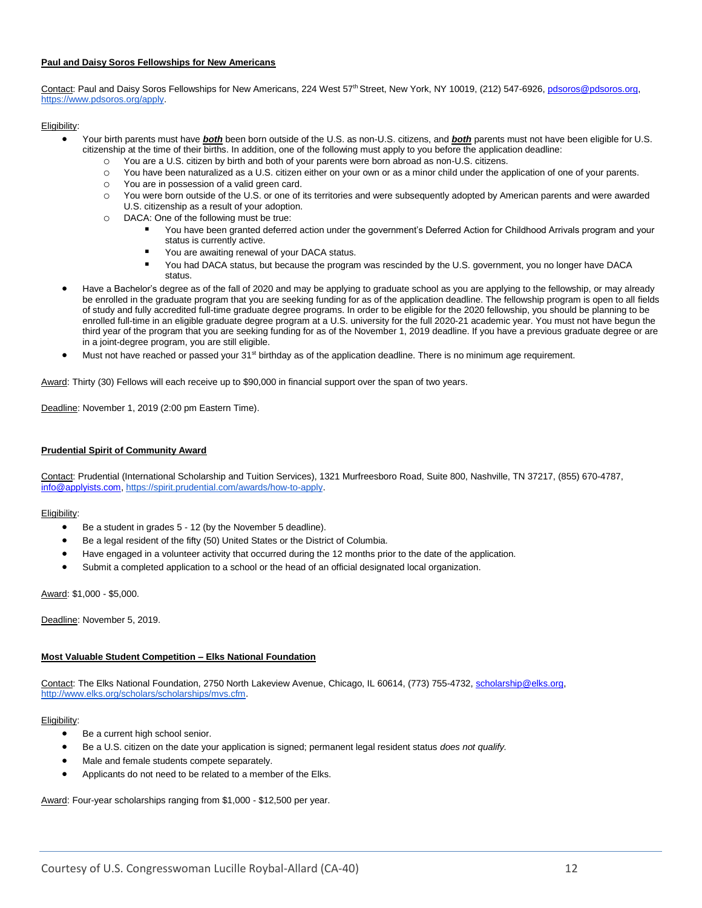**Paul and Daisy Soros Fellowships for New Americans**

Contact: Paul and Daisy Soros Fellowships for New Americans, 224 West 57th Street, New York, NY 10019, (212) 547-6926, pdsoros@pdsoros.org, https://www.pdsoros.org/apply.

Eligibility:

- Your birth parents must have ***both*** been born outside of the U.S. as non-U.S. citizens, and ***both*** parents must not have been eligible for U.S. citizenship at the time of their births. In addition, one of the following must apply to you before the application deadline:
  - You are a U.S. citizen by birth and both of your parents were born abroad as non-U.S. citizens.
  - You have been naturalized as a U.S. citizen either on your own or as a minor child under the application of one of your parents.
  - You are in possession of a valid green card.
  - You were born outside of the U.S. or one of its territories and were subsequently adopted by American parents and were awarded U.S. citizenship as a result of your adoption.
  - DACA: One of the following must be true:
    - You have been granted deferred action under the government's Deferred Action for Childhood Arrivals program and your status is currently active.
    - You are awaiting renewal of your DACA status.
    - You had DACA status, but because the program was rescinded by the U.S. government, you no longer have DACA status.
- Have a Bachelor's degree as of the fall of 2020 and may be applying to graduate school as you are applying to the fellowship, or may already be enrolled in the graduate program that you are seeking funding for as of the application deadline. The fellowship program is open to all fields of study and fully accredited full-time graduate degree programs. In order to be eligible for the 2020 fellowship, you should be planning to be enrolled full-time in an eligible graduate degree program at a U.S. university for the full 2020-21 academic year. You must not have begun the third year of the program that you are seeking funding for as of the November 1, 2019 deadline. If you have a previous graduate degree or are in a joint-degree program, you are still eligible.
- Must not have reached or passed your 31st birthday as of the application deadline. There is no minimum age requirement.

Award: Thirty (30) Fellows will each receive up to $90,000 in financial support over the span of two years.

Deadline: November 1, 2019 (2:00 pm Eastern Time).

**Prudential Spirit of Community Award**

Contact: Prudential (International Scholarship and Tuition Services), 1321 Murfreesboro Road, Suite 800, Nashville, TN 37217, (855) 670-4787, info@applyists.com, https://spirit.prudential.com/awards/how-to-apply.

Eligibility:

- Be a student in grades 5 - 12 (by the November 5 deadline).
- Be a legal resident of the fifty (50) United States or the District of Columbia.
- Have engaged in a volunteer activity that occurred during the 12 months prior to the date of the application.
- Submit a completed application to a school or the head of an official designated local organization.

Award: $1,000 - $5,000.

Deadline: November 5, 2019.

**Most Valuable Student Competition – Elks National Foundation**

Contact: The Elks National Foundation, 2750 North Lakeview Avenue, Chicago, IL 60614, (773) 755-4732, scholarship@elks.org, http://www.elks.org/scholars/scholarships/mvs.cfm.

Eligibility:

- Be a current high school senior.
- Be a U.S. citizen on the date your application is signed; permanent legal resident status *does not qualify.*
- Male and female students compete separately.
- Applicants do not need to be related to a member of the Elks.

Award: Four-year scholarships ranging from $1,000 - $12,500 per year.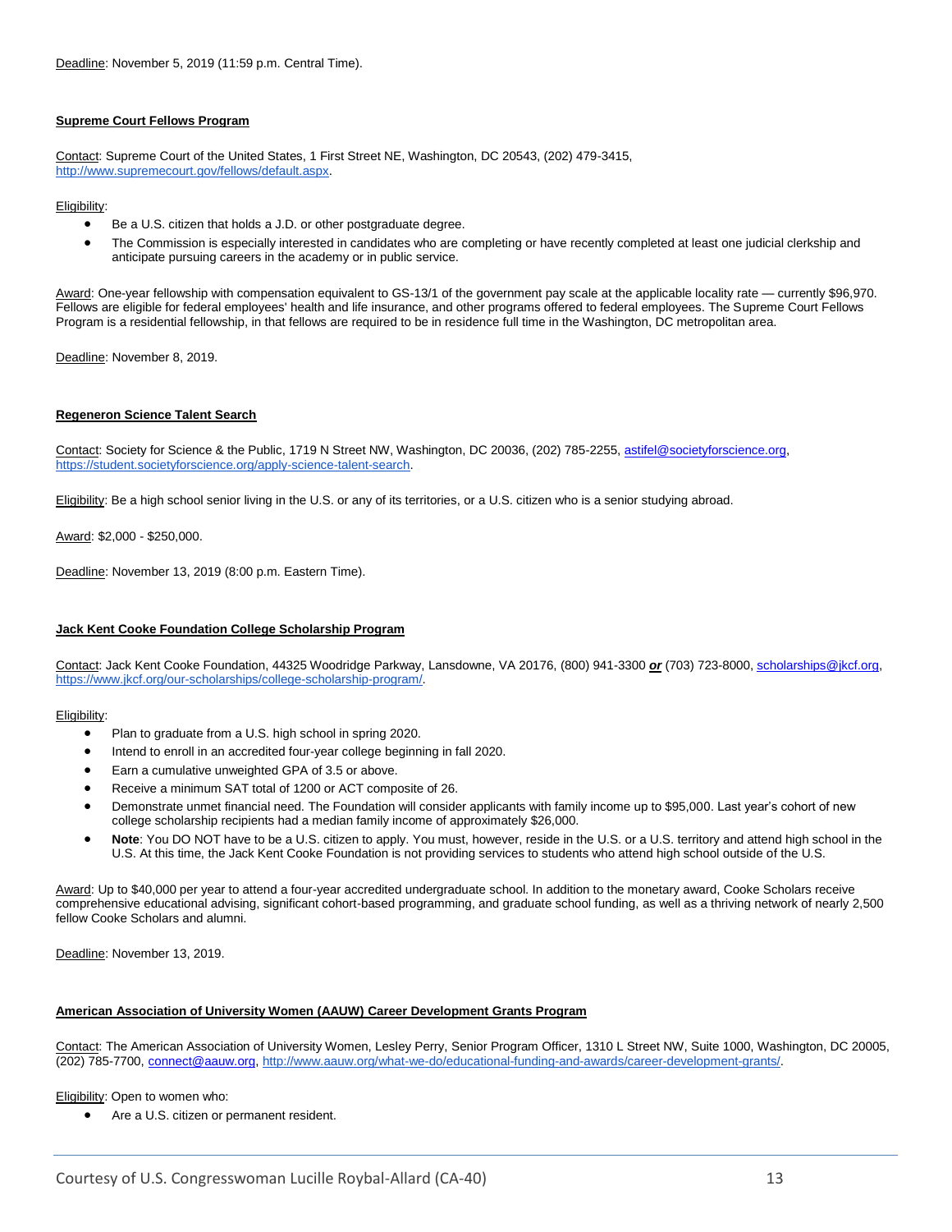Deadline: November 5, 2019 (11:59 p.m. Central Time).

**Supreme Court Fellows Program**

Contact: Supreme Court of the United States, 1 First Street NE, Washington, DC 20543, (202) 479-3415, http://www.supremecourt.gov/fellows/default.aspx.

Eligibility:

- Be a U.S. citizen that holds a J.D. or other postgraduate degree.
- The Commission is especially interested in candidates who are completing or have recently completed at least one judicial clerkship and anticipate pursuing careers in the academy or in public service.

Award: One-year fellowship with compensation equivalent to GS-13/1 of the government pay scale at the applicable locality rate — currently $96,970. Fellows are eligible for federal employees' health and life insurance, and other programs offered to federal employees. The Supreme Court Fellows Program is a residential fellowship, in that fellows are required to be in residence full time in the Washington, DC metropolitan area.

Deadline: November 8, 2019.

**Regeneron Science Talent Search**

Contact: Society for Science & the Public, 1719 N Street NW, Washington, DC 20036, (202) 785-2255, astifel@societyforscience.org, https://student.societyforscience.org/apply-science-talent-search.

Eligibility: Be a high school senior living in the U.S. or any of its territories, or a U.S. citizen who is a senior studying abroad.

Award: $2,000 - $250,000.

Deadline: November 13, 2019 (8:00 p.m. Eastern Time).

**Jack Kent Cooke Foundation College Scholarship Program**

Contact: Jack Kent Cooke Foundation, 44325 Woodridge Parkway, Lansdowne, VA 20176, (800) 941-3300 ***or*** (703) 723-8000, scholarships@jkcf.org, https://www.jkcf.org/our-scholarships/college-scholarship-program/.

Eligibility:

- Plan to graduate from a U.S. high school in spring 2020.
- Intend to enroll in an accredited four-year college beginning in fall 2020.
- Earn a cumulative unweighted GPA of 3.5 or above.
- Receive a minimum SAT total of 1200 or ACT composite of 26.
- Demonstrate unmet financial need. The Foundation will consider applicants with family income up to $95,000. Last year's cohort of new college scholarship recipients had a median family income of approximately $26,000.
- **Note**: You DO NOT have to be a U.S. citizen to apply. You must, however, reside in the U.S. or a U.S. territory and attend high school in the U.S. At this time, the Jack Kent Cooke Foundation is not providing services to students who attend high school outside of the U.S.

Award: Up to $40,000 per year to attend a four-year accredited undergraduate school. In addition to the monetary award, Cooke Scholars receive comprehensive educational advising, significant cohort-based programming, and graduate school funding, as well as a thriving network of nearly 2,500 fellow Cooke Scholars and alumni.

Deadline: November 13, 2019.

**American Association of University Women (AAUW) Career Development Grants Program**

Contact: The American Association of University Women, Lesley Perry, Senior Program Officer, 1310 L Street NW, Suite 1000, Washington, DC 20005, (202) 785-7700, connect@aauw.org, http://www.aauw.org/what-we-do/educational-funding-and-awards/career-development-grants/.

Eligibility: Open to women who:

- Are a U.S. citizen or permanent resident.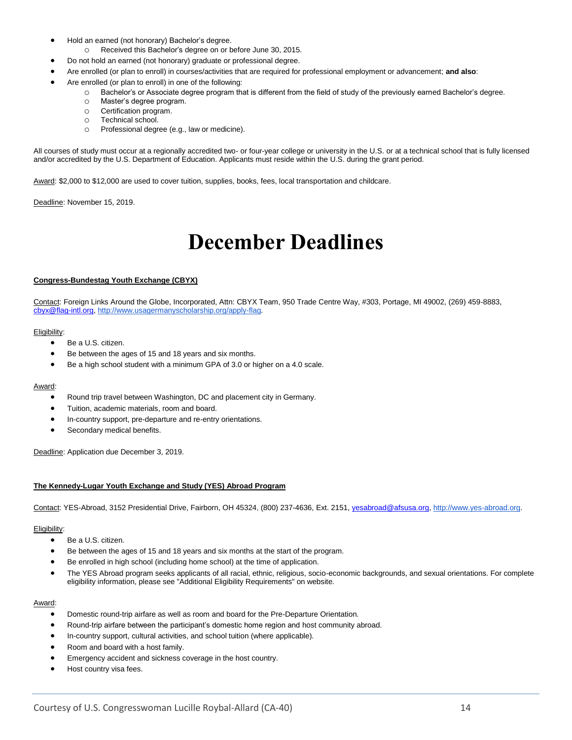- Hold an earned (not honorary) Bachelor's degree.
  - Received this Bachelor's degree on or before June 30, 2015.
- Do not hold an earned (not honorary) graduate or professional degree.
- Are enrolled (or plan to enroll) in courses/activities that are required for professional employment or advancement; **and also**:
- Are enrolled (or plan to enroll) in one of the following:
  - Bachelor's or Associate degree program that is different from the field of study of the previously earned Bachelor's degree.
  - Master's degree program.
  - Certification program.
  - Technical school.
  - Professional degree (e.g., law or medicine).

All courses of study must occur at a regionally accredited two- or four-year college or university in the U.S. or at a technical school that is fully licensed and/or accredited by the U.S. Department of Education. Applicants must reside within the U.S. during the grant period.

Award: $2,000 to $12,000 are used to cover tuition, supplies, books, fees, local transportation and childcare.

Deadline: November 15, 2019.

# December Deadlines

**Congress-Bundestag Youth Exchange (CBYX)**

Contact: Foreign Links Around the Globe, Incorporated, Attn: CBYX Team, 950 Trade Centre Way, #303, Portage, MI 49002, (269) 459-8883, cbyx@flag-intl.org, http://www.usagermanyscholarship.org/apply-flag.

Eligibility:

- Be a U.S. citizen.
- Be between the ages of 15 and 18 years and six months.
- Be a high school student with a minimum GPA of 3.0 or higher on a 4.0 scale.

Award:

- Round trip travel between Washington, DC and placement city in Germany.
- Tuition, academic materials, room and board.
- In-country support, pre-departure and re-entry orientations.
- Secondary medical benefits.

Deadline: Application due December 3, 2019.

**The Kennedy-Lugar Youth Exchange and Study (YES) Abroad Program**

Contact: YES-Abroad, 3152 Presidential Drive, Fairborn, OH 45324, (800) 237-4636, Ext. 2151, yesabroad@afsusa.org, http://www.yes-abroad.org.

Eligibility:

- Be a U.S. citizen.
- Be between the ages of 15 and 18 years and six months at the start of the program.
- Be enrolled in high school (including home school) at the time of application.
- The YES Abroad program seeks applicants of all racial, ethnic, religious, socio-economic backgrounds, and sexual orientations. For complete eligibility information, please see "Additional Eligibility Requirements" on website.

Award:

- Domestic round-trip airfare as well as room and board for the Pre-Departure Orientation.
- Round-trip airfare between the participant's domestic home region and host community abroad.
- In-country support, cultural activities, and school tuition (where applicable).
- Room and board with a host family.
- Emergency accident and sickness coverage in the host country.
- Host country visa fees.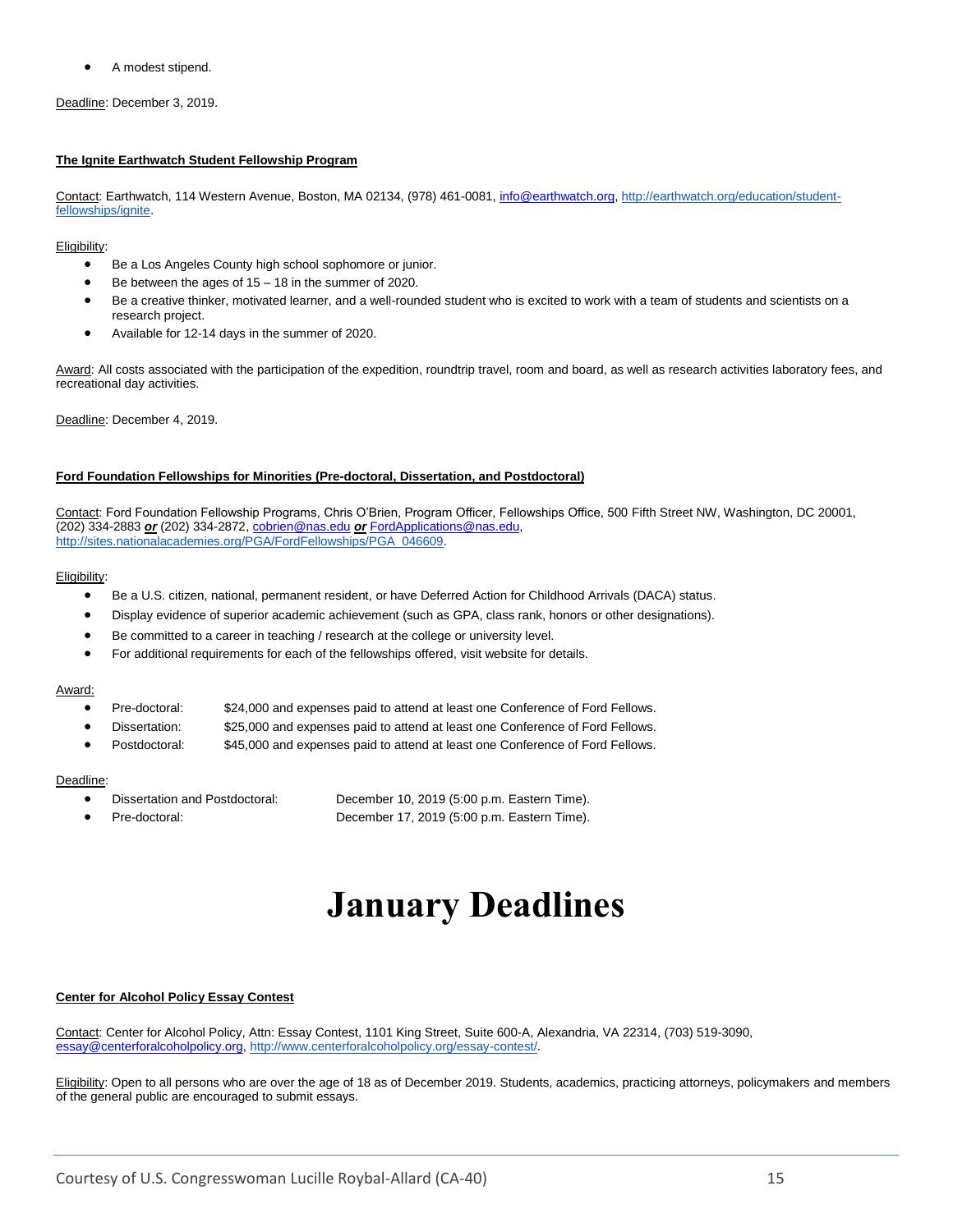- A modest stipend.

Deadline: December 3, 2019.

**The Ignite Earthwatch Student Fellowship Program**

Contact: Earthwatch, 114 Western Avenue, Boston, MA 02134, (978) 461-0081, info@earthwatch.org, http://earthwatch.org/education/student-fellowships/ignite.

Eligibility:

- Be a Los Angeles County high school sophomore or junior.
- Be between the ages of 15 – 18 in the summer of 2020.
- Be a creative thinker, motivated learner, and a well-rounded student who is excited to work with a team of students and scientists on a research project.
- Available for 12-14 days in the summer of 2020.

Award: All costs associated with the participation of the expedition, roundtrip travel, room and board, as well as research activities laboratory fees, and recreational day activities.

Deadline: December 4, 2019.

**Ford Foundation Fellowships for Minorities (Pre-doctoral, Dissertation, and Postdoctoral)**

Contact: Ford Foundation Fellowship Programs, Chris O'Brien, Program Officer, Fellowships Office, 500 Fifth Street NW, Washington, DC 20001, (202) 334-2883 ***or*** (202) 334-2872, cobrien@nas.edu ***or*** FordApplications@nas.edu, http://sites.nationalacademies.org/PGA/FordFellowships/PGA_046609.

Eligibility:

- Be a U.S. citizen, national, permanent resident, or have Deferred Action for Childhood Arrivals (DACA) status.
- Display evidence of superior academic achievement (such as GPA, class rank, honors or other designations).
- Be committed to a career in teaching / research at the college or university level.
- For additional requirements for each of the fellowships offered, visit website for details.

Award:

- Pre-doctoral: $24,000 and expenses paid to attend at least one Conference of Ford Fellows.
- Dissertation: $25,000 and expenses paid to attend at least one Conference of Ford Fellows.
- Postdoctoral: $45,000 and expenses paid to attend at least one Conference of Ford Fellows.

Deadline:

- Dissertation and Postdoctoral: December 10, 2019 (5:00 p.m. Eastern Time).
- Pre-doctoral: December 17, 2019 (5:00 p.m. Eastern Time).

# January Deadlines

**Center for Alcohol Policy Essay Contest**

Contact: Center for Alcohol Policy, Attn: Essay Contest, 1101 King Street, Suite 600-A, Alexandria, VA 22314, (703) 519-3090, essay@centerforalcoholpolicy.org, http://www.centerforalcoholpolicy.org/essay-contest/.

Eligibility: Open to all persons who are over the age of 18 as of December 2019. Students, academics, practicing attorneys, policymakers and members of the general public are encouraged to submit essays.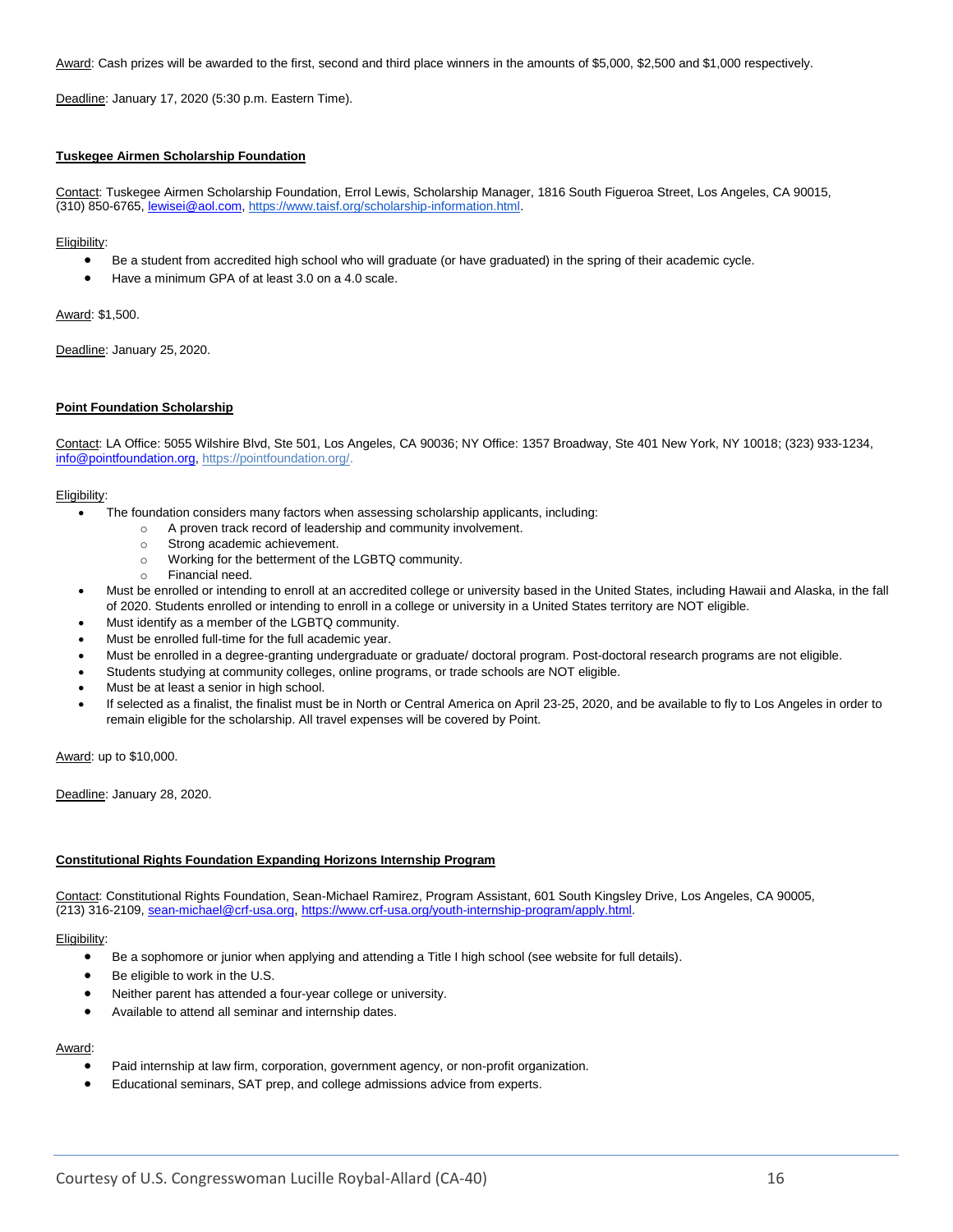Award: Cash prizes will be awarded to the first, second and third place winners in the amounts of $5,000, $2,500 and $1,000 respectively.

Deadline: January 17, 2020 (5:30 p.m. Eastern Time).

### Tuskegee Airmen Scholarship Foundation

Contact: Tuskegee Airmen Scholarship Foundation, Errol Lewis, Scholarship Manager, 1816 South Figueroa Street, Los Angeles, CA 90015, (310) 850-6765, lewisei@aol.com, https://www.taisf.org/scholarship-information.html.

Eligibility:

- Be a student from accredited high school who will graduate (or have graduated) in the spring of their academic cycle.
- Have a minimum GPA of at least 3.0 on a 4.0 scale.

Award: $1,500.

Deadline: January 25, 2020.

### Point Foundation Scholarship

Contact: LA Office: 5055 Wilshire Blvd, Ste 501, Los Angeles, CA 90036; NY Office: 1357 Broadway, Ste 401 New York, NY 10018; (323) 933-1234, info@pointfoundation.org, https://pointfoundation.org/.

Eligibility:

- The foundation considers many factors when assessing scholarship applicants, including:
  - A proven track record of leadership and community involvement.
  - Strong academic achievement.
  - Working for the betterment of the LGBTQ community.
  - Financial need.
- Must be enrolled or intending to enroll at an accredited college or university based in the United States, including Hawaii and Alaska, in the fall of 2020. Students enrolled or intending to enroll in a college or university in a United States territory are NOT eligible.
- Must identify as a member of the LGBTQ community.
- Must be enrolled full-time for the full academic year.
- Must be enrolled in a degree-granting undergraduate or graduate/ doctoral program. Post-doctoral research programs are not eligible.
- Students studying at community colleges, online programs, or trade schools are NOT eligible.
- Must be at least a senior in high school.
- If selected as a finalist, the finalist must be in North or Central America on April 23-25, 2020, and be available to fly to Los Angeles in order to remain eligible for the scholarship. All travel expenses will be covered by Point.

Award: up to $10,000.

Deadline: January 28, 2020.

### Constitutional Rights Foundation Expanding Horizons Internship Program

Contact: Constitutional Rights Foundation, Sean-Michael Ramirez, Program Assistant, 601 South Kingsley Drive, Los Angeles, CA 90005, (213) 316-2109, sean-michael@crf-usa.org, https://www.crf-usa.org/youth-internship-program/apply.html.

Eligibility:

- Be a sophomore or junior when applying and attending a Title I high school (see website for full details).
- Be eligible to work in the U.S.
- Neither parent has attended a four-year college or university.
- Available to attend all seminar and internship dates.

Award:

- Paid internship at law firm, corporation, government agency, or non-profit organization.
- Educational seminars, SAT prep, and college admissions advice from experts.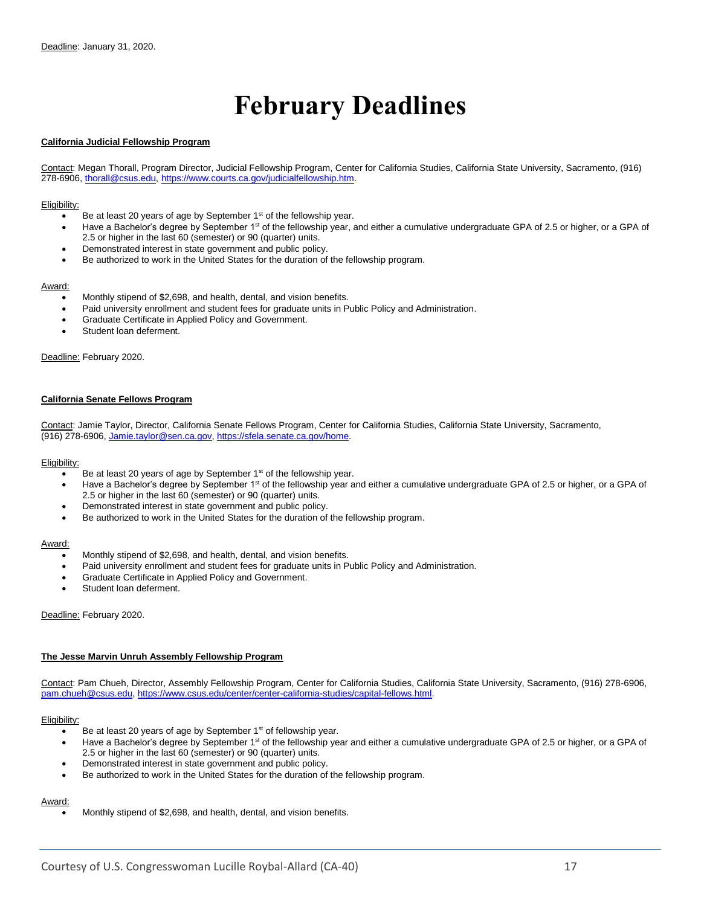Deadline: January 31, 2020.

# February Deadlines

**California Judicial Fellowship Program**

Contact: Megan Thorall, Program Director, Judicial Fellowship Program, Center for California Studies, California State University, Sacramento, (916) 278-6906, thorall@csus.edu, https://www.courts.ca.gov/judicialfellowship.htm.

Eligibility:

- Be at least 20 years of age by September 1st of the fellowship year.
- Have a Bachelor's degree by September 1st of the fellowship year, and either a cumulative undergraduate GPA of 2.5 or higher, or a GPA of 2.5 or higher in the last 60 (semester) or 90 (quarter) units.
- Demonstrated interest in state government and public policy.
- Be authorized to work in the United States for the duration of the fellowship program.

Award:

- Monthly stipend of $2,698, and health, dental, and vision benefits.
- Paid university enrollment and student fees for graduate units in Public Policy and Administration.
- Graduate Certificate in Applied Policy and Government.
- Student loan deferment.

Deadline: February 2020.

**California Senate Fellows Program**

Contact: Jamie Taylor, Director, California Senate Fellows Program, Center for California Studies, California State University, Sacramento, (916) 278-6906, Jamie.taylor@sen.ca.gov, https://sfela.senate.ca.gov/home.

Eligibility:

- Be at least 20 years of age by September 1st of the fellowship year.
- Have a Bachelor's degree by September 1st of the fellowship year and either a cumulative undergraduate GPA of 2.5 or higher, or a GPA of 2.5 or higher in the last 60 (semester) or 90 (quarter) units.
- Demonstrated interest in state government and public policy.
- Be authorized to work in the United States for the duration of the fellowship program.

Award:

- Monthly stipend of $2,698, and health, dental, and vision benefits.
- Paid university enrollment and student fees for graduate units in Public Policy and Administration.
- Graduate Certificate in Applied Policy and Government.
- Student loan deferment.

Deadline: February 2020.

**The Jesse Marvin Unruh Assembly Fellowship Program**

Contact: Pam Chueh, Director, Assembly Fellowship Program, Center for California Studies, California State University, Sacramento, (916) 278-6906, pam.chueh@csus.edu, https://www.csus.edu/center/center-california-studies/capital-fellows.html.

Eligibility:

- Be at least 20 years of age by September 1st of fellowship year.
- Have a Bachelor's degree by September 1st of the fellowship year and either a cumulative undergraduate GPA of 2.5 or higher, or a GPA of 2.5 or higher in the last 60 (semester) or 90 (quarter) units.
- Demonstrated interest in state government and public policy.
- Be authorized to work in the United States for the duration of the fellowship program.

Award:

- Monthly stipend of $2,698, and health, dental, and vision benefits.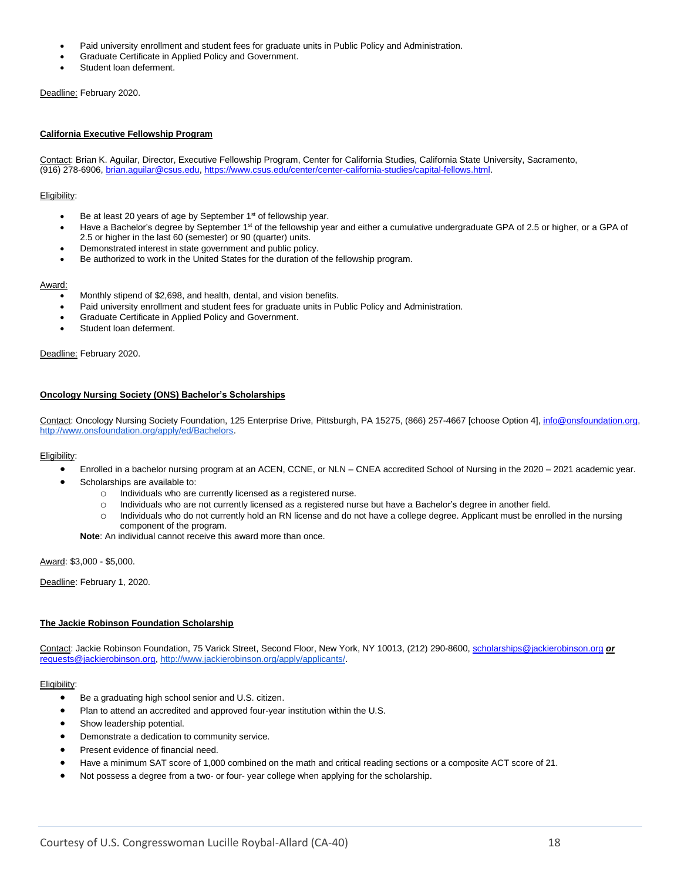- Paid university enrollment and student fees for graduate units in Public Policy and Administration.
- Graduate Certificate in Applied Policy and Government.
- Student loan deferment.

Deadline: February 2020.

**California Executive Fellowship Program**

Contact: Brian K. Aguilar, Director, Executive Fellowship Program, Center for California Studies, California State University, Sacramento, (916) 278-6906, brian.aguilar@csus.edu, https://www.csus.edu/center/center-california-studies/capital-fellows.html.

Eligibility:

- Be at least 20 years of age by September 1st of fellowship year.
- Have a Bachelor's degree by September 1st of the fellowship year and either a cumulative undergraduate GPA of 2.5 or higher, or a GPA of 2.5 or higher in the last 60 (semester) or 90 (quarter) units.
- Demonstrated interest in state government and public policy.
- Be authorized to work in the United States for the duration of the fellowship program.

Award:

- Monthly stipend of $2,698, and health, dental, and vision benefits.
- Paid university enrollment and student fees for graduate units in Public Policy and Administration.
- Graduate Certificate in Applied Policy and Government.
- Student loan deferment.

Deadline: February 2020.

**Oncology Nursing Society (ONS) Bachelor's Scholarships**

Contact: Oncology Nursing Society Foundation, 125 Enterprise Drive, Pittsburgh, PA 15275, (866) 257-4667 [choose Option 4], info@onsfoundation.org, http://www.onsfoundation.org/apply/ed/Bachelors.

Eligibility:

- Enrolled in a bachelor nursing program at an ACEN, CCNE, or NLN – CNEA accredited School of Nursing in the 2020 – 2021 academic year.
- Scholarships are available to:
  - Individuals who are currently licensed as a registered nurse.
  - Individuals who are not currently licensed as a registered nurse but have a Bachelor's degree in another field.
  - Individuals who do not currently hold an RN license and do not have a college degree. Applicant must be enrolled in the nursing component of the program.

  **Note**: An individual cannot receive this award more than once.

Award: $3,000 - $5,000.

Deadline: February 1, 2020.

**The Jackie Robinson Foundation Scholarship**

Contact: Jackie Robinson Foundation, 75 Varick Street, Second Floor, New York, NY 10013, (212) 290-8600, scholarships@jackierobinson.org ***or*** requests@jackierobinson.org, http://www.jackierobinson.org/apply/applicants/.

Eligibility:

- Be a graduating high school senior and U.S. citizen.
- Plan to attend an accredited and approved four-year institution within the U.S.
- Show leadership potential.
- Demonstrate a dedication to community service.
- Present evidence of financial need.
- Have a minimum SAT score of 1,000 combined on the math and critical reading sections or a composite ACT score of 21.
- Not possess a degree from a two- or four- year college when applying for the scholarship.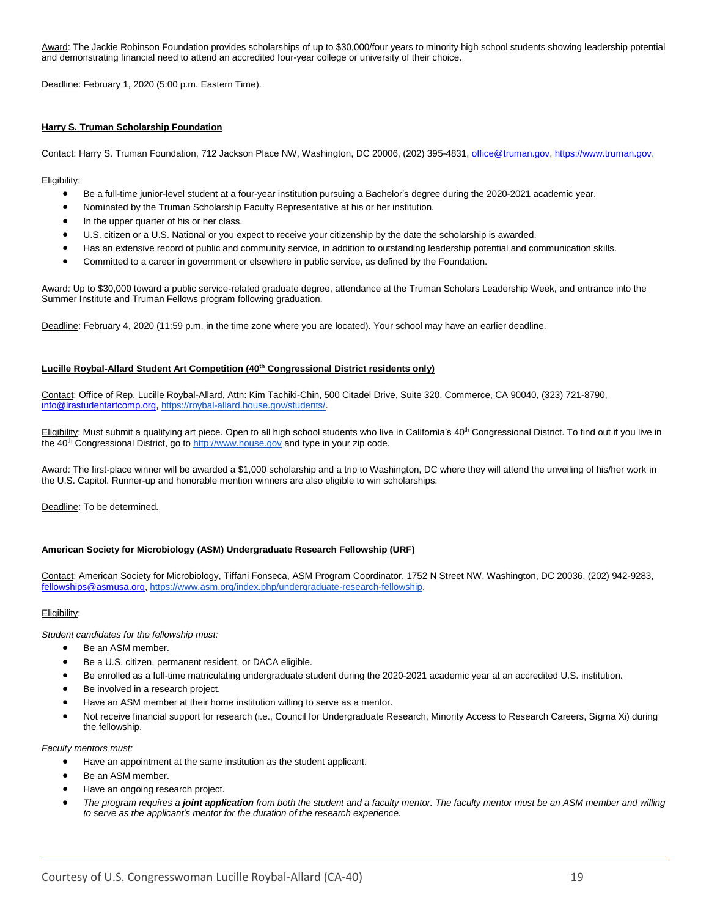Award: The Jackie Robinson Foundation provides scholarships of up to $30,000/four years to minority high school students showing leadership potential and demonstrating financial need to attend an accredited four-year college or university of their choice.

Deadline: February 1, 2020 (5:00 p.m. Eastern Time).

**Harry S. Truman Scholarship Foundation**

Contact: Harry S. Truman Foundation, 712 Jackson Place NW, Washington, DC 20006, (202) 395-4831, office@truman.gov, https://www.truman.gov.

Eligibility:

- Be a full-time junior-level student at a four-year institution pursuing a Bachelor's degree during the 2020-2021 academic year.
- Nominated by the Truman Scholarship Faculty Representative at his or her institution.
- In the upper quarter of his or her class.
- U.S. citizen or a U.S. National or you expect to receive your citizenship by the date the scholarship is awarded.
- Has an extensive record of public and community service, in addition to outstanding leadership potential and communication skills.
- Committed to a career in government or elsewhere in public service, as defined by the Foundation.

Award: Up to $30,000 toward a public service-related graduate degree, attendance at the Truman Scholars Leadership Week, and entrance into the Summer Institute and Truman Fellows program following graduation.

Deadline: February 4, 2020 (11:59 p.m. in the time zone where you are located). Your school may have an earlier deadline.

**Lucille Roybal-Allard Student Art Competition (40th Congressional District residents only)**

Contact: Office of Rep. Lucille Roybal-Allard, Attn: Kim Tachiki-Chin, 500 Citadel Drive, Suite 320, Commerce, CA 90040, (323) 721-8790, info@lrastudentartcomp.org, https://roybal-allard.house.gov/students/.

Eligibility: Must submit a qualifying art piece. Open to all high school students who live in California's 40th Congressional District. To find out if you live in the 40th Congressional District, go to http://www.house.gov and type in your zip code.

Award: The first-place winner will be awarded a $1,000 scholarship and a trip to Washington, DC where they will attend the unveiling of his/her work in the U.S. Capitol. Runner-up and honorable mention winners are also eligible to win scholarships.

Deadline: To be determined.

**American Society for Microbiology (ASM) Undergraduate Research Fellowship (URF)**

Contact: American Society for Microbiology, Tiffani Fonseca, ASM Program Coordinator, 1752 N Street NW, Washington, DC 20036, (202) 942-9283, fellowships@asmusa.org, https://www.asm.org/index.php/undergraduate-research-fellowship.

Eligibility:

*Student candidates for the fellowship must:*

- Be an ASM member.
- Be a U.S. citizen, permanent resident, or DACA eligible.
- Be enrolled as a full-time matriculating undergraduate student during the 2020-2021 academic year at an accredited U.S. institution.
- Be involved in a research project.
- Have an ASM member at their home institution willing to serve as a mentor.
- Not receive financial support for research (i.e., Council for Undergraduate Research, Minority Access to Research Careers, Sigma Xi) during the fellowship.

*Faculty mentors must:*

- Have an appointment at the same institution as the student applicant.
- Be an ASM member.
- Have an ongoing research project.
- *The program requires a **joint application** from both the student and a faculty mentor. The faculty mentor must be an ASM member and willing to serve as the applicant's mentor for the duration of the research experience.*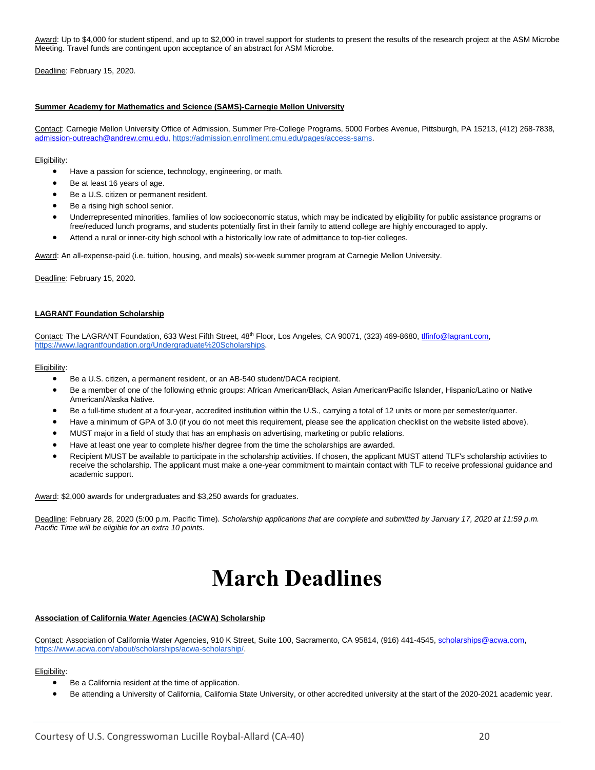Award: Up to $4,000 for student stipend, and up to $2,000 in travel support for students to present the results of the research project at the ASM Microbe Meeting. Travel funds are contingent upon acceptance of an abstract for ASM Microbe.

Deadline: February 15, 2020.

**Summer Academy for Mathematics and Science (SAMS)-Carnegie Mellon University**

Contact: Carnegie Mellon University Office of Admission, Summer Pre-College Programs, 5000 Forbes Avenue, Pittsburgh, PA 15213, (412) 268-7838, admission-outreach@andrew.cmu.edu, https://admission.enrollment.cmu.edu/pages/access-sams.

Eligibility:

- Have a passion for science, technology, engineering, or math.
- Be at least 16 years of age.
- Be a U.S. citizen or permanent resident.
- Be a rising high school senior.
- Underrepresented minorities, families of low socioeconomic status, which may be indicated by eligibility for public assistance programs or free/reduced lunch programs, and students potentially first in their family to attend college are highly encouraged to apply.
- Attend a rural or inner-city high school with a historically low rate of admittance to top-tier colleges.

Award: An all-expense-paid (i.e. tuition, housing, and meals) six-week summer program at Carnegie Mellon University.

Deadline: February 15, 2020.

**LAGRANT Foundation Scholarship**

Contact: The LAGRANT Foundation, 633 West Fifth Street, 48th Floor, Los Angeles, CA 90071, (323) 469-8680, tlfinfo@lagrant.com, https://www.lagrantfoundation.org/Undergraduate%20Scholarships.

Eligibility:

- Be a U.S. citizen, a permanent resident, or an AB-540 student/DACA recipient.
- Be a member of one of the following ethnic groups: African American/Black, Asian American/Pacific Islander, Hispanic/Latino or Native American/Alaska Native.
- Be a full-time student at a four-year, accredited institution within the U.S., carrying a total of 12 units or more per semester/quarter.
- Have a minimum of GPA of 3.0 (if you do not meet this requirement, please see the application checklist on the website listed above).
- MUST major in a field of study that has an emphasis on advertising, marketing or public relations.
- Have at least one year to complete his/her degree from the time the scholarships are awarded.
- Recipient MUST be available to participate in the scholarship activities. If chosen, the applicant MUST attend TLF's scholarship activities to receive the scholarship. The applicant must make a one-year commitment to maintain contact with TLF to receive professional guidance and academic support.

Award: $2,000 awards for undergraduates and $3,250 awards for graduates.

Deadline: February 28, 2020 (5:00 p.m. Pacific Time). *Scholarship applications that are complete and submitted by January 17, 2020 at 11:59 p.m. Pacific Time will be eligible for an extra 10 points.*

# March Deadlines

**Association of California Water Agencies (ACWA) Scholarship**

Contact: Association of California Water Agencies, 910 K Street, Suite 100, Sacramento, CA 95814, (916) 441-4545, scholarships@acwa.com, https://www.acwa.com/about/scholarships/acwa-scholarship/.

Eligibility:

- Be a California resident at the time of application.
- Be attending a University of California, California State University, or other accredited university at the start of the 2020-2021 academic year.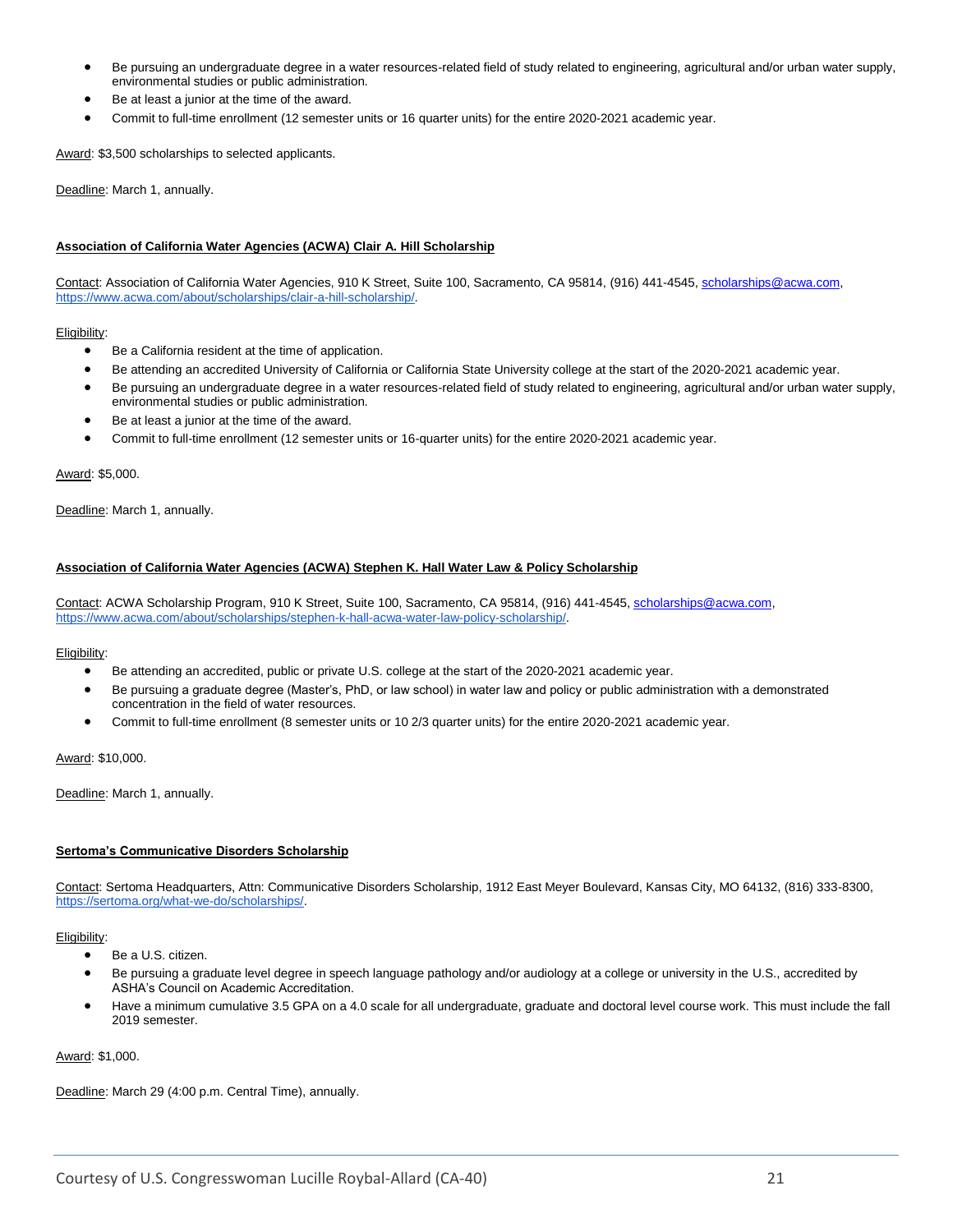- Be pursuing an undergraduate degree in a water resources-related field of study related to engineering, agricultural and/or urban water supply, environmental studies or public administration.
- Be at least a junior at the time of the award.
- Commit to full-time enrollment (12 semester units or 16 quarter units) for the entire 2020-2021 academic year.

Award: $3,500 scholarships to selected applicants.

Deadline: March 1, annually.

**Association of California Water Agencies (ACWA) Clair A. Hill Scholarship**

Contact: Association of California Water Agencies, 910 K Street, Suite 100, Sacramento, CA 95814, (916) 441-4545, scholarships@acwa.com, https://www.acwa.com/about/scholarships/clair-a-hill-scholarship/.

Eligibility:

- Be a California resident at the time of application.
- Be attending an accredited University of California or California State University college at the start of the 2020-2021 academic year.
- Be pursuing an undergraduate degree in a water resources-related field of study related to engineering, agricultural and/or urban water supply, environmental studies or public administration.
- Be at least a junior at the time of the award.
- Commit to full-time enrollment (12 semester units or 16-quarter units) for the entire 2020-2021 academic year.

Award: $5,000.

Deadline: March 1, annually.

**Association of California Water Agencies (ACWA) Stephen K. Hall Water Law & Policy Scholarship**

Contact: ACWA Scholarship Program, 910 K Street, Suite 100, Sacramento, CA 95814, (916) 441-4545, scholarships@acwa.com, https://www.acwa.com/about/scholarships/stephen-k-hall-acwa-water-law-policy-scholarship/.

Eligibility:

- Be attending an accredited, public or private U.S. college at the start of the 2020-2021 academic year.
- Be pursuing a graduate degree (Master's, PhD, or law school) in water law and policy or public administration with a demonstrated concentration in the field of water resources.
- Commit to full-time enrollment (8 semester units or 10 2/3 quarter units) for the entire 2020-2021 academic year.

Award: $10,000.

Deadline: March 1, annually.

**Sertoma's Communicative Disorders Scholarship**

Contact: Sertoma Headquarters, Attn: Communicative Disorders Scholarship, 1912 East Meyer Boulevard, Kansas City, MO 64132, (816) 333-8300, https://sertoma.org/what-we-do/scholarships/.

Eligibility:

- Be a U.S. citizen.
- Be pursuing a graduate level degree in speech language pathology and/or audiology at a college or university in the U.S., accredited by ASHA's Council on Academic Accreditation.
- Have a minimum cumulative 3.5 GPA on a 4.0 scale for all undergraduate, graduate and doctoral level course work. This must include the fall 2019 semester.

Award: $1,000.

Deadline: March 29 (4:00 p.m. Central Time), annually.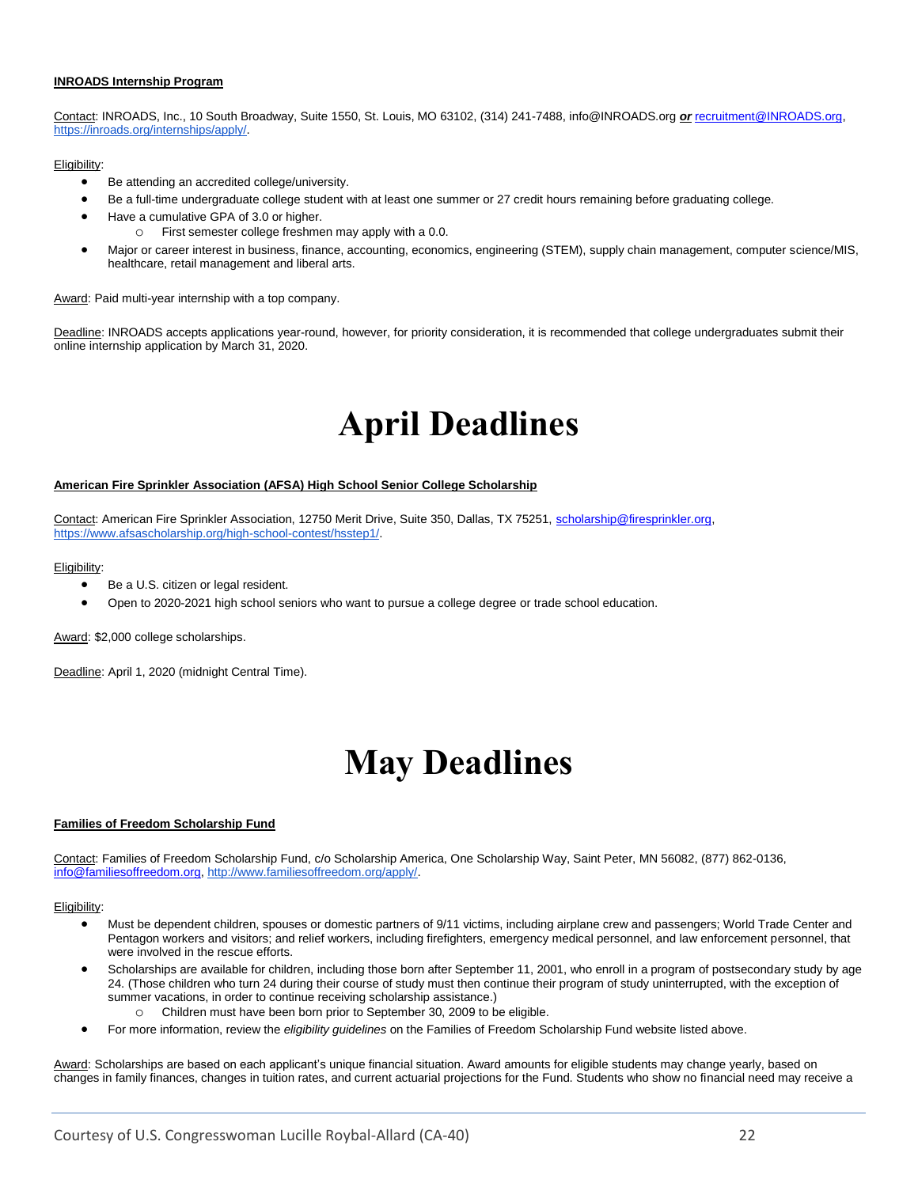**INROADS Internship Program**

Contact: INROADS, Inc., 10 South Broadway, Suite 1550, St. Louis, MO 63102, (314) 241-7488, info@INROADS.org ***or*** recruitment@INROADS.org, https://inroads.org/internships/apply/.

Eligibility:

- Be attending an accredited college/university.
- Be a full-time undergraduate college student with at least one summer or 27 credit hours remaining before graduating college.
- Have a cumulative GPA of 3.0 or higher.
  - First semester college freshmen may apply with a 0.0.
- Major or career interest in business, finance, accounting, economics, engineering (STEM), supply chain management, computer science/MIS, healthcare, retail management and liberal arts.

Award: Paid multi-year internship with a top company.

Deadline: INROADS accepts applications year-round, however, for priority consideration, it is recommended that college undergraduates submit their online internship application by March 31, 2020.

# April Deadlines

**American Fire Sprinkler Association (AFSA) High School Senior College Scholarship**

Contact: American Fire Sprinkler Association, 12750 Merit Drive, Suite 350, Dallas, TX 75251, scholarship@firesprinkler.org, https://www.afsascholarship.org/high-school-contest/hsstep1/.

Eligibility:

- Be a U.S. citizen or legal resident.
- Open to 2020-2021 high school seniors who want to pursue a college degree or trade school education.

Award: $2,000 college scholarships.

Deadline: April 1, 2020 (midnight Central Time).

# May Deadlines

**Families of Freedom Scholarship Fund**

Contact: Families of Freedom Scholarship Fund, c/o Scholarship America, One Scholarship Way, Saint Peter, MN 56082, (877) 862-0136, info@familiesoffreedom.org, http://www.familiesoffreedom.org/apply/.

Eligibility:

- Must be dependent children, spouses or domestic partners of 9/11 victims, including airplane crew and passengers; World Trade Center and Pentagon workers and visitors; and relief workers, including firefighters, emergency medical personnel, and law enforcement personnel, that were involved in the rescue efforts.
- Scholarships are available for children, including those born after September 11, 2001, who enroll in a program of postsecondary study by age 24. (Those children who turn 24 during their course of study must then continue their program of study uninterrupted, with the exception of summer vacations, in order to continue receiving scholarship assistance.)
  - Children must have been born prior to September 30, 2009 to be eligible.
- For more information, review the *eligibility guidelines* on the Families of Freedom Scholarship Fund website listed above.

Award: Scholarships are based on each applicant's unique financial situation. Award amounts for eligible students may change yearly, based on changes in family finances, changes in tuition rates, and current actuarial projections for the Fund. Students who show no financial need may receive a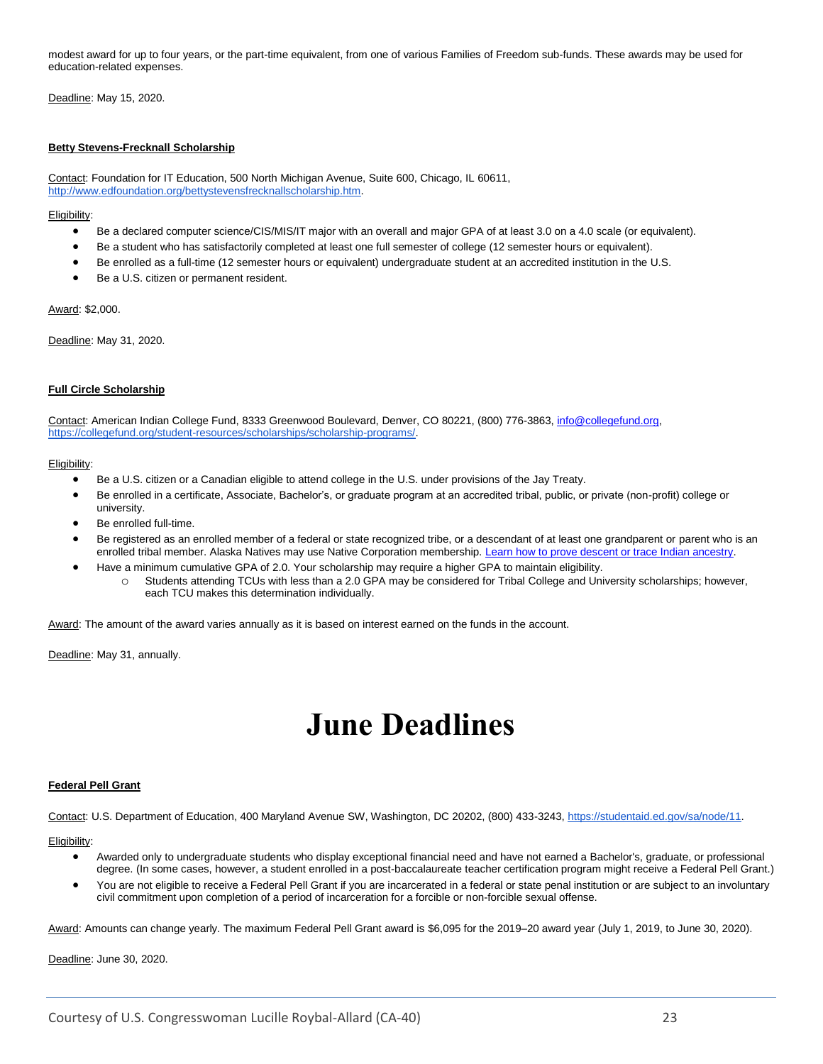modest award for up to four years, or the part-time equivalent, from one of various Families of Freedom sub-funds. These awards may be used for education-related expenses.

Deadline: May 15, 2020.

**Betty Stevens-Frecknall Scholarship**

Contact: Foundation for IT Education, 500 North Michigan Avenue, Suite 600, Chicago, IL 60611, http://www.edfoundation.org/bettystevensfrecknallscholarship.htm.

Eligibility:

- Be a declared computer science/CIS/MIS/IT major with an overall and major GPA of at least 3.0 on a 4.0 scale (or equivalent).
- Be a student who has satisfactorily completed at least one full semester of college (12 semester hours or equivalent).
- Be enrolled as a full-time (12 semester hours or equivalent) undergraduate student at an accredited institution in the U.S.
- Be a U.S. citizen or permanent resident.

Award: $2,000.

Deadline: May 31, 2020.

**Full Circle Scholarship**

Contact: American Indian College Fund, 8333 Greenwood Boulevard, Denver, CO 80221, (800) 776-3863, info@collegefund.org, https://collegefund.org/student-resources/scholarships/scholarship-programs/.

Eligibility:

- Be a U.S. citizen or a Canadian eligible to attend college in the U.S. under provisions of the Jay Treaty.
- Be enrolled in a certificate, Associate, Bachelor's, or graduate program at an accredited tribal, public, or private (non-profit) college or university.
- Be enrolled full-time.
- Be registered as an enrolled member of a federal or state recognized tribe, or a descendant of at least one grandparent or parent who is an enrolled tribal member. Alaska Natives may use Native Corporation membership. Learn how to prove descent or trace Indian ancestry.
- Have a minimum cumulative GPA of 2.0. Your scholarship may require a higher GPA to maintain eligibility.
  - Students attending TCUs with less than a 2.0 GPA may be considered for Tribal College and University scholarships; however, each TCU makes this determination individually.

Award: The amount of the award varies annually as it is based on interest earned on the funds in the account.

Deadline: May 31, annually.

# June Deadlines

**Federal Pell Grant**

Contact: U.S. Department of Education, 400 Maryland Avenue SW, Washington, DC 20202, (800) 433-3243, https://studentaid.ed.gov/sa/node/11.

Eligibility:

- Awarded only to undergraduate students who display exceptional financial need and have not earned a Bachelor's, graduate, or professional degree. (In some cases, however, a student enrolled in a post-baccalaureate teacher certification program might receive a Federal Pell Grant.)
- You are not eligible to receive a Federal Pell Grant if you are incarcerated in a federal or state penal institution or are subject to an involuntary civil commitment upon completion of a period of incarceration for a forcible or non-forcible sexual offense.

Award: Amounts can change yearly. The maximum Federal Pell Grant award is $6,095 for the 2019–20 award year (July 1, 2019, to June 30, 2020).

Deadline: June 30, 2020.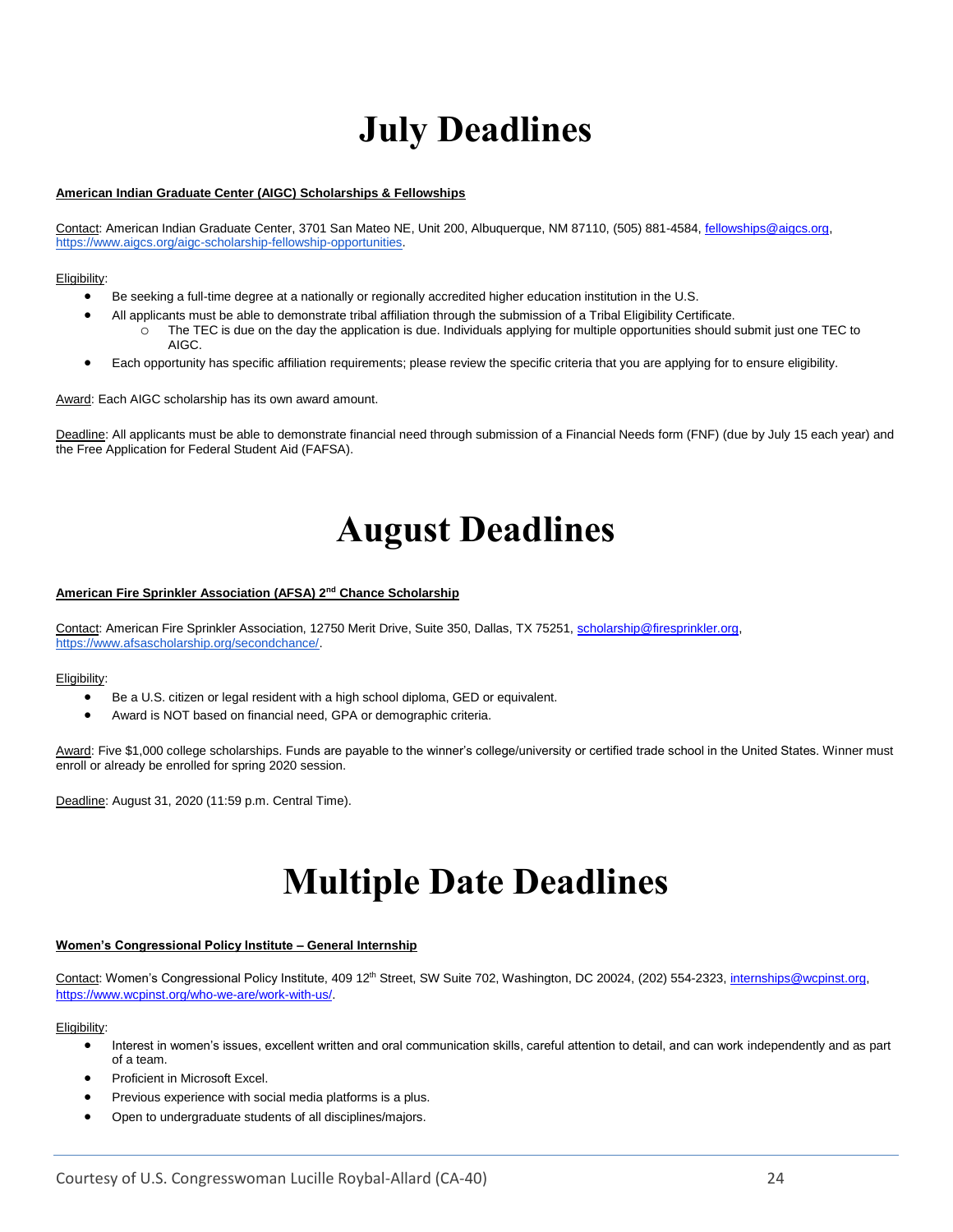# July Deadlines

**American Indian Graduate Center (AIGC) Scholarships & Fellowships**

Contact: American Indian Graduate Center, 3701 San Mateo NE, Unit 200, Albuquerque, NM 87110, (505) 881-4584, fellowships@aigcs.org, https://www.aigcs.org/aigc-scholarship-fellowship-opportunities.

Eligibility:

- Be seeking a full-time degree at a nationally or regionally accredited higher education institution in the U.S.
- All applicants must be able to demonstrate tribal affiliation through the submission of a Tribal Eligibility Certificate.
  - The TEC is due on the day the application is due. Individuals applying for multiple opportunities should submit just one TEC to AIGC.
- Each opportunity has specific affiliation requirements; please review the specific criteria that you are applying for to ensure eligibility.

Award: Each AIGC scholarship has its own award amount.

Deadline: All applicants must be able to demonstrate financial need through submission of a Financial Needs form (FNF) (due by July 15 each year) and the Free Application for Federal Student Aid (FAFSA).

# August Deadlines

**American Fire Sprinkler Association (AFSA) 2nd Chance Scholarship**

Contact: American Fire Sprinkler Association, 12750 Merit Drive, Suite 350, Dallas, TX 75251, scholarship@firesprinkler.org, https://www.afsascholarship.org/secondchance/.

Eligibility:

- Be a U.S. citizen or legal resident with a high school diploma, GED or equivalent.
- Award is NOT based on financial need, GPA or demographic criteria.

Award: Five $1,000 college scholarships. Funds are payable to the winner's college/university or certified trade school in the United States. Winner must enroll or already be enrolled for spring 2020 session.

Deadline: August 31, 2020 (11:59 p.m. Central Time).

# Multiple Date Deadlines

**Women's Congressional Policy Institute – General Internship**

Contact: Women's Congressional Policy Institute, 409 12th Street, SW Suite 702, Washington, DC 20024, (202) 554-2323, internships@wcpinst.org, https://www.wcpinst.org/who-we-are/work-with-us/.

Eligibility:

- Interest in women's issues, excellent written and oral communication skills, careful attention to detail, and can work independently and as part of a team.
- Proficient in Microsoft Excel.
- Previous experience with social media platforms is a plus.
- Open to undergraduate students of all disciplines/majors.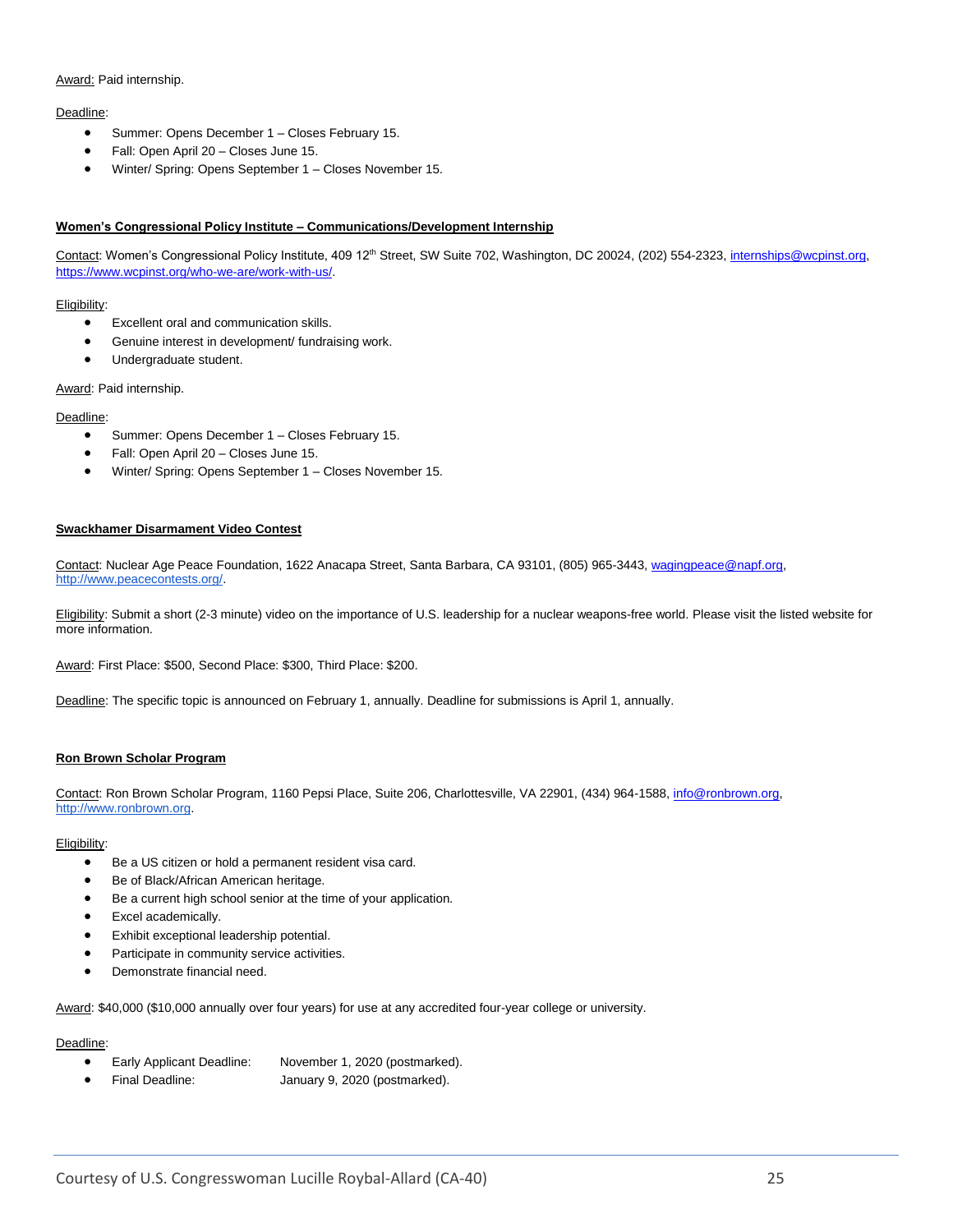Award: Paid internship.

Deadline:

- Summer: Opens December 1 – Closes February 15.
- Fall: Open April 20 – Closes June 15.
- Winter/ Spring: Opens September 1 – Closes November 15.

**Women's Congressional Policy Institute – Communications/Development Internship**

Contact: Women's Congressional Policy Institute, 409 12th Street, SW Suite 702, Washington, DC 20024, (202) 554-2323, internships@wcpinst.org, https://www.wcpinst.org/who-we-are/work-with-us/.

Eligibility:

- Excellent oral and communication skills.
- Genuine interest in development/ fundraising work.
- Undergraduate student.

Award: Paid internship.

Deadline:

- Summer: Opens December 1 – Closes February 15.
- Fall: Open April 20 – Closes June 15.
- Winter/ Spring: Opens September 1 – Closes November 15.

**Swackhamer Disarmament Video Contest**

Contact: Nuclear Age Peace Foundation, 1622 Anacapa Street, Santa Barbara, CA 93101, (805) 965-3443, wagingpeace@napf.org, http://www.peacecontests.org/.

Eligibility: Submit a short (2-3 minute) video on the importance of U.S. leadership for a nuclear weapons-free world. Please visit the listed website for more information.

Award: First Place: $500, Second Place: $300, Third Place: $200.

Deadline: The specific topic is announced on February 1, annually. Deadline for submissions is April 1, annually.

**Ron Brown Scholar Program**

Contact: Ron Brown Scholar Program, 1160 Pepsi Place, Suite 206, Charlottesville, VA 22901, (434) 964-1588, info@ronbrown.org, http://www.ronbrown.org.

Eligibility:

- Be a US citizen or hold a permanent resident visa card.
- Be of Black/African American heritage.
- Be a current high school senior at the time of your application.
- Excel academically.
- Exhibit exceptional leadership potential.
- Participate in community service activities.
- Demonstrate financial need.

Award: $40,000 ($10,000 annually over four years) for use at any accredited four-year college or university.

Deadline:

- Early Applicant Deadline: November 1, 2020 (postmarked).
- Final Deadline: January 9, 2020 (postmarked).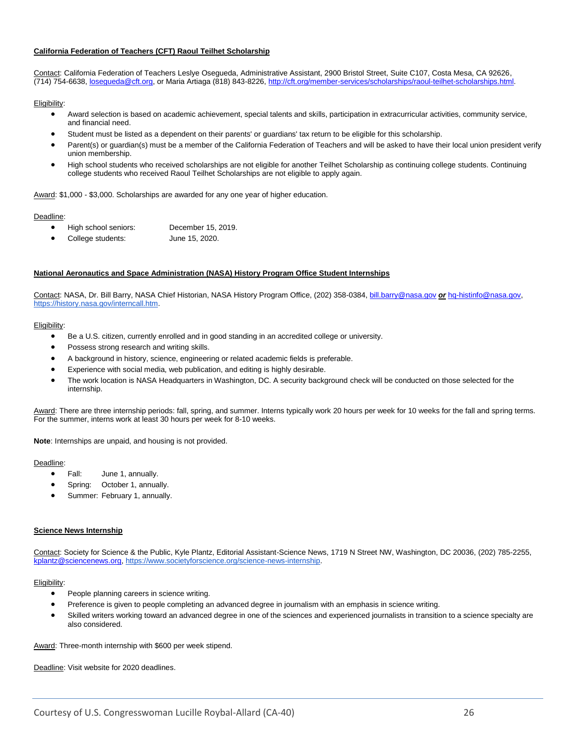## California Federation of Teachers (CFT) Raoul Teilhet Scholarship

Contact: California Federation of Teachers Leslye Osegueda, Administrative Assistant, 2900 Bristol Street, Suite C107, Costa Mesa, CA 92626, (714) 754-6638, losegueda@cft.org, or Maria Artiaga (818) 843-8226, http://cft.org/member-services/scholarships/raoul-teilhet-scholarships.html.

Eligibility:

- Award selection is based on academic achievement, special talents and skills, participation in extracurricular activities, community service, and financial need.
- Student must be listed as a dependent on their parents' or guardians' tax return to be eligible for this scholarship.
- Parent(s) or guardian(s) must be a member of the California Federation of Teachers and will be asked to have their local union president verify union membership.
- High school students who received scholarships are not eligible for another Teilhet Scholarship as continuing college students. Continuing college students who received Raoul Teilhet Scholarships are not eligible to apply again.

Award: $1,000 - $3,000. Scholarships are awarded for any one year of higher education.

Deadline:

- High school seniors: December 15, 2019.
- College students: June 15, 2020.

## National Aeronautics and Space Administration (NASA) History Program Office Student Internships

Contact: NASA, Dr. Bill Barry, NASA Chief Historian, NASA History Program Office, (202) 358-0384, bill.barry@nasa.gov ***or*** hq-histinfo@nasa.gov, https://history.nasa.gov/interncall.htm.

Eligibility:

- Be a U.S. citizen, currently enrolled and in good standing in an accredited college or university.
- Possess strong research and writing skills.
- A background in history, science, engineering or related academic fields is preferable.
- Experience with social media, web publication, and editing is highly desirable.
- The work location is NASA Headquarters in Washington, DC. A security background check will be conducted on those selected for the internship.

Award: There are three internship periods: fall, spring, and summer. Interns typically work 20 hours per week for 10 weeks for the fall and spring terms. For the summer, interns work at least 30 hours per week for 8-10 weeks.

**Note**: Internships are unpaid, and housing is not provided.

Deadline:

- Fall: June 1, annually.
- Spring: October 1, annually.
- Summer: February 1, annually.

## Science News Internship

Contact: Society for Science & the Public, Kyle Plantz, Editorial Assistant-Science News, 1719 N Street NW, Washington, DC 20036, (202) 785-2255, kplantz@sciencenews.org, https://www.societyforscience.org/science-news-internship.

Eligibility:

- People planning careers in science writing.
- Preference is given to people completing an advanced degree in journalism with an emphasis in science writing.
- Skilled writers working toward an advanced degree in one of the sciences and experienced journalists in transition to a science specialty are also considered.

Award: Three-month internship with $600 per week stipend.

Deadline: Visit website for 2020 deadlines.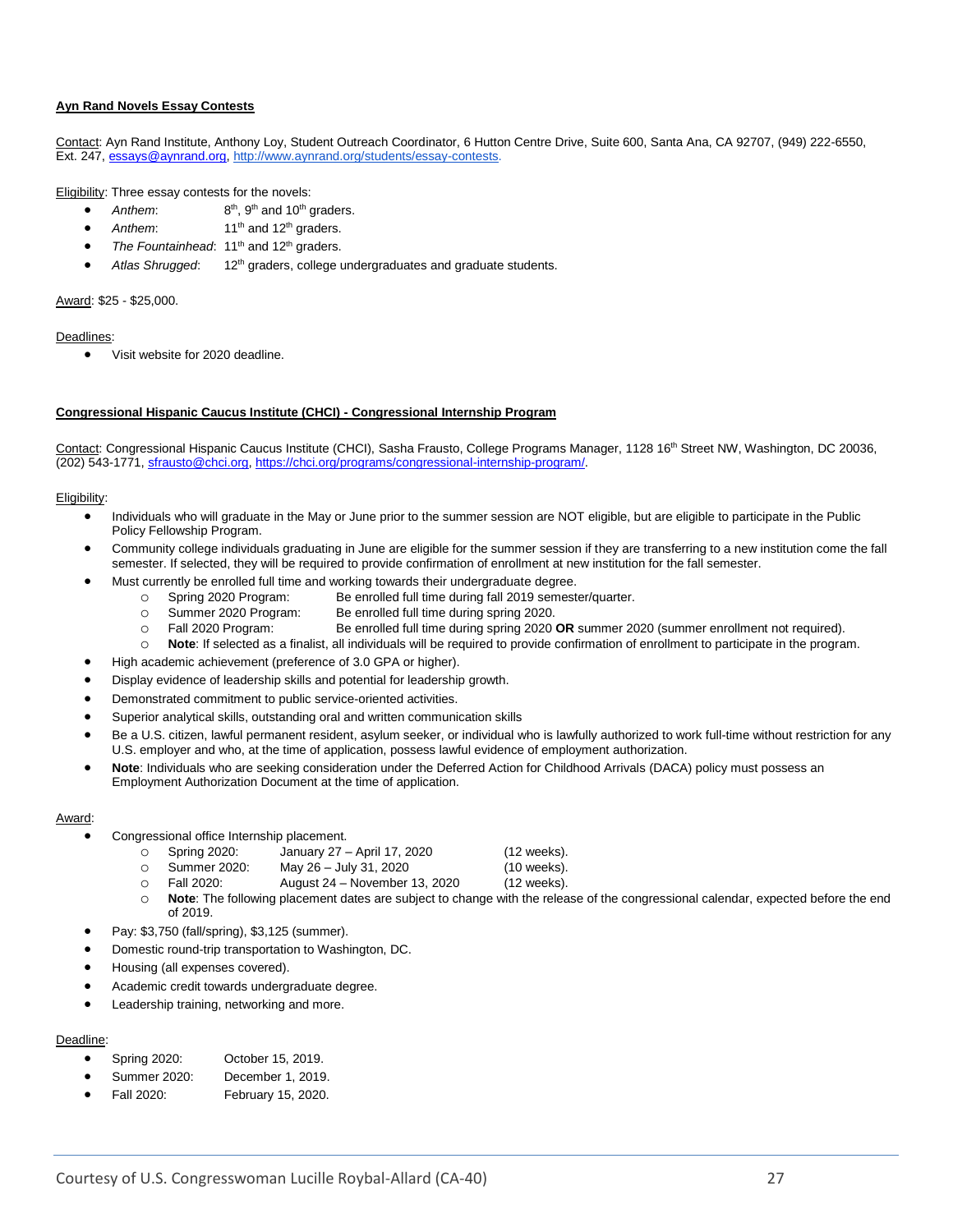**Ayn Rand Novels Essay Contests**

Contact: Ayn Rand Institute, Anthony Loy, Student Outreach Coordinator, 6 Hutton Centre Drive, Suite 600, Santa Ana, CA 92707, (949) 222-6550, Ext. 247, essays@aynrand.org, http://www.aynrand.org/students/essay-contests.

Eligibility: Three essay contests for the novels:

- *Anthem*: 8th, 9th and 10th graders.
- *Anthem*: 11th and 12th graders.
- *The Fountainhead*: 11th and 12th graders.
- *Atlas Shrugged*: 12th graders, college undergraduates and graduate students.

Award: $25 - $25,000.

Deadlines:

- Visit website for 2020 deadline.

**Congressional Hispanic Caucus Institute (CHCI) - Congressional Internship Program**

Contact: Congressional Hispanic Caucus Institute (CHCI), Sasha Frausto, College Programs Manager, 1128 16th Street NW, Washington, DC 20036, (202) 543-1771, sfrausto@chci.org, https://chci.org/programs/congressional-internship-program/.

Eligibility:

- Individuals who will graduate in the May or June prior to the summer session are NOT eligible, but are eligible to participate in the Public Policy Fellowship Program.
- Community college individuals graduating in June are eligible for the summer session if they are transferring to a new institution come the fall semester. If selected, they will be required to provide confirmation of enrollment at new institution for the fall semester.
- Must currently be enrolled full time and working towards their undergraduate degree.
  - Spring 2020 Program: Be enrolled full time during fall 2019 semester/quarter.
  - Summer 2020 Program: Be enrolled full time during spring 2020.
  - Fall 2020 Program: Be enrolled full time during spring 2020 **OR** summer 2020 (summer enrollment not required).
  - **Note**: If selected as a finalist, all individuals will be required to provide confirmation of enrollment to participate in the program.
- High academic achievement (preference of 3.0 GPA or higher).
- Display evidence of leadership skills and potential for leadership growth.
- Demonstrated commitment to public service-oriented activities.
- Superior analytical skills, outstanding oral and written communication skills
- Be a U.S. citizen, lawful permanent resident, asylum seeker, or individual who is lawfully authorized to work full-time without restriction for any U.S. employer and who, at the time of application, possess lawful evidence of employment authorization.
- **Note**: Individuals who are seeking consideration under the Deferred Action for Childhood Arrivals (DACA) policy must possess an Employment Authorization Document at the time of application.

Award:

- Congressional office Internship placement.
  - Spring 2020: January 27 – April 17, 2020 (12 weeks).
  - Summer 2020: May 26 – July 31, 2020 (10 weeks).
  - Fall 2020: August 24 – November 13, 2020 (12 weeks).
  - **Note**: The following placement dates are subject to change with the release of the congressional calendar, expected before the end of 2019.
- Pay: $3,750 (fall/spring), $3,125 (summer).
- Domestic round-trip transportation to Washington, DC.
- Housing (all expenses covered).
- Academic credit towards undergraduate degree.
- Leadership training, networking and more.

Deadline:

- Spring 2020: October 15, 2019.
- Summer 2020: December 1, 2019.
- Fall 2020: February 15, 2020.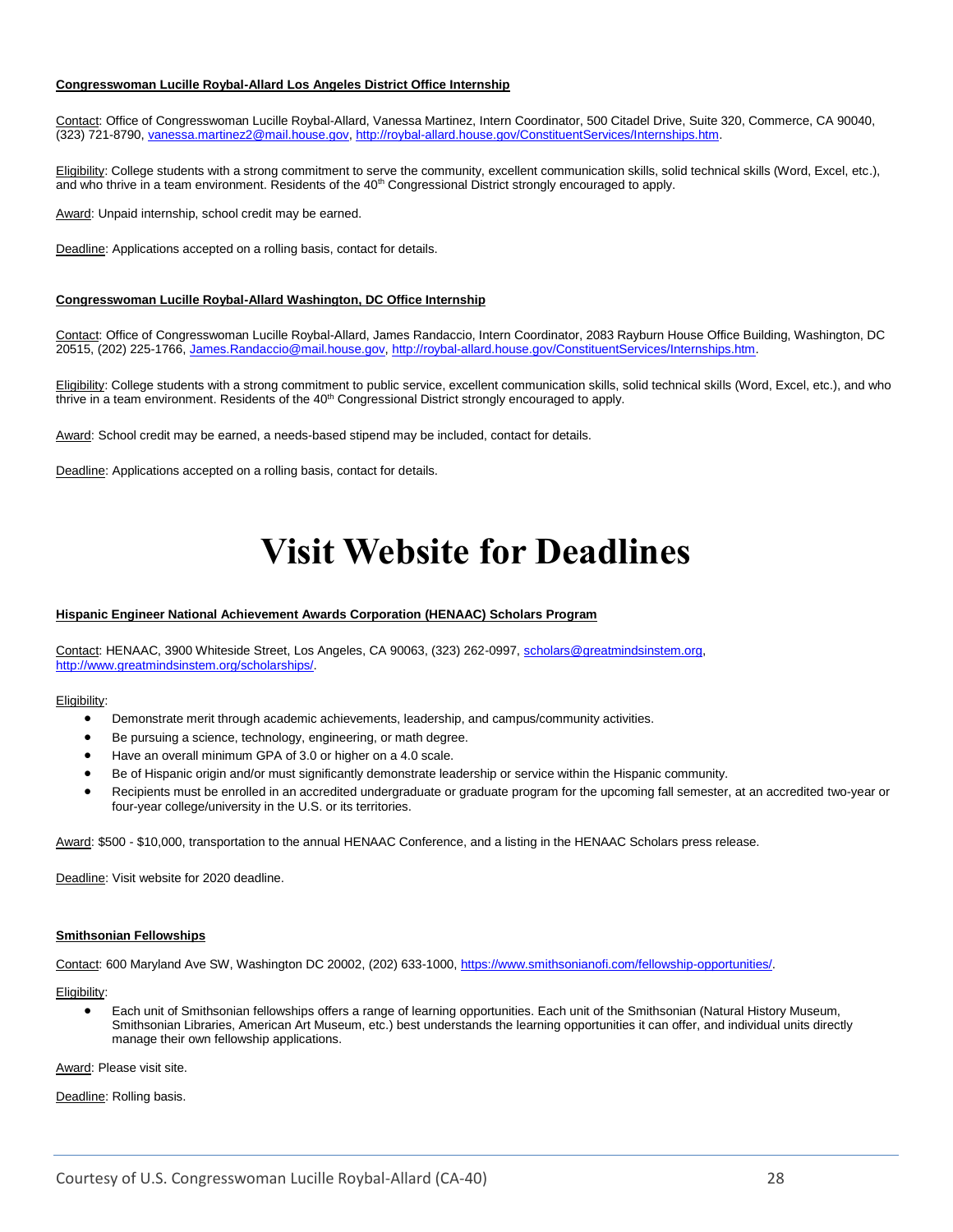**Congresswoman Lucille Roybal-Allard Los Angeles District Office Internship**

Contact: Office of Congresswoman Lucille Roybal-Allard, Vanessa Martinez, Intern Coordinator, 500 Citadel Drive, Suite 320, Commerce, CA 90040, (323) 721-8790, vanessa.martinez2@mail.house.gov, http://roybal-allard.house.gov/ConstituentServices/Internships.htm.

Eligibility: College students with a strong commitment to serve the community, excellent communication skills, solid technical skills (Word, Excel, etc.), and who thrive in a team environment. Residents of the 40th Congressional District strongly encouraged to apply.

Award: Unpaid internship, school credit may be earned.

Deadline: Applications accepted on a rolling basis, contact for details.

**Congresswoman Lucille Roybal-Allard Washington, DC Office Internship**

Contact: Office of Congresswoman Lucille Roybal-Allard, James Randaccio, Intern Coordinator, 2083 Rayburn House Office Building, Washington, DC 20515, (202) 225-1766, James.Randaccio@mail.house.gov, http://roybal-allard.house.gov/ConstituentServices/Internships.htm.

Eligibility: College students with a strong commitment to public service, excellent communication skills, solid technical skills (Word, Excel, etc.), and who thrive in a team environment. Residents of the 40th Congressional District strongly encouraged to apply.

Award: School credit may be earned, a needs-based stipend may be included, contact for details.

Deadline: Applications accepted on a rolling basis, contact for details.

# Visit Website for Deadlines

**Hispanic Engineer National Achievement Awards Corporation (HENAAC) Scholars Program**

Contact: HENAAC, 3900 Whiteside Street, Los Angeles, CA 90063, (323) 262-0997, scholars@greatmindsinstem.org, http://www.greatmindsinstem.org/scholarships/.

Eligibility:

- Demonstrate merit through academic achievements, leadership, and campus/community activities.
- Be pursuing a science, technology, engineering, or math degree.
- Have an overall minimum GPA of 3.0 or higher on a 4.0 scale.
- Be of Hispanic origin and/or must significantly demonstrate leadership or service within the Hispanic community.
- Recipients must be enrolled in an accredited undergraduate or graduate program for the upcoming fall semester, at an accredited two-year or four-year college/university in the U.S. or its territories.

Award: $500 - $10,000, transportation to the annual HENAAC Conference, and a listing in the HENAAC Scholars press release.

Deadline: Visit website for 2020 deadline.

**Smithsonian Fellowships**

Contact: 600 Maryland Ave SW, Washington DC 20002, (202) 633-1000, https://www.smithsonianofi.com/fellowship-opportunities/.

Eligibility:

- Each unit of Smithsonian fellowships offers a range of learning opportunities. Each unit of the Smithsonian (Natural History Museum, Smithsonian Libraries, American Art Museum, etc.) best understands the learning opportunities it can offer, and individual units directly manage their own fellowship applications.

Award: Please visit site.

Deadline: Rolling basis.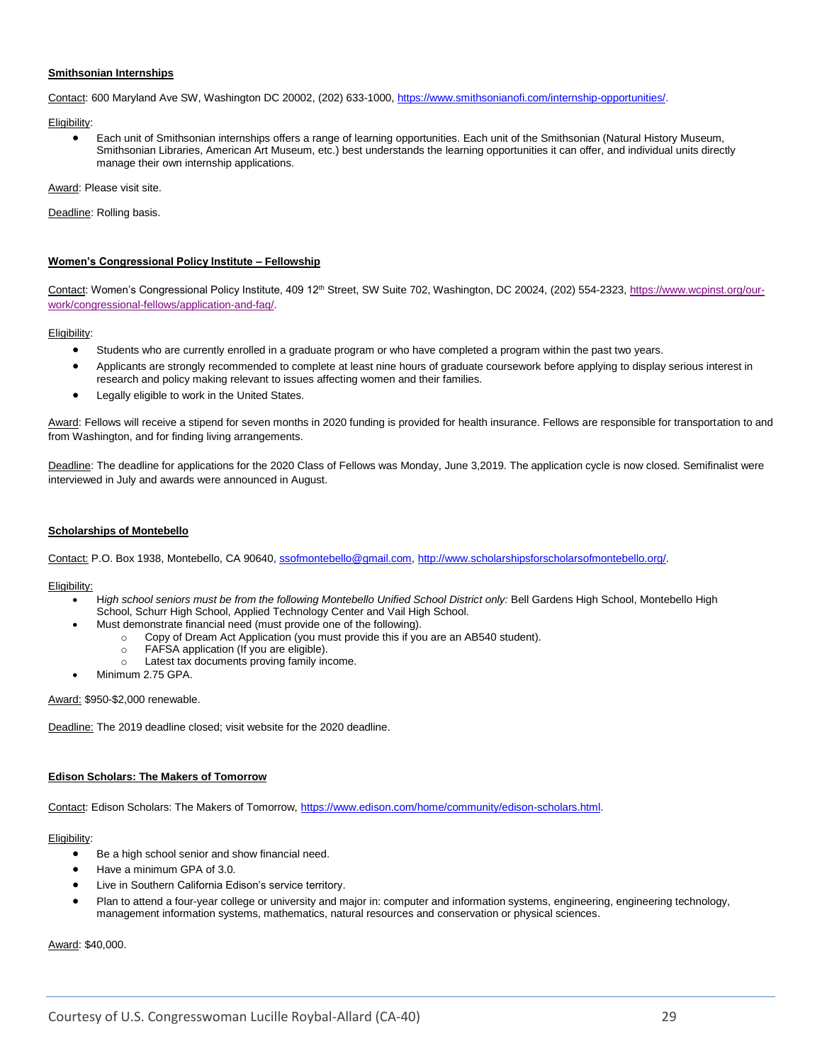**Smithsonian Internships**

Contact: 600 Maryland Ave SW, Washington DC 20002, (202) 633-1000, https://www.smithsonianofi.com/internship-opportunities/.

Eligibility:

- Each unit of Smithsonian internships offers a range of learning opportunities. Each unit of the Smithsonian (Natural History Museum, Smithsonian Libraries, American Art Museum, etc.) best understands the learning opportunities it can offer, and individual units directly manage their own internship applications.

Award: Please visit site.

Deadline: Rolling basis.

**Women's Congressional Policy Institute – Fellowship**

Contact: Women's Congressional Policy Institute, 409 12th Street, SW Suite 702, Washington, DC 20024, (202) 554-2323, https://www.wcpinst.org/our-work/congressional-fellows/application-and-faq/.

Eligibility:

- Students who are currently enrolled in a graduate program or who have completed a program within the past two years.
- Applicants are strongly recommended to complete at least nine hours of graduate coursework before applying to display serious interest in research and policy making relevant to issues affecting women and their families.
- Legally eligible to work in the United States.

Award: Fellows will receive a stipend for seven months in 2020 funding is provided for health insurance. Fellows are responsible for transportation to and from Washington, and for finding living arrangements.

Deadline: The deadline for applications for the 2020 Class of Fellows was Monday, June 3,2019. The application cycle is now closed. Semifinalist were interviewed in July and awards were announced in August.

**Scholarships of Montebello**

Contact: P.O. Box 1938, Montebello, CA 90640, ssofmontebello@gmail.com, http://www.scholarshipsforscholarsofmontebello.org/.

Eligibility:

- *High school seniors must be from the following Montebello Unified School District only:* Bell Gardens High School, Montebello High School, Schurr High School, Applied Technology Center and Vail High School.
- Must demonstrate financial need (must provide one of the following).
  - Copy of Dream Act Application (you must provide this if you are an AB540 student).
  - FAFSA application (If you are eligible).
  - Latest tax documents proving family income.
- Minimum 2.75 GPA.

Award: $950-$2,000 renewable.

Deadline: The 2019 deadline closed; visit website for the 2020 deadline.

**Edison Scholars: The Makers of Tomorrow**

Contact: Edison Scholars: The Makers of Tomorrow, https://www.edison.com/home/community/edison-scholars.html.

Eligibility:

- Be a high school senior and show financial need.
- Have a minimum GPA of 3.0.
- Live in Southern California Edison's service territory.
- Plan to attend a four-year college or university and major in: computer and information systems, engineering, engineering technology, management information systems, mathematics, natural resources and conservation or physical sciences.

Award: $40,000.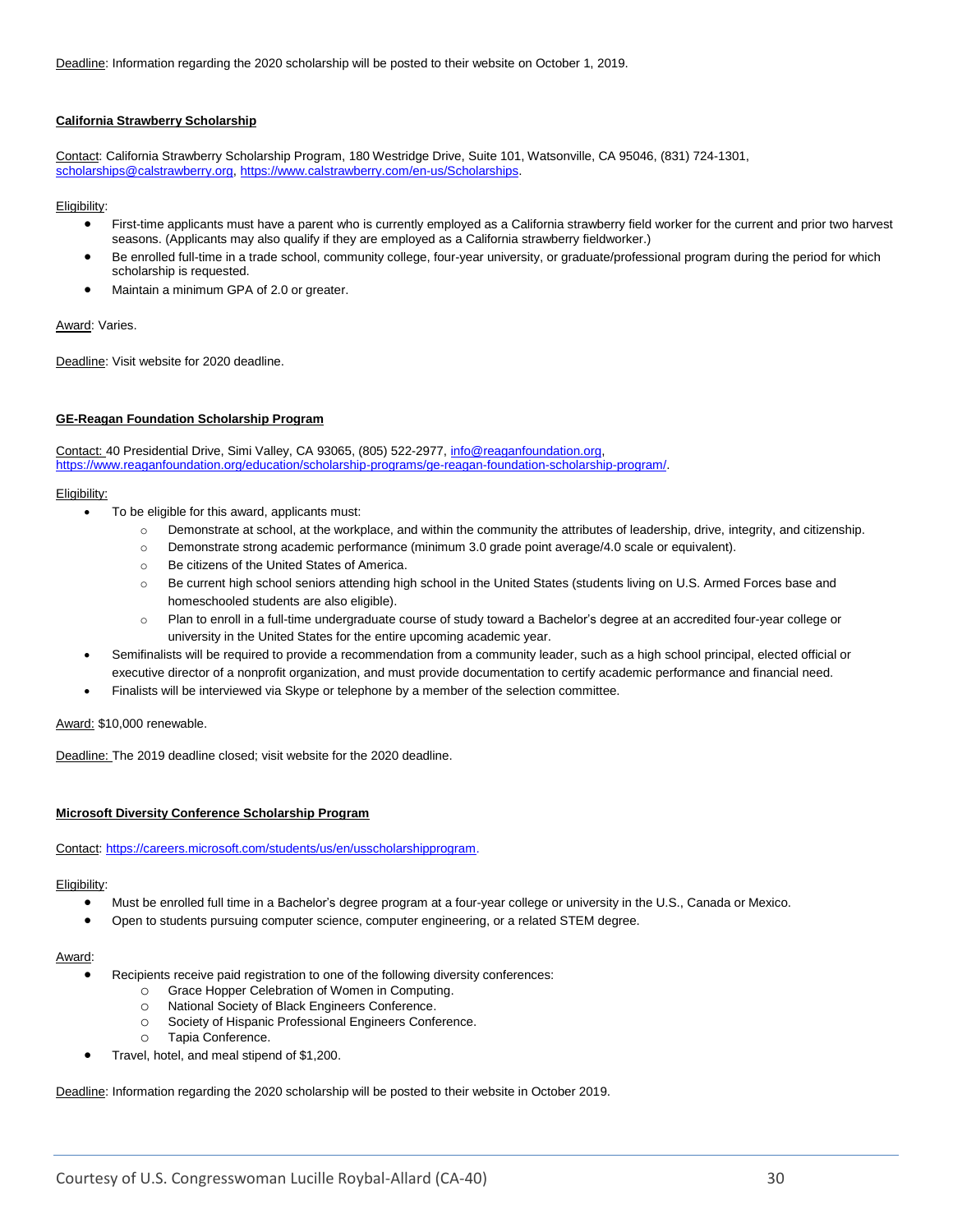Deadline: Information regarding the 2020 scholarship will be posted to their website on October 1, 2019.

### California Strawberry Scholarship

Contact: California Strawberry Scholarship Program, 180 Westridge Drive, Suite 101, Watsonville, CA 95046, (831) 724-1301, scholarships@calstrawberry.org, https://www.calstrawberry.com/en-us/Scholarships.

Eligibility:

- First-time applicants must have a parent who is currently employed as a California strawberry field worker for the current and prior two harvest seasons. (Applicants may also qualify if they are employed as a California strawberry fieldworker.)
- Be enrolled full-time in a trade school, community college, four-year university, or graduate/professional program during the period for which scholarship is requested.
- Maintain a minimum GPA of 2.0 or greater.

Award: Varies.

Deadline: Visit website for 2020 deadline.

### GE-Reagan Foundation Scholarship Program

Contact: 40 Presidential Drive, Simi Valley, CA 93065, (805) 522-2977, info@reaganfoundation.org, https://www.reaganfoundation.org/education/scholarship-programs/ge-reagan-foundation-scholarship-program/.

Eligibility:

- To be eligible for this award, applicants must:
  - Demonstrate at school, at the workplace, and within the community the attributes of leadership, drive, integrity, and citizenship.
  - Demonstrate strong academic performance (minimum 3.0 grade point average/4.0 scale or equivalent).
  - Be citizens of the United States of America.
  - Be current high school seniors attending high school in the United States (students living on U.S. Armed Forces base and homeschooled students are also eligible).
  - Plan to enroll in a full-time undergraduate course of study toward a Bachelor's degree at an accredited four-year college or university in the United States for the entire upcoming academic year.
- Semifinalists will be required to provide a recommendation from a community leader, such as a high school principal, elected official or executive director of a nonprofit organization, and must provide documentation to certify academic performance and financial need.
- Finalists will be interviewed via Skype or telephone by a member of the selection committee.

Award: $10,000 renewable.

Deadline: The 2019 deadline closed; visit website for the 2020 deadline.

### Microsoft Diversity Conference Scholarship Program

Contact: https://careers.microsoft.com/students/us/en/usscholarshipprogram.

Eligibility:

- Must be enrolled full time in a Bachelor's degree program at a four-year college or university in the U.S., Canada or Mexico.
- Open to students pursuing computer science, computer engineering, or a related STEM degree.

Award:

- Recipients receive paid registration to one of the following diversity conferences:
  - Grace Hopper Celebration of Women in Computing.
  - National Society of Black Engineers Conference.
  - Society of Hispanic Professional Engineers Conference.
  - Tapia Conference.
- Travel, hotel, and meal stipend of $1,200.

Deadline: Information regarding the 2020 scholarship will be posted to their website in October 2019.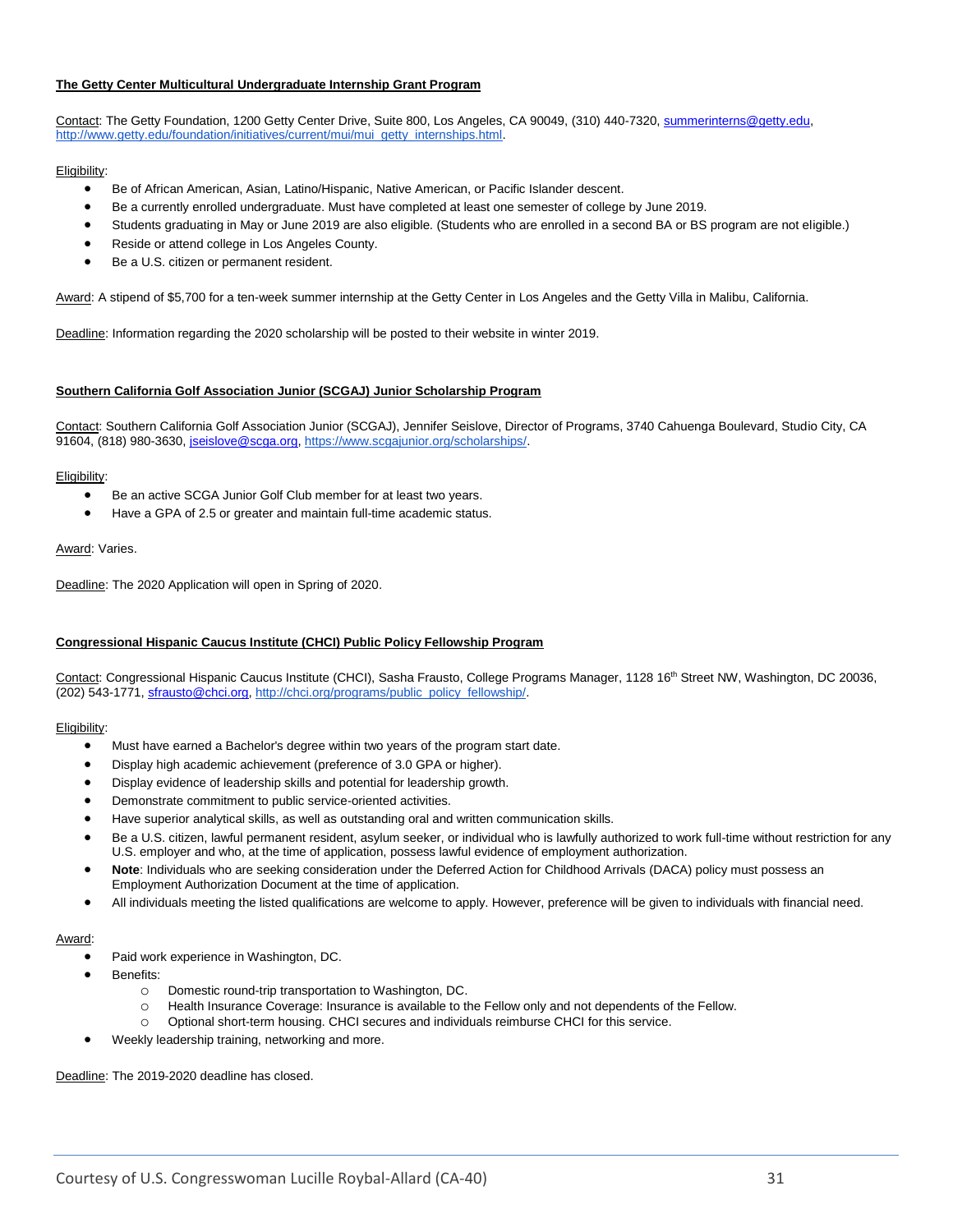**The Getty Center Multicultural Undergraduate Internship Grant Program**

Contact: The Getty Foundation, 1200 Getty Center Drive, Suite 800, Los Angeles, CA 90049, (310) 440-7320, summerinterns@getty.edu, http://www.getty.edu/foundation/initiatives/current/mui/mui_getty_internships.html.

Eligibility:

- Be of African American, Asian, Latino/Hispanic, Native American, or Pacific Islander descent.
- Be a currently enrolled undergraduate. Must have completed at least one semester of college by June 2019.
- Students graduating in May or June 2019 are also eligible. (Students who are enrolled in a second BA or BS program are not eligible.)
- Reside or attend college in Los Angeles County.
- Be a U.S. citizen or permanent resident.

Award: A stipend of $5,700 for a ten-week summer internship at the Getty Center in Los Angeles and the Getty Villa in Malibu, California.

Deadline: Information regarding the 2020 scholarship will be posted to their website in winter 2019.

**Southern California Golf Association Junior (SCGAJ) Junior Scholarship Program**

Contact: Southern California Golf Association Junior (SCGAJ), Jennifer Seislove, Director of Programs, 3740 Cahuenga Boulevard, Studio City, CA 91604, (818) 980-3630, jseislove@scga.org, https://www.scgajunior.org/scholarships/.

Eligibility:

- Be an active SCGA Junior Golf Club member for at least two years.
- Have a GPA of 2.5 or greater and maintain full-time academic status.

Award: Varies.

Deadline: The 2020 Application will open in Spring of 2020.

**Congressional Hispanic Caucus Institute (CHCI) Public Policy Fellowship Program**

Contact: Congressional Hispanic Caucus Institute (CHCI), Sasha Frausto, College Programs Manager, 1128 16th Street NW, Washington, DC 20036, (202) 543-1771, sfrausto@chci.org, http://chci.org/programs/public_policy_fellowship/.

Eligibility:

- Must have earned a Bachelor's degree within two years of the program start date.
- Display high academic achievement (preference of 3.0 GPA or higher).
- Display evidence of leadership skills and potential for leadership growth.
- Demonstrate commitment to public service-oriented activities.
- Have superior analytical skills, as well as outstanding oral and written communication skills.
- Be a U.S. citizen, lawful permanent resident, asylum seeker, or individual who is lawfully authorized to work full-time without restriction for any U.S. employer and who, at the time of application, possess lawful evidence of employment authorization.
- **Note**: Individuals who are seeking consideration under the Deferred Action for Childhood Arrivals (DACA) policy must possess an Employment Authorization Document at the time of application.
- All individuals meeting the listed qualifications are welcome to apply. However, preference will be given to individuals with financial need.

Award:

- Paid work experience in Washington, DC.
- Benefits:
  - Domestic round-trip transportation to Washington, DC.
  - Health Insurance Coverage: Insurance is available to the Fellow only and not dependents of the Fellow.
  - Optional short-term housing. CHCI secures and individuals reimburse CHCI for this service.
- Weekly leadership training, networking and more.

Deadline: The 2019-2020 deadline has closed.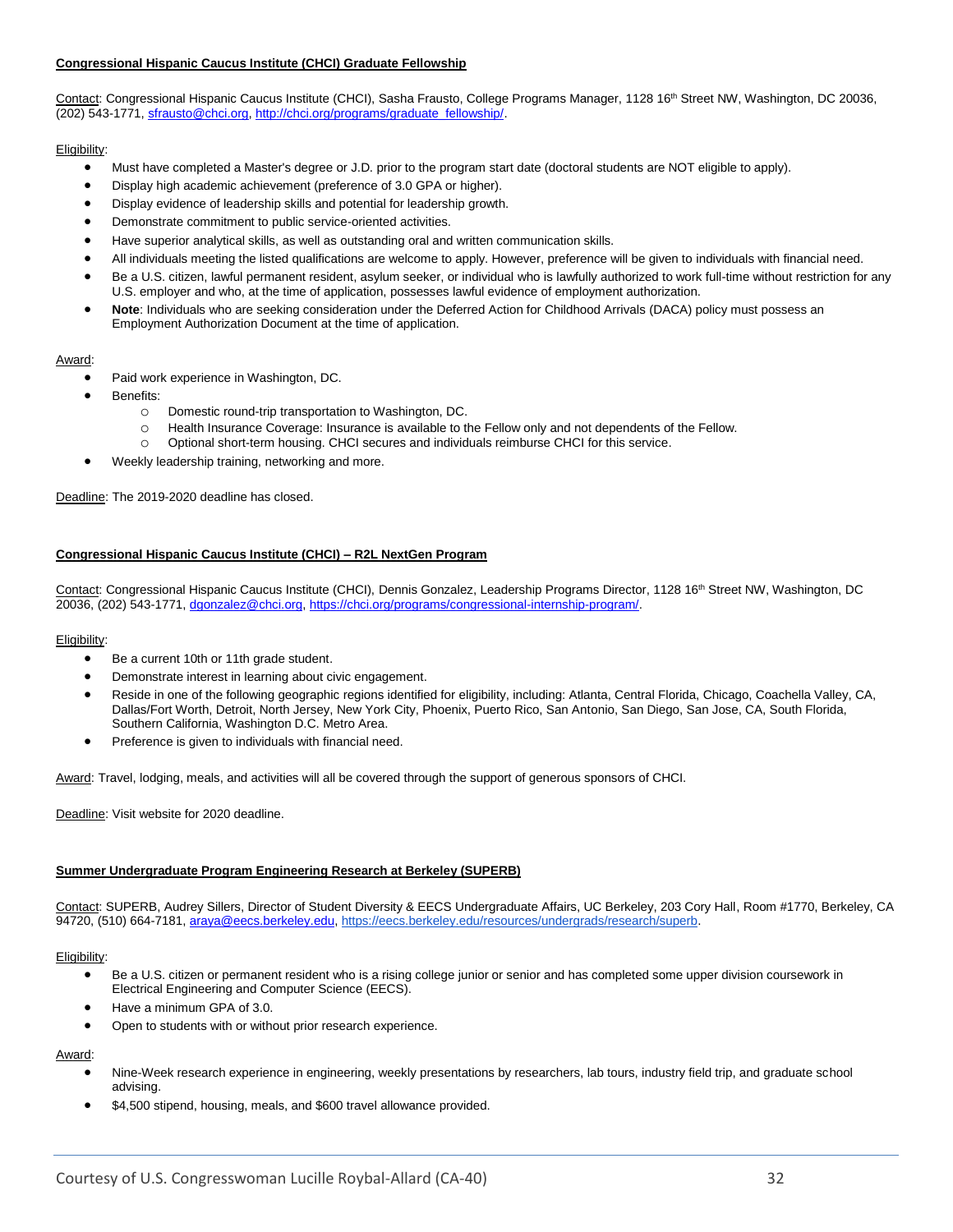**Congressional Hispanic Caucus Institute (CHCI) Graduate Fellowship**

Contact: Congressional Hispanic Caucus Institute (CHCI), Sasha Frausto, College Programs Manager, 1128 16th Street NW, Washington, DC 20036, (202) 543-1771, sfrausto@chci.org, http://chci.org/programs/graduate_fellowship/.

Eligibility:

- Must have completed a Master's degree or J.D. prior to the program start date (doctoral students are NOT eligible to apply).
- Display high academic achievement (preference of 3.0 GPA or higher).
- Display evidence of leadership skills and potential for leadership growth.
- Demonstrate commitment to public service-oriented activities.
- Have superior analytical skills, as well as outstanding oral and written communication skills.
- All individuals meeting the listed qualifications are welcome to apply. However, preference will be given to individuals with financial need.
- Be a U.S. citizen, lawful permanent resident, asylum seeker, or individual who is lawfully authorized to work full-time without restriction for any U.S. employer and who, at the time of application, possesses lawful evidence of employment authorization.
- **Note**: Individuals who are seeking consideration under the Deferred Action for Childhood Arrivals (DACA) policy must possess an Employment Authorization Document at the time of application.

Award:

- Paid work experience in Washington, DC.
- Benefits:
  - Domestic round-trip transportation to Washington, DC.
  - Health Insurance Coverage: Insurance is available to the Fellow only and not dependents of the Fellow.
  - Optional short-term housing. CHCI secures and individuals reimburse CHCI for this service.
- Weekly leadership training, networking and more.

Deadline: The 2019-2020 deadline has closed.

**Congressional Hispanic Caucus Institute (CHCI) – R2L NextGen Program**

Contact: Congressional Hispanic Caucus Institute (CHCI), Dennis Gonzalez, Leadership Programs Director, 1128 16th Street NW, Washington, DC 20036, (202) 543-1771, dgonzalez@chci.org, https://chci.org/programs/congressional-internship-program/.

Eligibility:

- Be a current 10th or 11th grade student.
- Demonstrate interest in learning about civic engagement.
- Reside in one of the following geographic regions identified for eligibility, including: Atlanta, Central Florida, Chicago, Coachella Valley, CA, Dallas/Fort Worth, Detroit, North Jersey, New York City, Phoenix, Puerto Rico, San Antonio, San Diego, San Jose, CA, South Florida, Southern California, Washington D.C. Metro Area.
- Preference is given to individuals with financial need.

Award: Travel, lodging, meals, and activities will all be covered through the support of generous sponsors of CHCI.

Deadline: Visit website for 2020 deadline.

**Summer Undergraduate Program Engineering Research at Berkeley (SUPERB)**

Contact: SUPERB, Audrey Sillers, Director of Student Diversity & EECS Undergraduate Affairs, UC Berkeley, 203 Cory Hall, Room #1770, Berkeley, CA 94720, (510) 664-7181, araya@eecs.berkeley.edu, https://eecs.berkeley.edu/resources/undergrads/research/superb.

Eligibility:

- Be a U.S. citizen or permanent resident who is a rising college junior or senior and has completed some upper division coursework in Electrical Engineering and Computer Science (EECS).
- Have a minimum GPA of 3.0.
- Open to students with or without prior research experience.

Award:

- Nine-Week research experience in engineering, weekly presentations by researchers, lab tours, industry field trip, and graduate school advising.
- $4,500 stipend, housing, meals, and $600 travel allowance provided.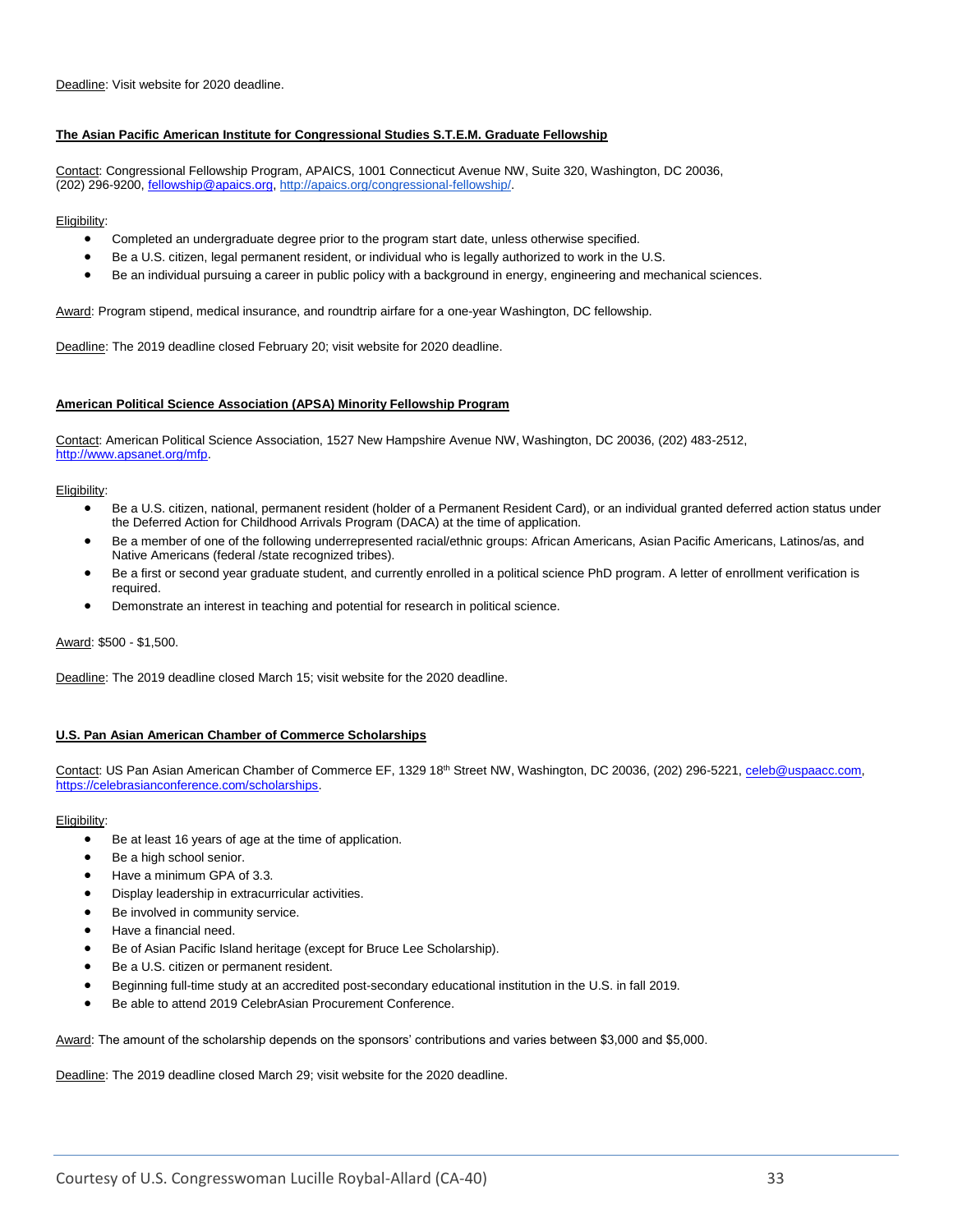Deadline: Visit website for 2020 deadline.

**The Asian Pacific American Institute for Congressional Studies S.T.E.M. Graduate Fellowship**

Contact: Congressional Fellowship Program, APAICS, 1001 Connecticut Avenue NW, Suite 320, Washington, DC 20036, (202) 296-9200, fellowship@apaics.org, http://apaics.org/congressional-fellowship/.

Eligibility:

- Completed an undergraduate degree prior to the program start date, unless otherwise specified.
- Be a U.S. citizen, legal permanent resident, or individual who is legally authorized to work in the U.S.
- Be an individual pursuing a career in public policy with a background in energy, engineering and mechanical sciences.

Award: Program stipend, medical insurance, and roundtrip airfare for a one-year Washington, DC fellowship.

Deadline: The 2019 deadline closed February 20; visit website for 2020 deadline.

**American Political Science Association (APSA) Minority Fellowship Program**

Contact: American Political Science Association, 1527 New Hampshire Avenue NW, Washington, DC 20036, (202) 483-2512, http://www.apsanet.org/mfp.

Eligibility:

- Be a U.S. citizen, national, permanent resident (holder of a Permanent Resident Card), or an individual granted deferred action status under the Deferred Action for Childhood Arrivals Program (DACA) at the time of application.
- Be a member of one of the following underrepresented racial/ethnic groups: African Americans, Asian Pacific Americans, Latinos/as, and Native Americans (federal /state recognized tribes).
- Be a first or second year graduate student, and currently enrolled in a political science PhD program. A letter of enrollment verification is required.
- Demonstrate an interest in teaching and potential for research in political science.

Award: $500 - $1,500.

Deadline: The 2019 deadline closed March 15; visit website for the 2020 deadline.

**U.S. Pan Asian American Chamber of Commerce Scholarships**

Contact: US Pan Asian American Chamber of Commerce EF, 1329 18th Street NW, Washington, DC 20036, (202) 296-5221, celeb@uspaacc.com, https://celebrasianconference.com/scholarships.

Eligibility:

- Be at least 16 years of age at the time of application.
- Be a high school senior.
- Have a minimum GPA of 3.3.
- Display leadership in extracurricular activities.
- Be involved in community service.
- Have a financial need.
- Be of Asian Pacific Island heritage (except for Bruce Lee Scholarship).
- Be a U.S. citizen or permanent resident.
- Beginning full-time study at an accredited post-secondary educational institution in the U.S. in fall 2019.
- Be able to attend 2019 CelebrAsian Procurement Conference.

Award: The amount of the scholarship depends on the sponsors' contributions and varies between $3,000 and $5,000.

Deadline: The 2019 deadline closed March 29; visit website for the 2020 deadline.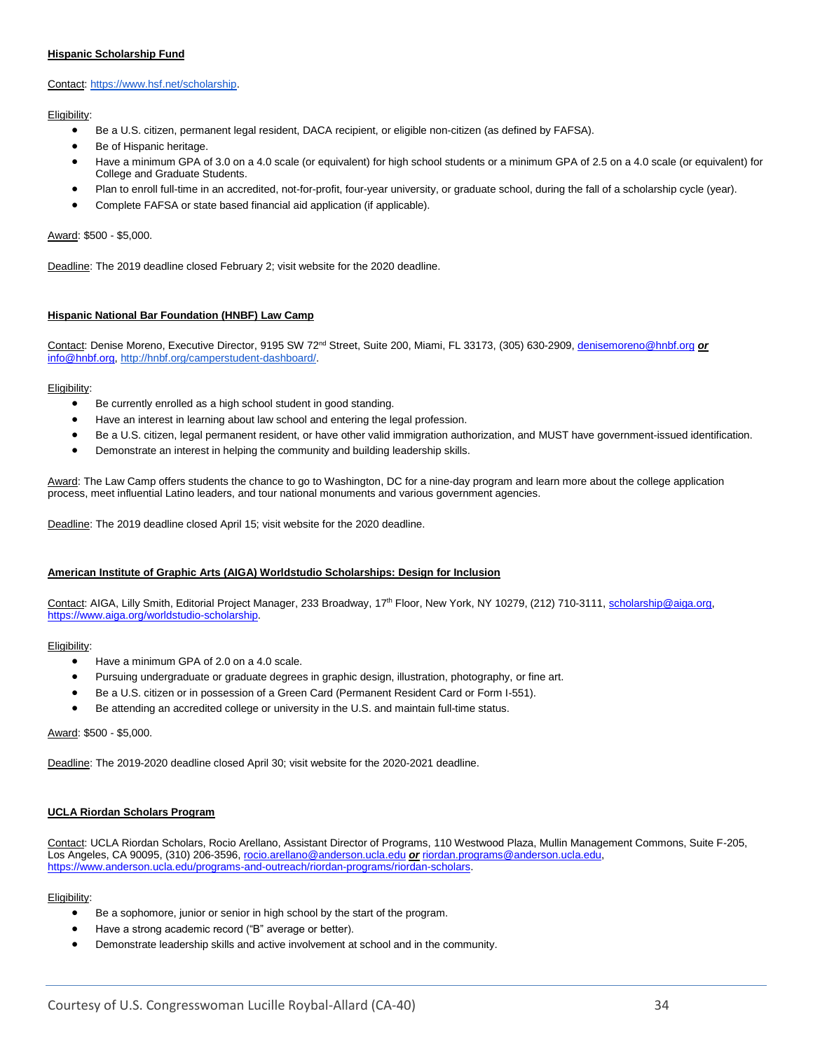**Hispanic Scholarship Fund**

Contact: https://www.hsf.net/scholarship.

Eligibility:

- Be a U.S. citizen, permanent legal resident, DACA recipient, or eligible non-citizen (as defined by FAFSA).
- Be of Hispanic heritage.
- Have a minimum GPA of 3.0 on a 4.0 scale (or equivalent) for high school students or a minimum GPA of 2.5 on a 4.0 scale (or equivalent) for College and Graduate Students.
- Plan to enroll full-time in an accredited, not-for-profit, four-year university, or graduate school, during the fall of a scholarship cycle (year).
- Complete FAFSA or state based financial aid application (if applicable).

Award: $500 - $5,000.

Deadline: The 2019 deadline closed February 2; visit website for the 2020 deadline.

**Hispanic National Bar Foundation (HNBF) Law Camp**

Contact: Denise Moreno, Executive Director, 9195 SW 72nd Street, Suite 200, Miami, FL 33173, (305) 630-2909, denisemoreno@hnbf.org ***or*** info@hnbf.org, http://hnbf.org/camperstudent-dashboard/.

Eligibility:

- Be currently enrolled as a high school student in good standing.
- Have an interest in learning about law school and entering the legal profession.
- Be a U.S. citizen, legal permanent resident, or have other valid immigration authorization, and MUST have government-issued identification.
- Demonstrate an interest in helping the community and building leadership skills.

Award: The Law Camp offers students the chance to go to Washington, DC for a nine-day program and learn more about the college application process, meet influential Latino leaders, and tour national monuments and various government agencies.

Deadline: The 2019 deadline closed April 15; visit website for the 2020 deadline.

**American Institute of Graphic Arts (AIGA) Worldstudio Scholarships: Design for Inclusion**

Contact: AIGA, Lilly Smith, Editorial Project Manager, 233 Broadway, 17th Floor, New York, NY 10279, (212) 710-3111, scholarship@aiga.org, https://www.aiga.org/worldstudio-scholarship.

Eligibility:

- Have a minimum GPA of 2.0 on a 4.0 scale.
- Pursuing undergraduate or graduate degrees in graphic design, illustration, photography, or fine art.
- Be a U.S. citizen or in possession of a Green Card (Permanent Resident Card or Form I-551).
- Be attending an accredited college or university in the U.S. and maintain full-time status.

Award: $500 - $5,000.

Deadline: The 2019-2020 deadline closed April 30; visit website for the 2020-2021 deadline.

**UCLA Riordan Scholars Program**

Contact: UCLA Riordan Scholars, Rocio Arellano, Assistant Director of Programs, 110 Westwood Plaza, Mullin Management Commons, Suite F-205, Los Angeles, CA 90095, (310) 206-3596, rocio.arellano@anderson.ucla.edu ***or*** riordan.programs@anderson.ucla.edu, https://www.anderson.ucla.edu/programs-and-outreach/riordan-programs/riordan-scholars.

Eligibility:

- Be a sophomore, junior or senior in high school by the start of the program.
- Have a strong academic record ("B" average or better).
- Demonstrate leadership skills and active involvement at school and in the community.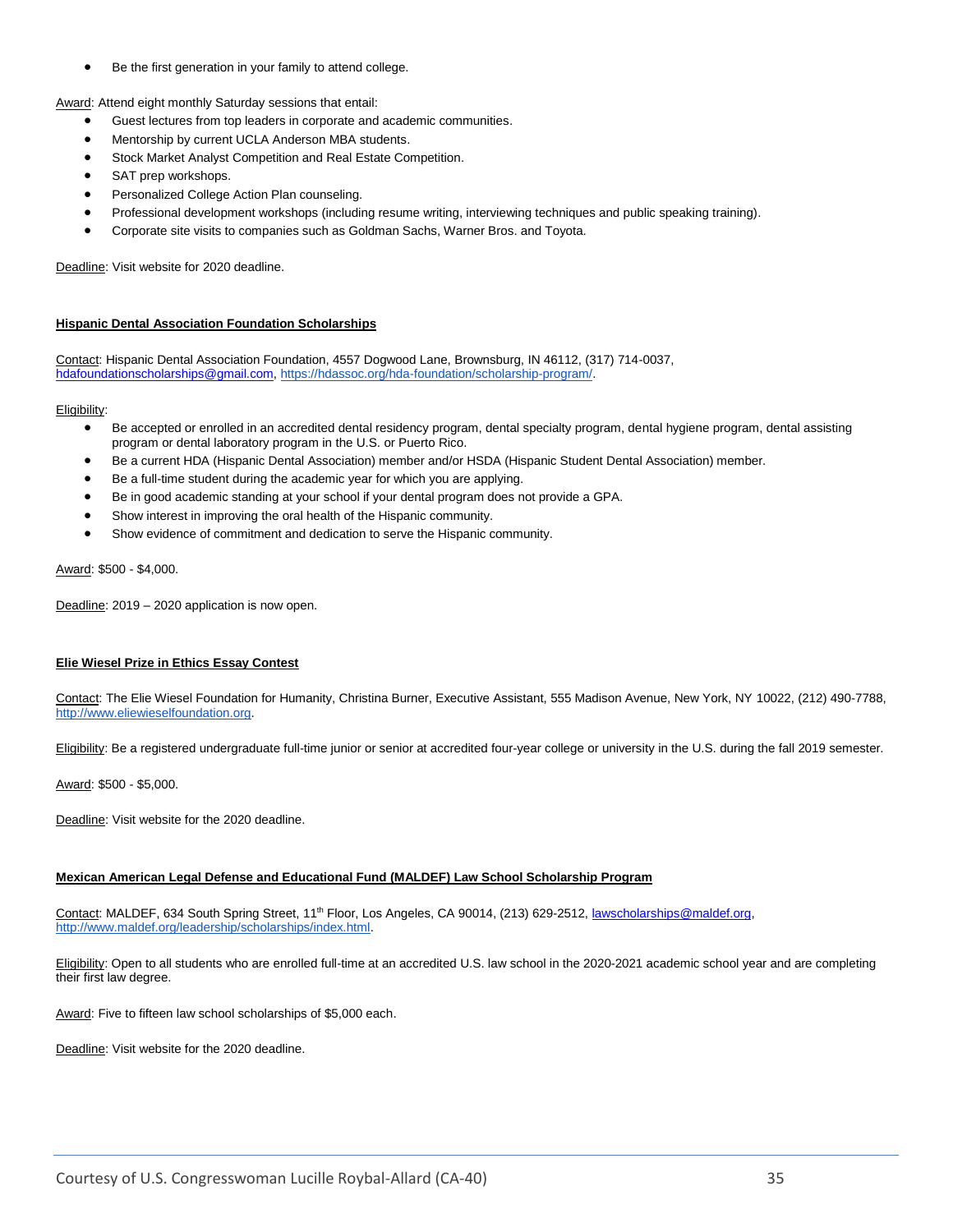- Be the first generation in your family to attend college.

Award: Attend eight monthly Saturday sessions that entail:

- Guest lectures from top leaders in corporate and academic communities.
- Mentorship by current UCLA Anderson MBA students.
- Stock Market Analyst Competition and Real Estate Competition.
- SAT prep workshops.
- Personalized College Action Plan counseling.
- Professional development workshops (including resume writing, interviewing techniques and public speaking training).
- Corporate site visits to companies such as Goldman Sachs, Warner Bros. and Toyota.

Deadline: Visit website for 2020 deadline.

**Hispanic Dental Association Foundation Scholarships**

Contact: Hispanic Dental Association Foundation, 4557 Dogwood Lane, Brownsburg, IN 46112, (317) 714-0037, hdafoundationscholarships@gmail.com, https://hdassoc.org/hda-foundation/scholarship-program/.

Eligibility:

- Be accepted or enrolled in an accredited dental residency program, dental specialty program, dental hygiene program, dental assisting program or dental laboratory program in the U.S. or Puerto Rico.
- Be a current HDA (Hispanic Dental Association) member and/or HSDA (Hispanic Student Dental Association) member.
- Be a full-time student during the academic year for which you are applying.
- Be in good academic standing at your school if your dental program does not provide a GPA.
- Show interest in improving the oral health of the Hispanic community.
- Show evidence of commitment and dedication to serve the Hispanic community.

Award: $500 - $4,000.

Deadline: 2019 – 2020 application is now open.

**Elie Wiesel Prize in Ethics Essay Contest**

Contact: The Elie Wiesel Foundation for Humanity, Christina Burner, Executive Assistant, 555 Madison Avenue, New York, NY 10022, (212) 490-7788, http://www.eliewieselfoundation.org.

Eligibility: Be a registered undergraduate full-time junior or senior at accredited four-year college or university in the U.S. during the fall 2019 semester.

Award: $500 - $5,000.

Deadline: Visit website for the 2020 deadline.

**Mexican American Legal Defense and Educational Fund (MALDEF) Law School Scholarship Program**

Contact: MALDEF, 634 South Spring Street, 11th Floor, Los Angeles, CA 90014, (213) 629-2512, lawscholarships@maldef.org, http://www.maldef.org/leadership/scholarships/index.html.

Eligibility: Open to all students who are enrolled full-time at an accredited U.S. law school in the 2020-2021 academic school year and are completing their first law degree.

Award: Five to fifteen law school scholarships of $5,000 each.

Deadline: Visit website for the 2020 deadline.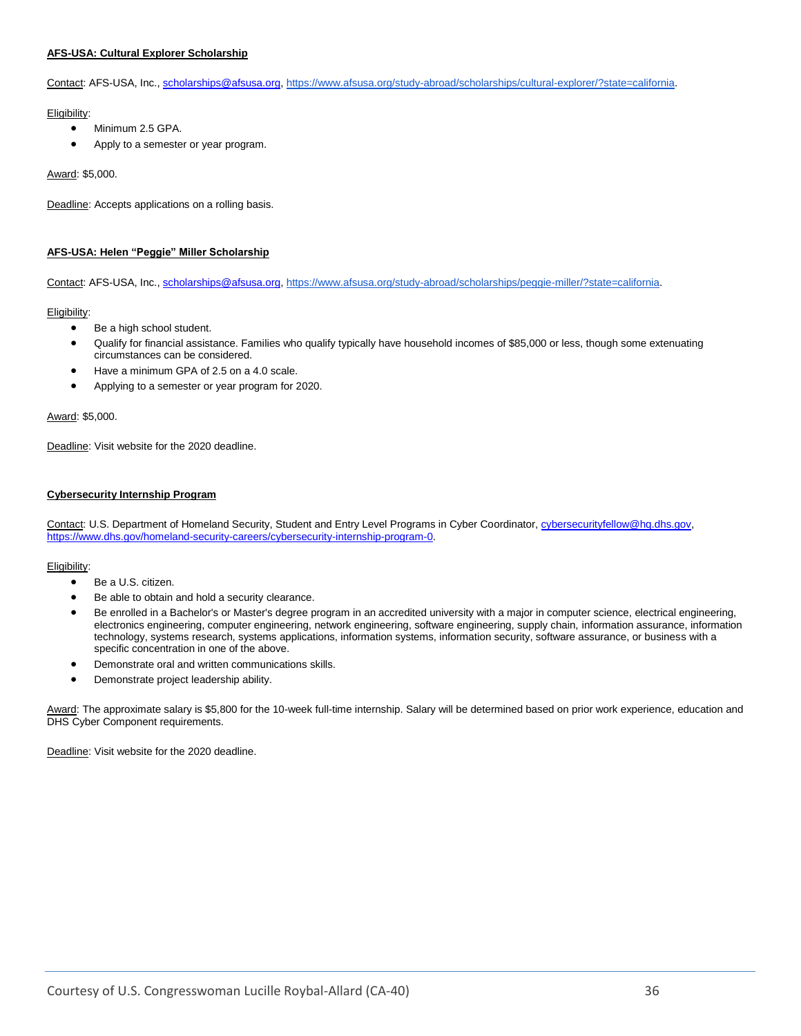**AFS-USA: Cultural Explorer Scholarship**

Contact: AFS-USA, Inc., scholarships@afsusa.org, https://www.afsusa.org/study-abroad/scholarships/cultural-explorer/?state=california.

Eligibility:

- Minimum 2.5 GPA.
- Apply to a semester or year program.

Award: $5,000.

Deadline: Accepts applications on a rolling basis.

**AFS-USA: Helen "Peggie" Miller Scholarship**

Contact: AFS-USA, Inc., scholarships@afsusa.org, https://www.afsusa.org/study-abroad/scholarships/peggie-miller/?state=california.

Eligibility:

- Be a high school student.
- Qualify for financial assistance. Families who qualify typically have household incomes of $85,000 or less, though some extenuating circumstances can be considered.
- Have a minimum GPA of 2.5 on a 4.0 scale.
- Applying to a semester or year program for 2020.

Award: $5,000.

Deadline: Visit website for the 2020 deadline.

**Cybersecurity Internship Program**

Contact: U.S. Department of Homeland Security, Student and Entry Level Programs in Cyber Coordinator, cybersecurityfellow@hq.dhs.gov, https://www.dhs.gov/homeland-security-careers/cybersecurity-internship-program-0.

Eligibility:

- Be a U.S. citizen.
- Be able to obtain and hold a security clearance.
- Be enrolled in a Bachelor's or Master's degree program in an accredited university with a major in computer science, electrical engineering, electronics engineering, computer engineering, network engineering, software engineering, supply chain, information assurance, information technology, systems research, systems applications, information systems, information security, software assurance, or business with a specific concentration in one of the above.
- Demonstrate oral and written communications skills.
- Demonstrate project leadership ability.

Award: The approximate salary is $5,800 for the 10-week full-time internship. Salary will be determined based on prior work experience, education and DHS Cyber Component requirements.

Deadline: Visit website for the 2020 deadline.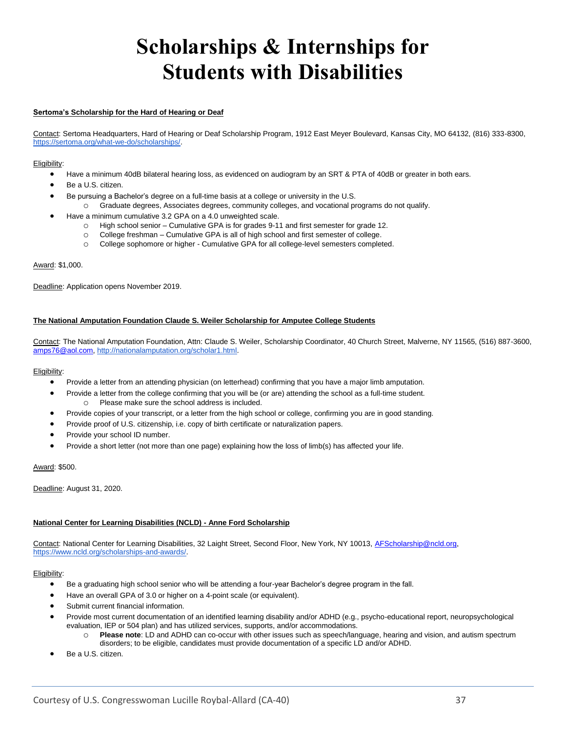# Scholarships & Internships for Students with Disabilities

**Sertoma's Scholarship for the Hard of Hearing or Deaf**

Contact: Sertoma Headquarters, Hard of Hearing or Deaf Scholarship Program, 1912 East Meyer Boulevard, Kansas City, MO 64132, (816) 333-8300, https://sertoma.org/what-we-do/scholarships/.

Eligibility:

- Have a minimum 40dB bilateral hearing loss, as evidenced on audiogram by an SRT & PTA of 40dB or greater in both ears.
- Be a U.S. citizen.
- Be pursuing a Bachelor's degree on a full-time basis at a college or university in the U.S.
  - Graduate degrees, Associates degrees, community colleges, and vocational programs do not qualify.
- Have a minimum cumulative 3.2 GPA on a 4.0 unweighted scale.
  - High school senior – Cumulative GPA is for grades 9-11 and first semester for grade 12.
  - College freshman – Cumulative GPA is all of high school and first semester of college.
  - College sophomore or higher - Cumulative GPA for all college-level semesters completed.

Award: $1,000.

Deadline: Application opens November 2019.

**The National Amputation Foundation Claude S. Weiler Scholarship for Amputee College Students**

Contact: The National Amputation Foundation, Attn: Claude S. Weiler, Scholarship Coordinator, 40 Church Street, Malverne, NY 11565, (516) 887-3600, amps76@aol.com, http://nationalamputation.org/scholar1.html.

Eligibility:

- Provide a letter from an attending physician (on letterhead) confirming that you have a major limb amputation.
- Provide a letter from the college confirming that you will be (or are) attending the school as a full-time student.
  - Please make sure the school address is included.
- Provide copies of your transcript, or a letter from the high school or college, confirming you are in good standing.
- Provide proof of U.S. citizenship, i.e. copy of birth certificate or naturalization papers.
- Provide your school ID number.
- Provide a short letter (not more than one page) explaining how the loss of limb(s) has affected your life.

Award: $500.

Deadline: August 31, 2020.

**National Center for Learning Disabilities (NCLD) - Anne Ford Scholarship**

Contact: National Center for Learning Disabilities, 32 Laight Street, Second Floor, New York, NY 10013, AFScholarship@ncld.org, https://www.ncld.org/scholarships-and-awards/.

Eligibility:

- Be a graduating high school senior who will be attending a four-year Bachelor's degree program in the fall.
- Have an overall GPA of 3.0 or higher on a 4-point scale (or equivalent).
- Submit current financial information.
- Provide most current documentation of an identified learning disability and/or ADHD (e.g., psycho-educational report, neuropsychological evaluation, IEP or 504 plan) and has utilized services, supports, and/or accommodations.
  - **Please note**: LD and ADHD can co-occur with other issues such as speech/language, hearing and vision, and autism spectrum disorders; to be eligible, candidates must provide documentation of a specific LD and/or ADHD.
- Be a U.S. citizen.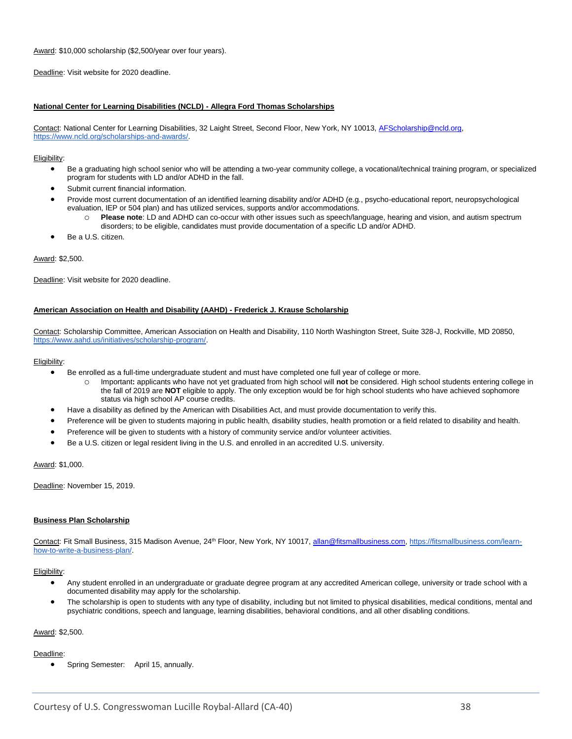Award: $10,000 scholarship ($2,500/year over four years).

Deadline: Visit website for 2020 deadline.

**National Center for Learning Disabilities (NCLD) - Allegra Ford Thomas Scholarships**

Contact: National Center for Learning Disabilities, 32 Laight Street, Second Floor, New York, NY 10013, AFScholarship@ncld.org, https://www.ncld.org/scholarships-and-awards/.

Eligibility:

- Be a graduating high school senior who will be attending a two-year community college, a vocational/technical training program, or specialized program for students with LD and/or ADHD in the fall.
- Submit current financial information.
- Provide most current documentation of an identified learning disability and/or ADHD (e.g., psycho-educational report, neuropsychological evaluation, IEP or 504 plan) and has utilized services, supports and/or accommodations.
  - **Please note**: LD and ADHD can co-occur with other issues such as speech/language, hearing and vision, and autism spectrum disorders; to be eligible, candidates must provide documentation of a specific LD and/or ADHD.
- Be a U.S. citizen.

Award: $2,500.

Deadline: Visit website for 2020 deadline.

**American Association on Health and Disability (AAHD) - Frederick J. Krause Scholarship**

Contact: Scholarship Committee, American Association on Health and Disability, 110 North Washington Street, Suite 328-J, Rockville, MD 20850, https://www.aahd.us/initiatives/scholarship-program/.

Eligibility:

- Be enrolled as a full-time undergraduate student and must have completed one full year of college or more.
  - Important**:** applicants who have not yet graduated from high school will **not** be considered. High school students entering college in the fall of 2019 are **NOT** eligible to apply. The only exception would be for high school students who have achieved sophomore status via high school AP course credits.
- Have a disability as defined by the American with Disabilities Act, and must provide documentation to verify this.
- Preference will be given to students majoring in public health, disability studies, health promotion or a field related to disability and health.
- Preference will be given to students with a history of community service and/or volunteer activities.
- Be a U.S. citizen or legal resident living in the U.S. and enrolled in an accredited U.S. university.

Award: $1,000.

Deadline: November 15, 2019.

**Business Plan Scholarship**

Contact: Fit Small Business, 315 Madison Avenue, 24th Floor, New York, NY 10017, allan@fitsmallbusiness.com, https://fitsmallbusiness.com/learn-how-to-write-a-business-plan/.

Eligibility:

- Any student enrolled in an undergraduate or graduate degree program at any accredited American college, university or trade school with a documented disability may apply for the scholarship.
- The scholarship is open to students with any type of disability, including but not limited to physical disabilities, medical conditions, mental and psychiatric conditions, speech and language, learning disabilities, behavioral conditions, and all other disabling conditions.

Award: $2,500.

Deadline:

- Spring Semester: April 15, annually.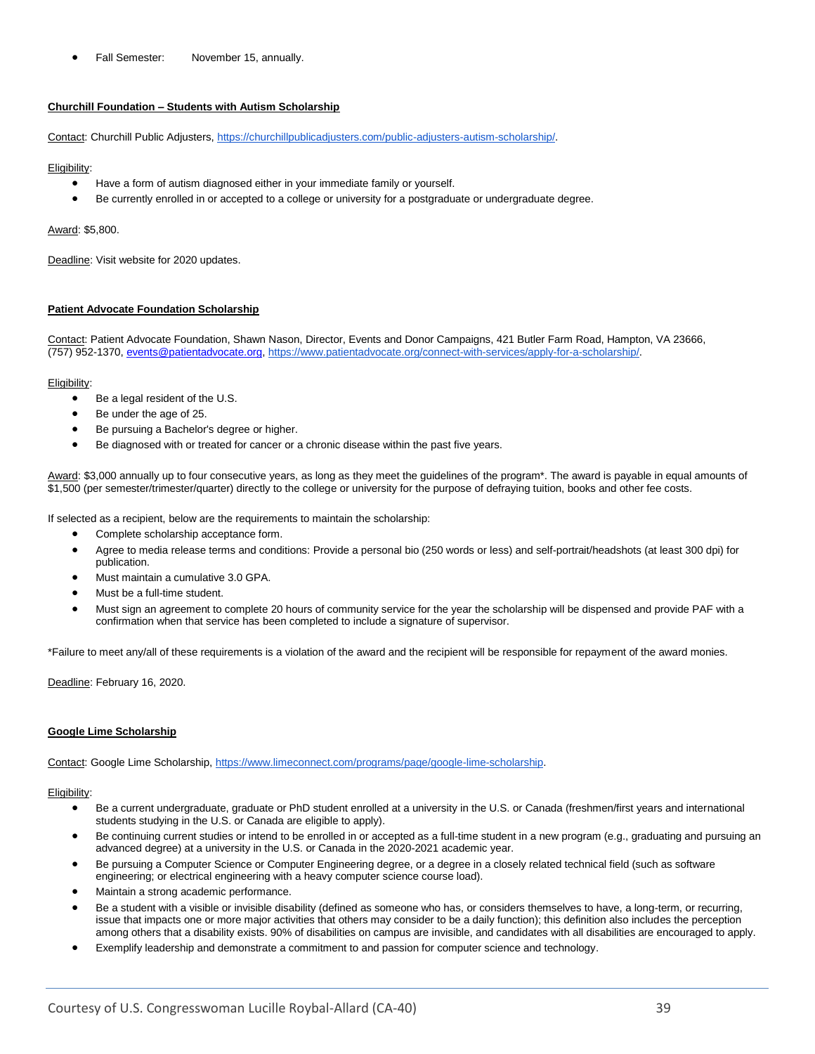- Fall Semester: November 15, annually.

**Churchill Foundation – Students with Autism Scholarship**

Contact: Churchill Public Adjusters, https://churchillpublicadjusters.com/public-adjusters-autism-scholarship/.

Eligibility:

- Have a form of autism diagnosed either in your immediate family or yourself.
- Be currently enrolled in or accepted to a college or university for a postgraduate or undergraduate degree.

Award: $5,800.

Deadline: Visit website for 2020 updates.

**Patient Advocate Foundation Scholarship**

Contact: Patient Advocate Foundation, Shawn Nason, Director, Events and Donor Campaigns, 421 Butler Farm Road, Hampton, VA 23666, (757) 952-1370, events@patientadvocate.org, https://www.patientadvocate.org/connect-with-services/apply-for-a-scholarship/.

Eligibility:

- Be a legal resident of the U.S.
- Be under the age of 25.
- Be pursuing a Bachelor's degree or higher.
- Be diagnosed with or treated for cancer or a chronic disease within the past five years.

Award: $3,000 annually up to four consecutive years, as long as they meet the guidelines of the program*. The award is payable in equal amounts of $1,500 (per semester/trimester/quarter) directly to the college or university for the purpose of defraying tuition, books and other fee costs.

If selected as a recipient, below are the requirements to maintain the scholarship:

- Complete scholarship acceptance form.
- Agree to media release terms and conditions: Provide a personal bio (250 words or less) and self-portrait/headshots (at least 300 dpi) for publication.
- Must maintain a cumulative 3.0 GPA.
- Must be a full-time student.
- Must sign an agreement to complete 20 hours of community service for the year the scholarship will be dispensed and provide PAF with a confirmation when that service has been completed to include a signature of supervisor.

*Failure to meet any/all of these requirements is a violation of the award and the recipient will be responsible for repayment of the award monies.

Deadline: February 16, 2020.

**Google Lime Scholarship**

Contact: Google Lime Scholarship, https://www.limeconnect.com/programs/page/google-lime-scholarship.

Eligibility:

- Be a current undergraduate, graduate or PhD student enrolled at a university in the U.S. or Canada (freshmen/first years and international students studying in the U.S. or Canada are eligible to apply).
- Be continuing current studies or intend to be enrolled in or accepted as a full-time student in a new program (e.g., graduating and pursuing an advanced degree) at a university in the U.S. or Canada in the 2020-2021 academic year.
- Be pursuing a Computer Science or Computer Engineering degree, or a degree in a closely related technical field (such as software engineering; or electrical engineering with a heavy computer science course load).
- Maintain a strong academic performance.
- Be a student with a visible or invisible disability (defined as someone who has, or considers themselves to have, a long-term, or recurring, issue that impacts one or more major activities that others may consider to be a daily function); this definition also includes the perception among others that a disability exists. 90% of disabilities on campus are invisible, and candidates with all disabilities are encouraged to apply.
- Exemplify leadership and demonstrate a commitment to and passion for computer science and technology.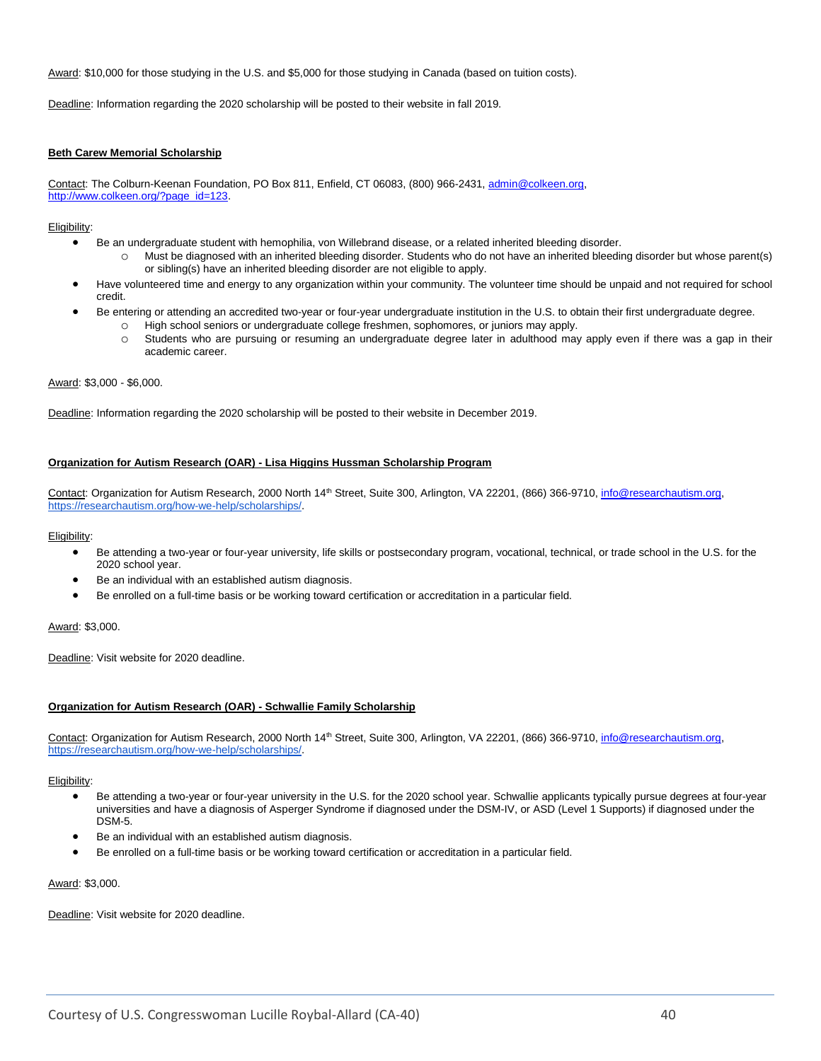Award: $10,000 for those studying in the U.S. and $5,000 for those studying in Canada (based on tuition costs).

Deadline: Information regarding the 2020 scholarship will be posted to their website in fall 2019.

**Beth Carew Memorial Scholarship**

Contact: The Colburn-Keenan Foundation, PO Box 811, Enfield, CT 06083, (800) 966-2431, admin@colkeen.org, http://www.colkeen.org/?page_id=123.

Eligibility:

- Be an undergraduate student with hemophilia, von Willebrand disease, or a related inherited bleeding disorder.
  - Must be diagnosed with an inherited bleeding disorder. Students who do not have an inherited bleeding disorder but whose parent(s) or sibling(s) have an inherited bleeding disorder are not eligible to apply.
- Have volunteered time and energy to any organization within your community. The volunteer time should be unpaid and not required for school credit.
- Be entering or attending an accredited two-year or four-year undergraduate institution in the U.S. to obtain their first undergraduate degree.
  - High school seniors or undergraduate college freshmen, sophomores, or juniors may apply.
  - Students who are pursuing or resuming an undergraduate degree later in adulthood may apply even if there was a gap in their academic career.

Award: $3,000 - $6,000.

Deadline: Information regarding the 2020 scholarship will be posted to their website in December 2019.

**Organization for Autism Research (OAR) - Lisa Higgins Hussman Scholarship Program**

Contact: Organization for Autism Research, 2000 North 14th Street, Suite 300, Arlington, VA 22201, (866) 366-9710, info@researchautism.org, https://researchautism.org/how-we-help/scholarships/.

Eligibility:

- Be attending a two-year or four-year university, life skills or postsecondary program, vocational, technical, or trade school in the U.S. for the 2020 school year.
- Be an individual with an established autism diagnosis.
- Be enrolled on a full-time basis or be working toward certification or accreditation in a particular field.

Award: $3,000.

Deadline: Visit website for 2020 deadline.

**Organization for Autism Research (OAR) - Schwallie Family Scholarship**

Contact: Organization for Autism Research, 2000 North 14th Street, Suite 300, Arlington, VA 22201, (866) 366-9710, info@researchautism.org, https://researchautism.org/how-we-help/scholarships/.

Eligibility:

- Be attending a two-year or four-year university in the U.S. for the 2020 school year. Schwallie applicants typically pursue degrees at four-year universities and have a diagnosis of Asperger Syndrome if diagnosed under the DSM-IV, or ASD (Level 1 Supports) if diagnosed under the DSM-5.
- Be an individual with an established autism diagnosis.
- Be enrolled on a full-time basis or be working toward certification or accreditation in a particular field.

Award: $3,000.

Deadline: Visit website for 2020 deadline.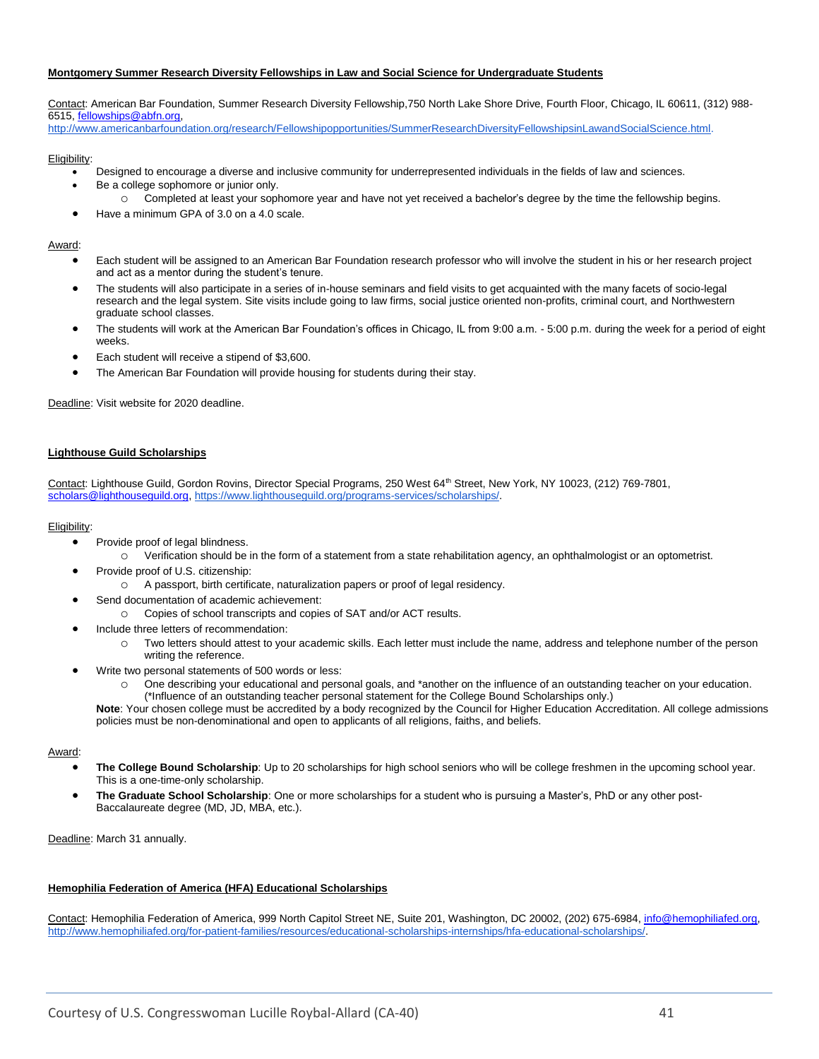**Montgomery Summer Research Diversity Fellowships in Law and Social Science for Undergraduate Students**

Contact: American Bar Foundation, Summer Research Diversity Fellowship,750 North Lake Shore Drive, Fourth Floor, Chicago, IL 60611, (312) 988-6515, fellowships@abfn.org, http://www.americanbarfoundation.org/research/Fellowshipopportunities/SummerResearchDiversityFellowshipsinLawandSocialScience.html.

Eligibility:

- Designed to encourage a diverse and inclusive community for underrepresented individuals in the fields of law and sciences.
- Be a college sophomore or junior only.
  - Completed at least your sophomore year and have not yet received a bachelor's degree by the time the fellowship begins.
- Have a minimum GPA of 3.0 on a 4.0 scale.

Award:

- Each student will be assigned to an American Bar Foundation research professor who will involve the student in his or her research project and act as a mentor during the student's tenure.
- The students will also participate in a series of in-house seminars and field visits to get acquainted with the many facets of socio-legal research and the legal system. Site visits include going to law firms, social justice oriented non-profits, criminal court, and Northwestern graduate school classes.
- The students will work at the American Bar Foundation's offices in Chicago, IL from 9:00 a.m. - 5:00 p.m. during the week for a period of eight weeks.
- Each student will receive a stipend of $3,600.
- The American Bar Foundation will provide housing for students during their stay.

Deadline: Visit website for 2020 deadline.

**Lighthouse Guild Scholarships**

Contact: Lighthouse Guild, Gordon Rovins, Director Special Programs, 250 West 64th Street, New York, NY 10023, (212) 769-7801, scholars@lighthouseguild.org, https://www.lighthouseguild.org/programs-services/scholarships/.

Eligibility:

- Provide proof of legal blindness.
  - Verification should be in the form of a statement from a state rehabilitation agency, an ophthalmologist or an optometrist.
- Provide proof of U.S. citizenship:
  - A passport, birth certificate, naturalization papers or proof of legal residency.
- Send documentation of academic achievement:
  - Copies of school transcripts and copies of SAT and/or ACT results.
- Include three letters of recommendation:
  - Two letters should attest to your academic skills. Each letter must include the name, address and telephone number of the person writing the reference.
- Write two personal statements of 500 words or less:
  - One describing your educational and personal goals, and *another on the influence of an outstanding teacher on your education. (*Influence of an outstanding teacher personal statement for the College Bound Scholarships only.)

  **Note**: Your chosen college must be accredited by a body recognized by the Council for Higher Education Accreditation. All college admissions policies must be non-denominational and open to applicants of all religions, faiths, and beliefs.

Award:

- **The College Bound Scholarship**: Up to 20 scholarships for high school seniors who will be college freshmen in the upcoming school year. This is a one-time-only scholarship.
- **The Graduate School Scholarship**: One or more scholarships for a student who is pursuing a Master's, PhD or any other post-Baccalaureate degree (MD, JD, MBA, etc.).

Deadline: March 31 annually.

**Hemophilia Federation of America (HFA) Educational Scholarships**

Contact: Hemophilia Federation of America, 999 North Capitol Street NE, Suite 201, Washington, DC 20002, (202) 675-6984, info@hemophiliafed.org, http://www.hemophiliafed.org/for-patient-families/resources/educational-scholarships-internships/hfa-educational-scholarships/.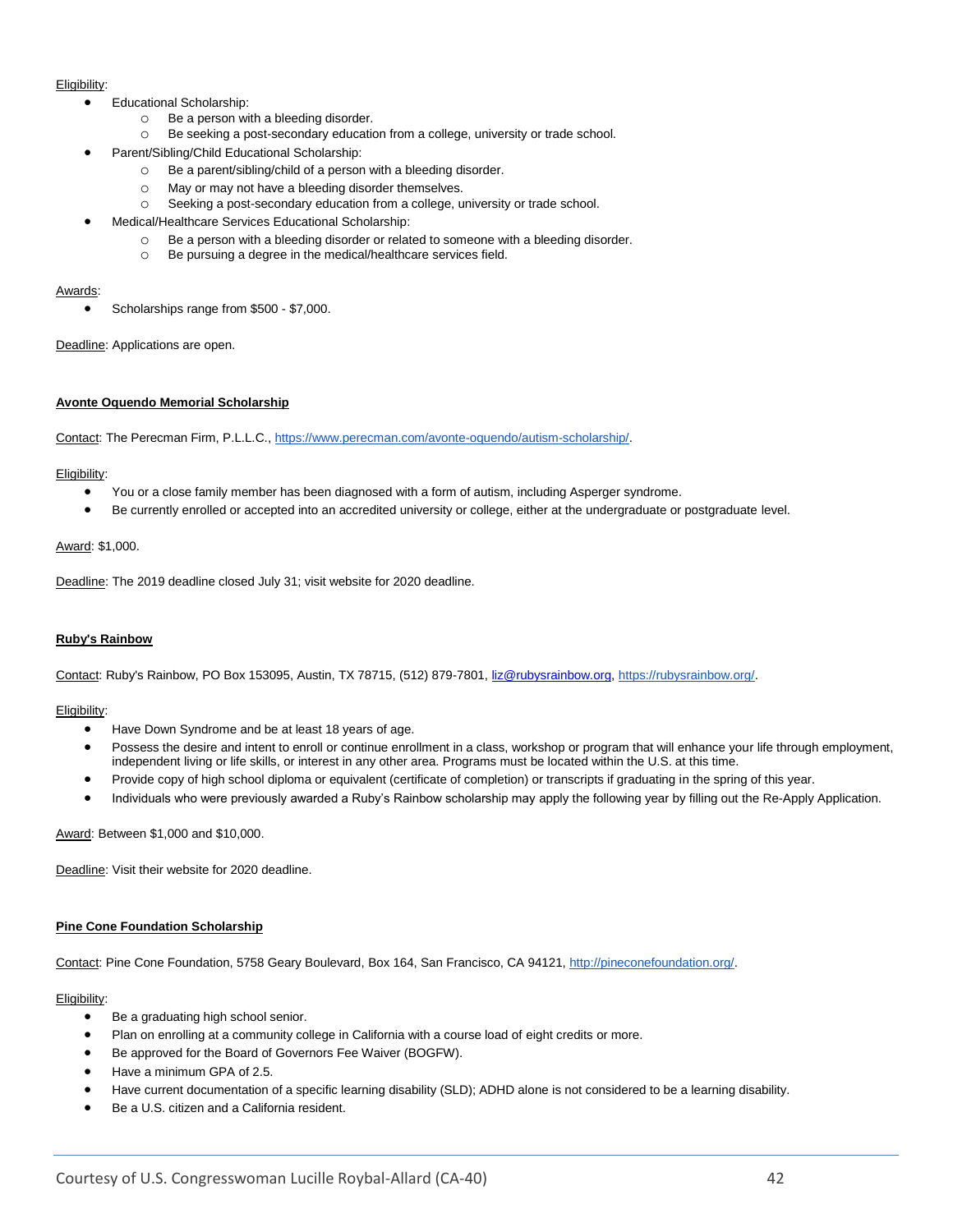Eligibility:

- Educational Scholarship:
  - Be a person with a bleeding disorder.
  - Be seeking a post-secondary education from a college, university or trade school.
- Parent/Sibling/Child Educational Scholarship:
  - Be a parent/sibling/child of a person with a bleeding disorder.
  - May or may not have a bleeding disorder themselves.
  - Seeking a post-secondary education from a college, university or trade school.
- Medical/Healthcare Services Educational Scholarship:
  - Be a person with a bleeding disorder or related to someone with a bleeding disorder.
  - Be pursuing a degree in the medical/healthcare services field.

Awards:

- Scholarships range from $500 - $7,000.

Deadline: Applications are open.

### Avonte Oquendo Memorial Scholarship

Contact: The Perecman Firm, P.L.L.C., https://www.perecman.com/avonte-oquendo/autism-scholarship/.

Eligibility:

- You or a close family member has been diagnosed with a form of autism, including Asperger syndrome.
- Be currently enrolled or accepted into an accredited university or college, either at the undergraduate or postgraduate level.

Award: $1,000.

Deadline: The 2019 deadline closed July 31; visit website for 2020 deadline.

### Ruby's Rainbow

Contact: Ruby's Rainbow, PO Box 153095, Austin, TX 78715, (512) 879-7801, liz@rubysrainbow.org, https://rubysrainbow.org/.

Eligibility:

- Have Down Syndrome and be at least 18 years of age.
- Possess the desire and intent to enroll or continue enrollment in a class, workshop or program that will enhance your life through employment, independent living or life skills, or interest in any other area. Programs must be located within the U.S. at this time.
- Provide copy of high school diploma or equivalent (certificate of completion) or transcripts if graduating in the spring of this year.
- Individuals who were previously awarded a Ruby's Rainbow scholarship may apply the following year by filling out the Re-Apply Application.

Award: Between $1,000 and $10,000.

Deadline: Visit their website for 2020 deadline.

### Pine Cone Foundation Scholarship

Contact: Pine Cone Foundation, 5758 Geary Boulevard, Box 164, San Francisco, CA 94121, http://pineconefoundation.org/.

Eligibility:

- Be a graduating high school senior.
- Plan on enrolling at a community college in California with a course load of eight credits or more.
- Be approved for the Board of Governors Fee Waiver (BOGFW).
- Have a minimum GPA of 2.5.
- Have current documentation of a specific learning disability (SLD); ADHD alone is not considered to be a learning disability.
- Be a U.S. citizen and a California resident.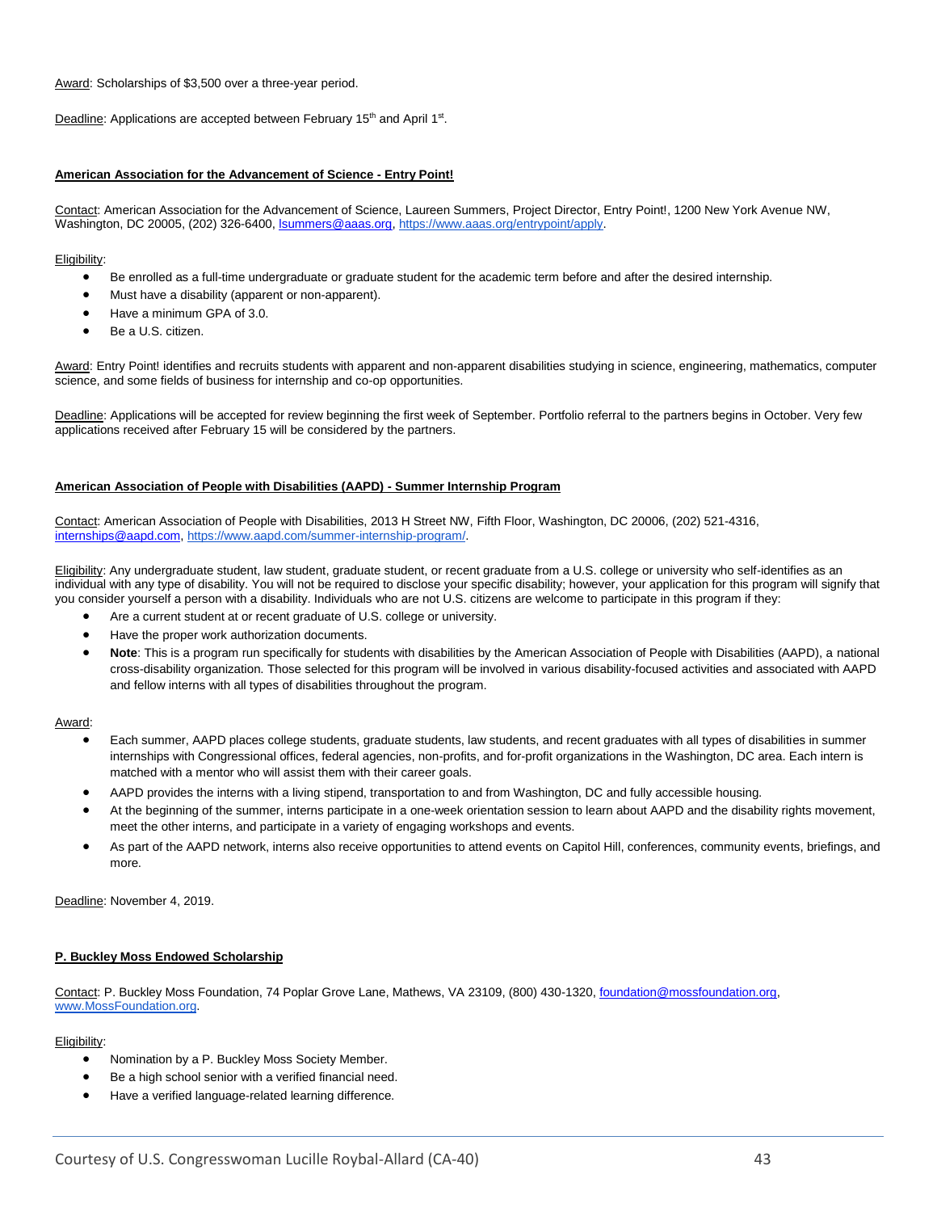Award: Scholarships of $3,500 over a three-year period.

Deadline: Applications are accepted between February 15th and April 1st.

**American Association for the Advancement of Science - Entry Point!**

Contact: American Association for the Advancement of Science, Laureen Summers, Project Director, Entry Point!, 1200 New York Avenue NW, Washington, DC 20005, (202) 326-6400, lsummers@aaas.org, https://www.aaas.org/entrypoint/apply.

Eligibility:

- Be enrolled as a full-time undergraduate or graduate student for the academic term before and after the desired internship.
- Must have a disability (apparent or non-apparent).
- Have a minimum GPA of 3.0.
- Be a U.S. citizen.

Award: Entry Point! identifies and recruits students with apparent and non-apparent disabilities studying in science, engineering, mathematics, computer science, and some fields of business for internship and co-op opportunities.

Deadline: Applications will be accepted for review beginning the first week of September. Portfolio referral to the partners begins in October. Very few applications received after February 15 will be considered by the partners.

**American Association of People with Disabilities (AAPD) - Summer Internship Program**

Contact: American Association of People with Disabilities, 2013 H Street NW, Fifth Floor, Washington, DC 20006, (202) 521-4316, internships@aapd.com, https://www.aapd.com/summer-internship-program/.

Eligibility: Any undergraduate student, law student, graduate student, or recent graduate from a U.S. college or university who self-identifies as an individual with any type of disability. You will not be required to disclose your specific disability; however, your application for this program will signify that you consider yourself a person with a disability. Individuals who are not U.S. citizens are welcome to participate in this program if they:

- Are a current student at or recent graduate of U.S. college or university.
- Have the proper work authorization documents.
- **Note**: This is a program run specifically for students with disabilities by the American Association of People with Disabilities (AAPD), a national cross-disability organization. Those selected for this program will be involved in various disability-focused activities and associated with AAPD and fellow interns with all types of disabilities throughout the program.

Award:

- Each summer, AAPD places college students, graduate students, law students, and recent graduates with all types of disabilities in summer internships with Congressional offices, federal agencies, non-profits, and for-profit organizations in the Washington, DC area. Each intern is matched with a mentor who will assist them with their career goals.
- AAPD provides the interns with a living stipend, transportation to and from Washington, DC and fully accessible housing.
- At the beginning of the summer, interns participate in a one-week orientation session to learn about AAPD and the disability rights movement, meet the other interns, and participate in a variety of engaging workshops and events.
- As part of the AAPD network, interns also receive opportunities to attend events on Capitol Hill, conferences, community events, briefings, and more.

Deadline: November 4, 2019.

**P. Buckley Moss Endowed Scholarship**

Contact: P. Buckley Moss Foundation, 74 Poplar Grove Lane, Mathews, VA 23109, (800) 430-1320, foundation@mossfoundation.org, www.MossFoundation.org.

Eligibility:

- Nomination by a P. Buckley Moss Society Member.
- Be a high school senior with a verified financial need.
- Have a verified language-related learning difference.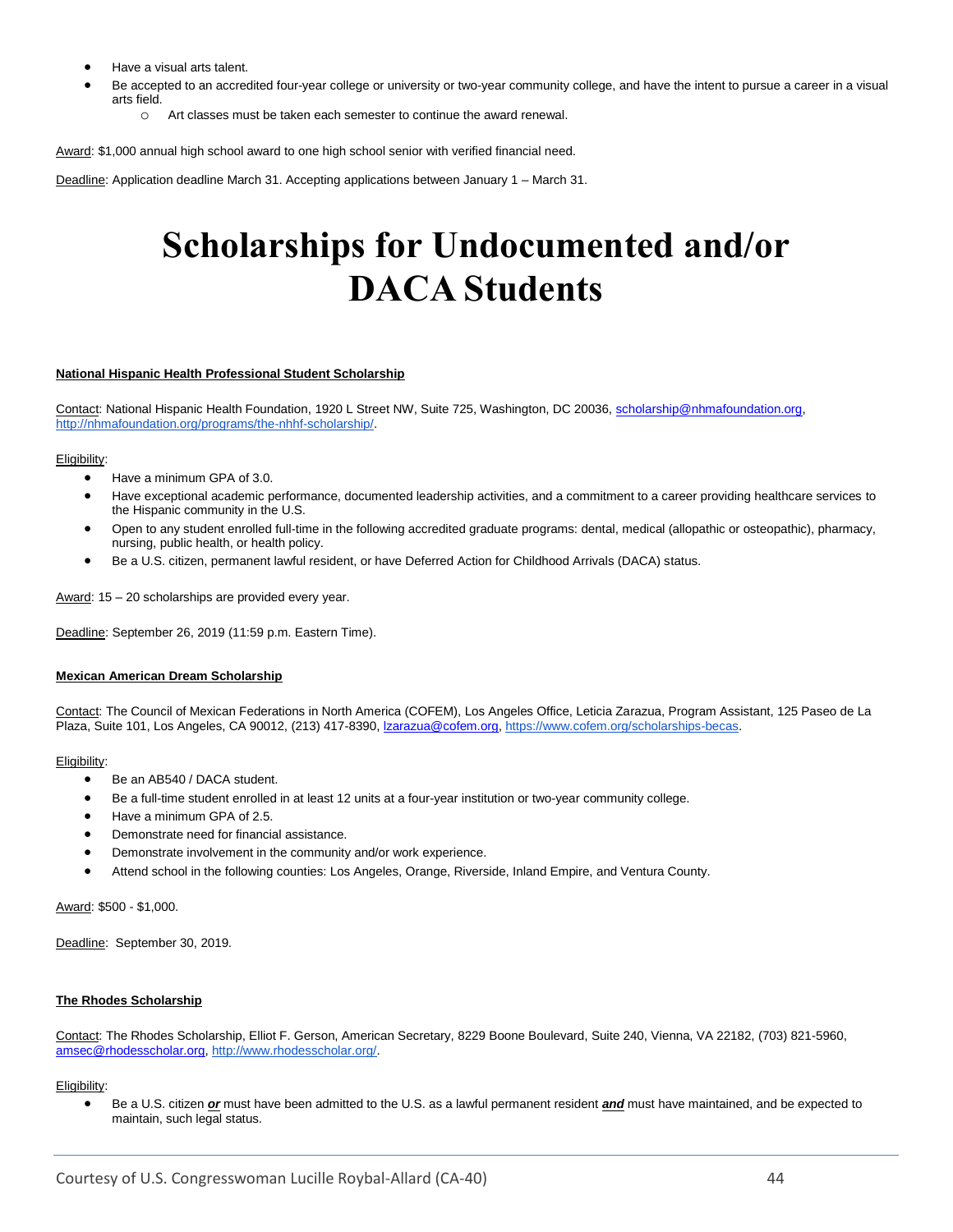- Have a visual arts talent.
- Be accepted to an accredited four-year college or university or two-year community college, and have the intent to pursue a career in a visual arts field.
  - Art classes must be taken each semester to continue the award renewal.

Award: $1,000 annual high school award to one high school senior with verified financial need.

Deadline: Application deadline March 31. Accepting applications between January 1 – March 31.

# Scholarships for Undocumented and/or DACA Students

**National Hispanic Health Professional Student Scholarship**

Contact: National Hispanic Health Foundation, 1920 L Street NW, Suite 725, Washington, DC 20036, scholarship@nhmafoundation.org, http://nhmafoundation.org/programs/the-nhhf-scholarship/.

Eligibility:

- Have a minimum GPA of 3.0.
- Have exceptional academic performance, documented leadership activities, and a commitment to a career providing healthcare services to the Hispanic community in the U.S.
- Open to any student enrolled full-time in the following accredited graduate programs: dental, medical (allopathic or osteopathic), pharmacy, nursing, public health, or health policy.
- Be a U.S. citizen, permanent lawful resident, or have Deferred Action for Childhood Arrivals (DACA) status.

Award: 15 – 20 scholarships are provided every year.

Deadline: September 26, 2019 (11:59 p.m. Eastern Time).

**Mexican American Dream Scholarship**

Contact: The Council of Mexican Federations in North America (COFEM), Los Angeles Office, Leticia Zarazua, Program Assistant, 125 Paseo de La Plaza, Suite 101, Los Angeles, CA 90012, (213) 417-8390, lzarazua@cofem.org, https://www.cofem.org/scholarships-becas.

Eligibility:

- Be an AB540 / DACA student.
- Be a full-time student enrolled in at least 12 units at a four-year institution or two-year community college.
- Have a minimum GPA of 2.5.
- Demonstrate need for financial assistance.
- Demonstrate involvement in the community and/or work experience.
- Attend school in the following counties: Los Angeles, Orange, Riverside, Inland Empire, and Ventura County.

Award: $500 - $1,000.

Deadline: September 30, 2019.

**The Rhodes Scholarship**

Contact: The Rhodes Scholarship, Elliot F. Gerson, American Secretary, 8229 Boone Boulevard, Suite 240, Vienna, VA 22182, (703) 821-5960, amsec@rhodesscholar.org, http://www.rhodesscholar.org/.

Eligibility:

- Be a U.S. citizen ***or*** must have been admitted to the U.S. as a lawful permanent resident ***and*** must have maintained, and be expected to maintain, such legal status.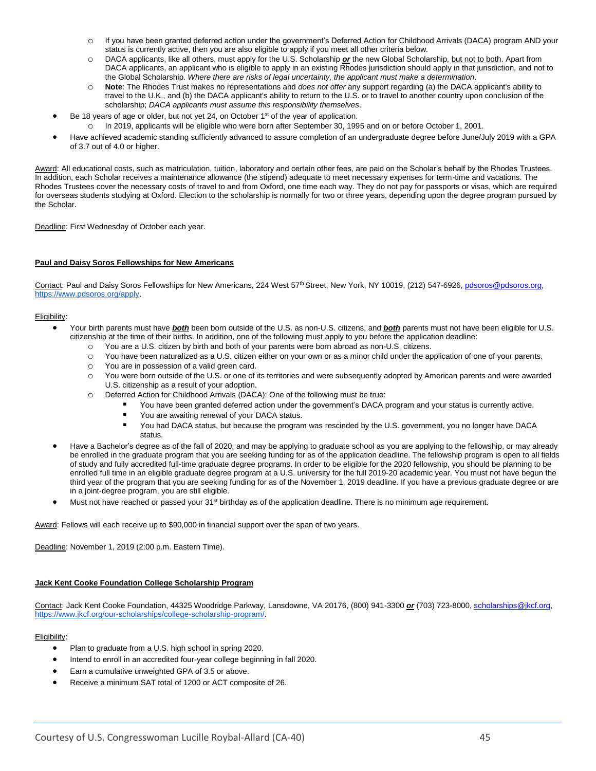- If you have been granted deferred action under the government's Deferred Action for Childhood Arrivals (DACA) program AND your status is currently active, then you are also eligible to apply if you meet all other criteria below.
  - DACA applicants, like all others, must apply for the U.S. Scholarship ***or*** the new Global Scholarship, <u>but not to both</u>. Apart from DACA applicants, an applicant who is eligible to apply in an existing Rhodes jurisdiction should apply in that jurisdiction, and not to the Global Scholarship. *Where there are risks of legal uncertainty, the applicant must make a determination*.
  - **Note**: The Rhodes Trust makes no representations and *does not offer* any support regarding (a) the DACA applicant's ability to travel to the U.K., and (b) the DACA applicant's ability to return to the U.S. or to travel to another country upon conclusion of the scholarship; *DACA applicants must assume this responsibility themselves*.
- Be 18 years of age or older, but not yet 24, on October 1st of the year of application.
  - In 2019, applicants will be eligible who were born after September 30, 1995 and on or before October 1, 2001.
- Have achieved academic standing sufficiently advanced to assure completion of an undergraduate degree before June/July 2019 with a GPA of 3.7 out of 4.0 or higher.

<u>Award</u>: All educational costs, such as matriculation, tuition, laboratory and certain other fees, are paid on the Scholar's behalf by the Rhodes Trustees. In addition, each Scholar receives a maintenance allowance (the stipend) adequate to meet necessary expenses for term-time and vacations. The Rhodes Trustees cover the necessary costs of travel to and from Oxford, one time each way. They do not pay for passports or visas, which are required for overseas students studying at Oxford. Election to the scholarship is normally for two or three years, depending upon the degree program pursued by the Scholar.

<u>Deadline</u>: First Wednesday of October each year.

**<u>Paul and Daisy Soros Fellowships for New Americans</u>**

<u>Contact</u>: Paul and Daisy Soros Fellowships for New Americans, 224 West 57th Street, New York, NY 10019, (212) 547-6926, pdsoros@pdsoros.org, https://www.pdsoros.org/apply.

<u>Eligibility</u>:

- Your birth parents must have ***both*** been born outside of the U.S. as non-U.S. citizens, and ***both*** parents must not have been eligible for U.S. citizenship at the time of their births. In addition, one of the following must apply to you before the application deadline:
  - You are a U.S. citizen by birth and both of your parents were born abroad as non-U.S. citizens.
  - You have been naturalized as a U.S. citizen either on your own or as a minor child under the application of one of your parents.
  - You are in possession of a valid green card.
  - You were born outside of the U.S. or one of its territories and were subsequently adopted by American parents and were awarded U.S. citizenship as a result of your adoption.
  - Deferred Action for Childhood Arrivals (DACA): One of the following must be true:
    - You have been granted deferred action under the government's DACA program and your status is currently active.
    - You are awaiting renewal of your DACA status.
    - You had DACA status, but because the program was rescinded by the U.S. government, you no longer have DACA status.
- Have a Bachelor's degree as of the fall of 2020, and may be applying to graduate school as you are applying to the fellowship, or may already be enrolled in the graduate program that you are seeking funding for as of the application deadline. The fellowship program is open to all fields of study and fully accredited full-time graduate degree programs. In order to be eligible for the 2020 fellowship, you should be planning to be enrolled full time in an eligible graduate degree program at a U.S. university for the full 2019-20 academic year. You must not have begun the third year of the program that you are seeking funding for as of the November 1, 2019 deadline. If you have a previous graduate degree or are in a joint-degree program, you are still eligible.
- Must not have reached or passed your 31st birthday as of the application deadline. There is no minimum age requirement.

<u>Award</u>: Fellows will each receive up to $90,000 in financial support over the span of two years.

<u>Deadline</u>: November 1, 2019 (2:00 p.m. Eastern Time).

**<u>Jack Kent Cooke Foundation College Scholarship Program</u>**

<u>Contact</u>: Jack Kent Cooke Foundation, 44325 Woodridge Parkway, Lansdowne, VA 20176, (800) 941-3300 ***or*** (703) 723-8000, scholarships@jkcf.org, https://www.jkcf.org/our-scholarships/college-scholarship-program/.

<u>Eligibility</u>:

- Plan to graduate from a U.S. high school in spring 2020.
- Intend to enroll in an accredited four-year college beginning in fall 2020.
- Earn a cumulative unweighted GPA of 3.5 or above.
- Receive a minimum SAT total of 1200 or ACT composite of 26.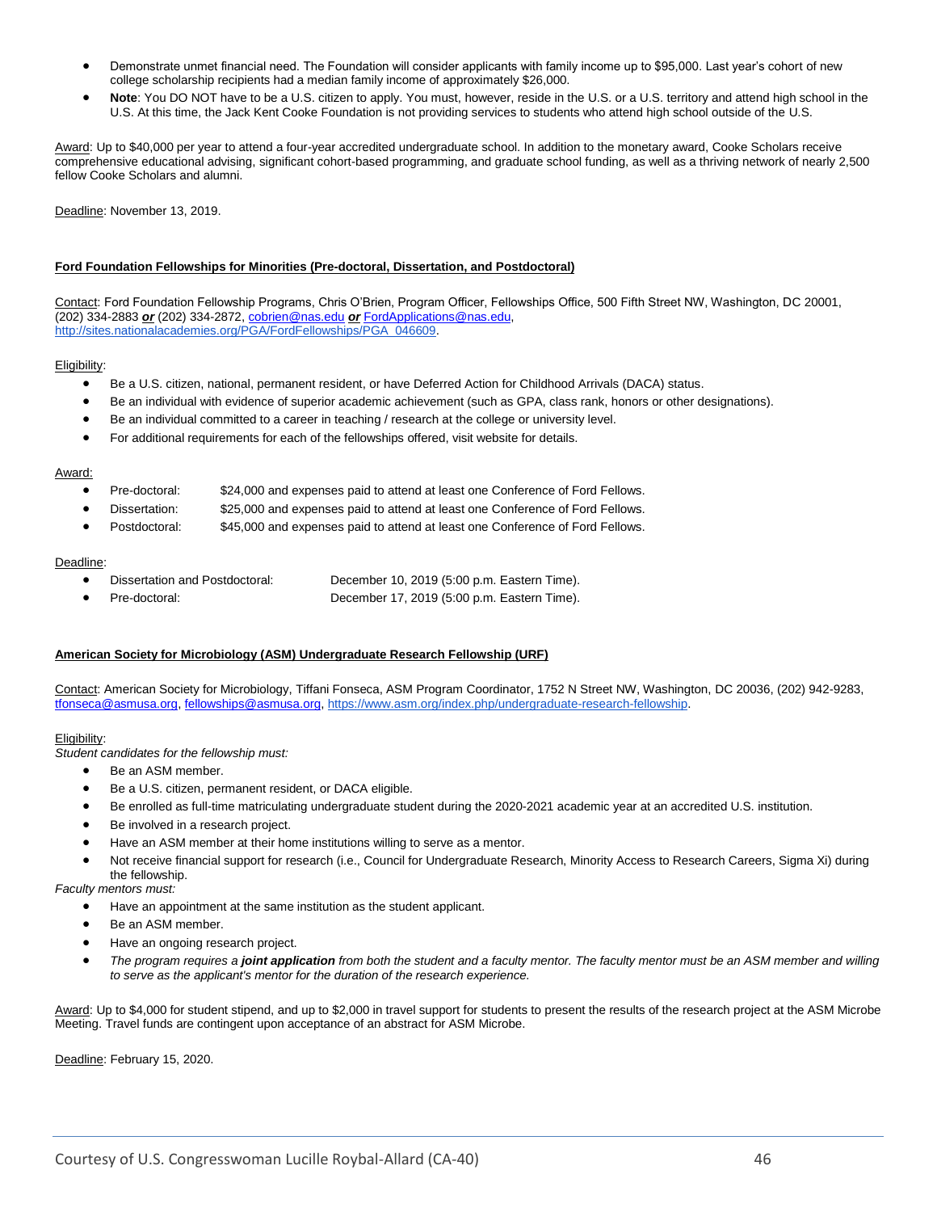- Demonstrate unmet financial need. The Foundation will consider applicants with family income up to $95,000. Last year's cohort of new college scholarship recipients had a median family income of approximately $26,000.
- **Note**: You DO NOT have to be a U.S. citizen to apply. You must, however, reside in the U.S. or a U.S. territory and attend high school in the U.S. At this time, the Jack Kent Cooke Foundation is not providing services to students who attend high school outside of the U.S.

Award: Up to $40,000 per year to attend a four-year accredited undergraduate school. In addition to the monetary award, Cooke Scholars receive comprehensive educational advising, significant cohort-based programming, and graduate school funding, as well as a thriving network of nearly 2,500 fellow Cooke Scholars and alumni.

Deadline: November 13, 2019.

**Ford Foundation Fellowships for Minorities (Pre-doctoral, Dissertation, and Postdoctoral)**

Contact: Ford Foundation Fellowship Programs, Chris O'Brien, Program Officer, Fellowships Office, 500 Fifth Street NW, Washington, DC 20001, (202) 334-2883 ***or*** (202) 334-2872, cobrien@nas.edu ***or*** FordApplications@nas.edu, http://sites.nationalacademies.org/PGA/FordFellowships/PGA_046609.

Eligibility:

- Be a U.S. citizen, national, permanent resident, or have Deferred Action for Childhood Arrivals (DACA) status.
- Be an individual with evidence of superior academic achievement (such as GPA, class rank, honors or other designations).
- Be an individual committed to a career in teaching / research at the college or university level.
- For additional requirements for each of the fellowships offered, visit website for details.

Award:

- Pre-doctoral: $24,000 and expenses paid to attend at least one Conference of Ford Fellows.
- Dissertation: $25,000 and expenses paid to attend at least one Conference of Ford Fellows.
- Postdoctoral: $45,000 and expenses paid to attend at least one Conference of Ford Fellows.

Deadline:

- Dissertation and Postdoctoral: December 10, 2019 (5:00 p.m. Eastern Time).
- Pre-doctoral: December 17, 2019 (5:00 p.m. Eastern Time).

**American Society for Microbiology (ASM) Undergraduate Research Fellowship (URF)**

Contact: American Society for Microbiology, Tiffani Fonseca, ASM Program Coordinator, 1752 N Street NW, Washington, DC 20036, (202) 942-9283, tfonseca@asmusa.org, fellowships@asmusa.org, https://www.asm.org/index.php/undergraduate-research-fellowship.

Eligibility:

*Student candidates for the fellowship must:*

- Be an ASM member.
- Be a U.S. citizen, permanent resident, or DACA eligible.
- Be enrolled as full-time matriculating undergraduate student during the 2020-2021 academic year at an accredited U.S. institution.
- Be involved in a research project.
- Have an ASM member at their home institutions willing to serve as a mentor.
- Not receive financial support for research (i.e., Council for Undergraduate Research, Minority Access to Research Careers, Sigma Xi) during the fellowship.

*Faculty mentors must:*

- Have an appointment at the same institution as the student applicant.
- Be an ASM member.
- Have an ongoing research project.
- *The program requires a **joint application** from both the student and a faculty mentor. The faculty mentor must be an ASM member and willing to serve as the applicant's mentor for the duration of the research experience.*

Award: Up to $4,000 for student stipend, and up to $2,000 in travel support for students to present the results of the research project at the ASM Microbe Meeting. Travel funds are contingent upon acceptance of an abstract for ASM Microbe.

Deadline: February 15, 2020.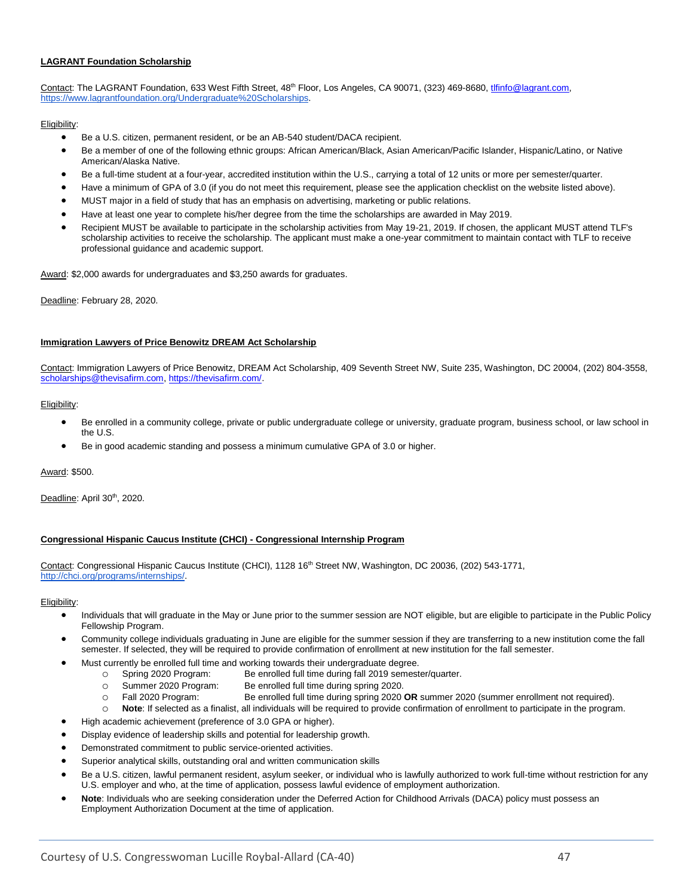**LAGRANT Foundation Scholarship**

Contact: The LAGRANT Foundation, 633 West Fifth Street, 48th Floor, Los Angeles, CA 90071, (323) 469-8680, tlfinfo@lagrant.com, https://www.lagrantfoundation.org/Undergraduate%20Scholarships.

Eligibility:

- Be a U.S. citizen, permanent resident, or be an AB-540 student/DACA recipient.
- Be a member of one of the following ethnic groups: African American/Black, Asian American/Pacific Islander, Hispanic/Latino, or Native American/Alaska Native.
- Be a full-time student at a four-year, accredited institution within the U.S., carrying a total of 12 units or more per semester/quarter.
- Have a minimum of GPA of 3.0 (if you do not meet this requirement, please see the application checklist on the website listed above).
- MUST major in a field of study that has an emphasis on advertising, marketing or public relations.
- Have at least one year to complete his/her degree from the time the scholarships are awarded in May 2019.
- Recipient MUST be available to participate in the scholarship activities from May 19-21, 2019. If chosen, the applicant MUST attend TLF's scholarship activities to receive the scholarship. The applicant must make a one-year commitment to maintain contact with TLF to receive professional guidance and academic support.

Award: $2,000 awards for undergraduates and $3,250 awards for graduates.

Deadline: February 28, 2020.

**Immigration Lawyers of Price Benowitz DREAM Act Scholarship**

Contact: Immigration Lawyers of Price Benowitz, DREAM Act Scholarship, 409 Seventh Street NW, Suite 235, Washington, DC 20004, (202) 804-3558, scholarships@thevisafirm.com, https://thevisafirm.com/.

Eligibility:

- Be enrolled in a community college, private or public undergraduate college or university, graduate program, business school, or law school in the U.S.
- Be in good academic standing and possess a minimum cumulative GPA of 3.0 or higher.

Award: $500.

Deadline: April 30th, 2020.

**Congressional Hispanic Caucus Institute (CHCI) - Congressional Internship Program**

Contact: Congressional Hispanic Caucus Institute (CHCI), 1128 16th Street NW, Washington, DC 20036, (202) 543-1771, http://chci.org/programs/internships/.

Eligibility:

- Individuals that will graduate in the May or June prior to the summer session are NOT eligible, but are eligible to participate in the Public Policy Fellowship Program.
- Community college individuals graduating in June are eligible for the summer session if they are transferring to a new institution come the fall semester. If selected, they will be required to provide confirmation of enrollment at new institution for the fall semester.
- Must currently be enrolled full time and working towards their undergraduate degree.
  - Spring 2020 Program: Be enrolled full time during fall 2019 semester/quarter.
  - Summer 2020 Program: Be enrolled full time during spring 2020.
  - Fall 2020 Program: Be enrolled full time during spring 2020 **OR** summer 2020 (summer enrollment not required).
  - **Note**: If selected as a finalist, all individuals will be required to provide confirmation of enrollment to participate in the program.
- High academic achievement (preference of 3.0 GPA or higher).
- Display evidence of leadership skills and potential for leadership growth.
- Demonstrated commitment to public service-oriented activities.
- Superior analytical skills, outstanding oral and written communication skills
- Be a U.S. citizen, lawful permanent resident, asylum seeker, or individual who is lawfully authorized to work full-time without restriction for any U.S. employer and who, at the time of application, possess lawful evidence of employment authorization.
- **Note**: Individuals who are seeking consideration under the Deferred Action for Childhood Arrivals (DACA) policy must possess an Employment Authorization Document at the time of application.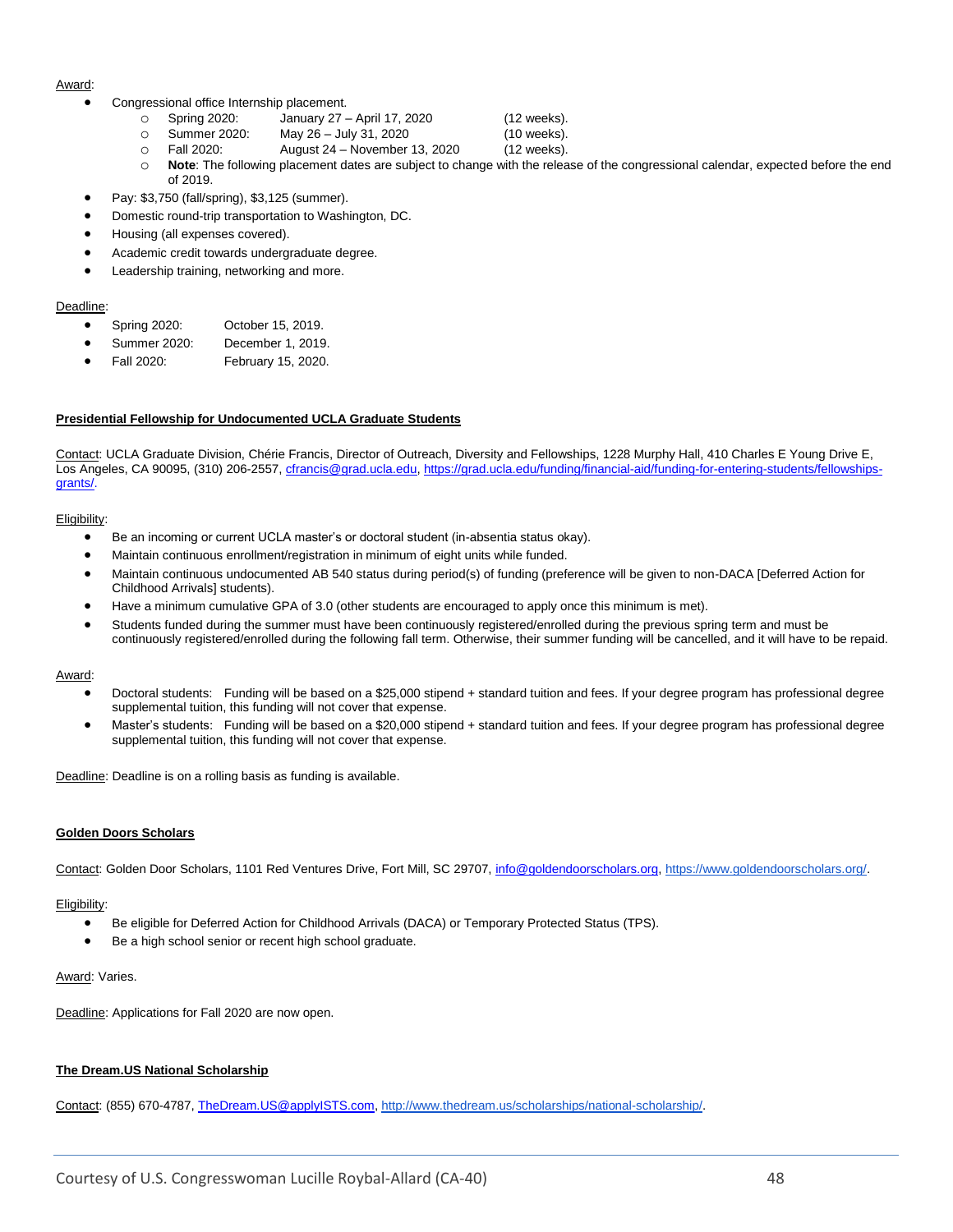Award:

- Congressional office Internship placement.
  - Spring 2020: January 27 – April 17, 2020 (12 weeks).
  - Summer 2020: May 26 – July 31, 2020 (10 weeks).
  - Fall 2020: August 24 – November 13, 2020 (12 weeks).
  - **Note**: The following placement dates are subject to change with the release of the congressional calendar, expected before the end of 2019.
- Pay: $3,750 (fall/spring), $3,125 (summer).
- Domestic round-trip transportation to Washington, DC.
- Housing (all expenses covered).
- Academic credit towards undergraduate degree.
- Leadership training, networking and more.

Deadline:

- Spring 2020: October 15, 2019.
- Summer 2020: December 1, 2019.
- Fall 2020: February 15, 2020.

**Presidential Fellowship for Undocumented UCLA Graduate Students**

Contact: UCLA Graduate Division, Chérie Francis, Director of Outreach, Diversity and Fellowships, 1228 Murphy Hall, 410 Charles E Young Drive E, Los Angeles, CA 90095, (310) 206-2557, cfrancis@grad.ucla.edu, https://grad.ucla.edu/funding/financial-aid/funding-for-entering-students/fellowships-grants/.

Eligibility:

- Be an incoming or current UCLA master's or doctoral student (in-absentia status okay).
- Maintain continuous enrollment/registration in minimum of eight units while funded.
- Maintain continuous undocumented AB 540 status during period(s) of funding (preference will be given to non-DACA [Deferred Action for Childhood Arrivals] students).
- Have a minimum cumulative GPA of 3.0 (other students are encouraged to apply once this minimum is met).
- Students funded during the summer must have been continuously registered/enrolled during the previous spring term and must be continuously registered/enrolled during the following fall term. Otherwise, their summer funding will be cancelled, and it will have to be repaid.

Award:

- Doctoral students: Funding will be based on a $25,000 stipend + standard tuition and fees. If your degree program has professional degree supplemental tuition, this funding will not cover that expense.
- Master's students: Funding will be based on a $20,000 stipend + standard tuition and fees. If your degree program has professional degree supplemental tuition, this funding will not cover that expense.

Deadline: Deadline is on a rolling basis as funding is available.

**Golden Doors Scholars**

Contact: Golden Door Scholars, 1101 Red Ventures Drive, Fort Mill, SC 29707, info@goldendoorscholars.org, https://www.goldendoorscholars.org/.

Eligibility:

- Be eligible for Deferred Action for Childhood Arrivals (DACA) or Temporary Protected Status (TPS).
- Be a high school senior or recent high school graduate.

Award: Varies.

Deadline: Applications for Fall 2020 are now open.

**The Dream.US National Scholarship**

Contact: (855) 670-4787, TheDream.US@applyISTS.com, http://www.thedream.us/scholarships/national-scholarship/.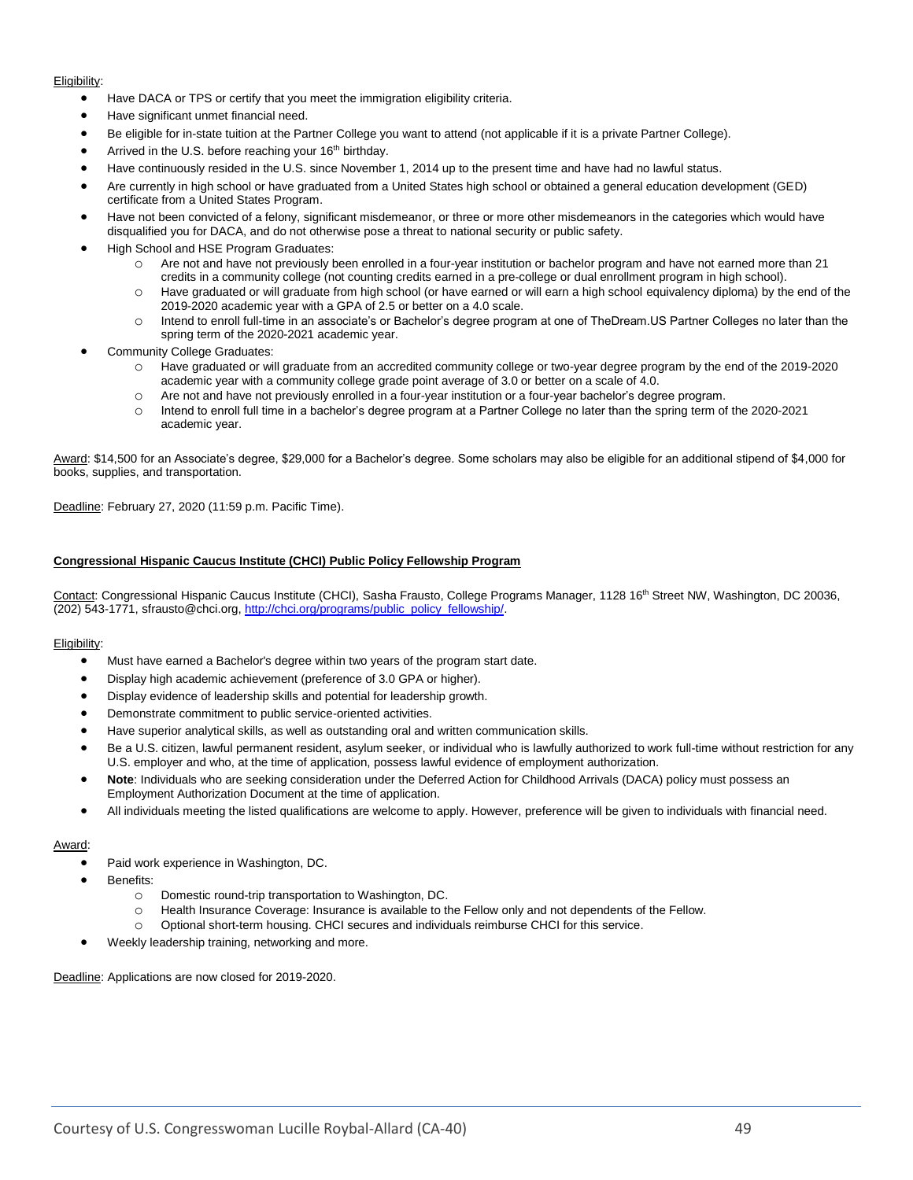Eligibility:

- Have DACA or TPS or certify that you meet the immigration eligibility criteria.
- Have significant unmet financial need.
- Be eligible for in-state tuition at the Partner College you want to attend (not applicable if it is a private Partner College).
- Arrived in the U.S. before reaching your 16th birthday.
- Have continuously resided in the U.S. since November 1, 2014 up to the present time and have had no lawful status.
- Are currently in high school or have graduated from a United States high school or obtained a general education development (GED) certificate from a United States Program.
- Have not been convicted of a felony, significant misdemeanor, or three or more other misdemeanors in the categories which would have disqualified you for DACA, and do not otherwise pose a threat to national security or public safety.
- High School and HSE Program Graduates:
  - Are not and have not previously been enrolled in a four-year institution or bachelor program and have not earned more than 21 credits in a community college (not counting credits earned in a pre-college or dual enrollment program in high school).
  - Have graduated or will graduate from high school (or have earned or will earn a high school equivalency diploma) by the end of the 2019-2020 academic year with a GPA of 2.5 or better on a 4.0 scale.
  - Intend to enroll full-time in an associate's or Bachelor's degree program at one of TheDream.US Partner Colleges no later than the spring term of the 2020-2021 academic year.
- Community College Graduates:
  - Have graduated or will graduate from an accredited community college or two-year degree program by the end of the 2019-2020 academic year with a community college grade point average of 3.0 or better on a scale of 4.0.
  - Are not and have not previously enrolled in a four-year institution or a four-year bachelor's degree program.
  - Intend to enroll full time in a bachelor's degree program at a Partner College no later than the spring term of the 2020-2021 academic year.

Award: $14,500 for an Associate's degree, $29,000 for a Bachelor's degree. Some scholars may also be eligible for an additional stipend of $4,000 for books, supplies, and transportation.

Deadline: February 27, 2020 (11:59 p.m. Pacific Time).

**Congressional Hispanic Caucus Institute (CHCI) Public Policy Fellowship Program**

Contact: Congressional Hispanic Caucus Institute (CHCI), Sasha Frausto, College Programs Manager, 1128 16th Street NW, Washington, DC 20036, (202) 543-1771, sfrausto@chci.org, http://chci.org/programs/public_policy_fellowship/.

Eligibility:

- Must have earned a Bachelor's degree within two years of the program start date.
- Display high academic achievement (preference of 3.0 GPA or higher).
- Display evidence of leadership skills and potential for leadership growth.
- Demonstrate commitment to public service-oriented activities.
- Have superior analytical skills, as well as outstanding oral and written communication skills.
- Be a U.S. citizen, lawful permanent resident, asylum seeker, or individual who is lawfully authorized to work full-time without restriction for any U.S. employer and who, at the time of application, possess lawful evidence of employment authorization.
- **Note**: Individuals who are seeking consideration under the Deferred Action for Childhood Arrivals (DACA) policy must possess an Employment Authorization Document at the time of application.
- All individuals meeting the listed qualifications are welcome to apply. However, preference will be given to individuals with financial need.

Award:

- Paid work experience in Washington, DC.
- Benefits:
  - Domestic round-trip transportation to Washington, DC.
  - Health Insurance Coverage: Insurance is available to the Fellow only and not dependents of the Fellow.
  - Optional short-term housing. CHCI secures and individuals reimburse CHCI for this service.
- Weekly leadership training, networking and more.

Deadline: Applications are now closed for 2019-2020.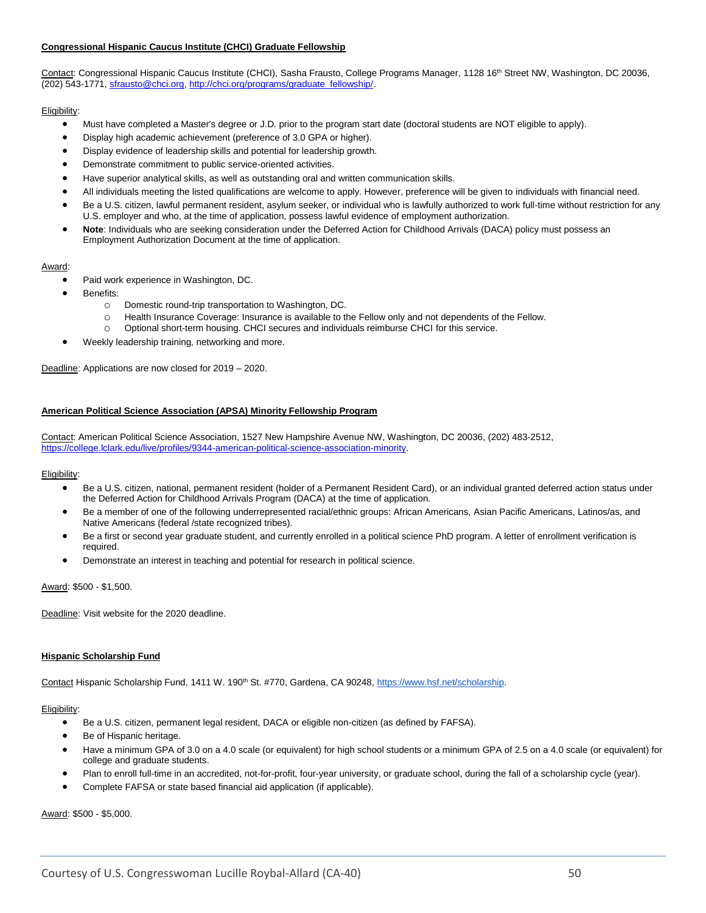**Congressional Hispanic Caucus Institute (CHCI) Graduate Fellowship**

Contact: Congressional Hispanic Caucus Institute (CHCI), Sasha Frausto, College Programs Manager, 1128 16th Street NW, Washington, DC 20036, (202) 543-1771, sfrausto@chci.org, http://chci.org/programs/graduate_fellowship/.

Eligibility:

- Must have completed a Master's degree or J.D. prior to the program start date (doctoral students are NOT eligible to apply).
- Display high academic achievement (preference of 3.0 GPA or higher).
- Display evidence of leadership skills and potential for leadership growth.
- Demonstrate commitment to public service-oriented activities.
- Have superior analytical skills, as well as outstanding oral and written communication skills.
- All individuals meeting the listed qualifications are welcome to apply. However, preference will be given to individuals with financial need.
- Be a U.S. citizen, lawful permanent resident, asylum seeker, or individual who is lawfully authorized to work full-time without restriction for any U.S. employer and who, at the time of application, possess lawful evidence of employment authorization.
- **Note**: Individuals who are seeking consideration under the Deferred Action for Childhood Arrivals (DACA) policy must possess an Employment Authorization Document at the time of application.

Award:

- Paid work experience in Washington, DC.
- Benefits:
  - Domestic round-trip transportation to Washington, DC.
  - Health Insurance Coverage: Insurance is available to the Fellow only and not dependents of the Fellow.
  - Optional short-term housing. CHCI secures and individuals reimburse CHCI for this service.
- Weekly leadership training, networking and more.

Deadline: Applications are now closed for 2019 – 2020.

**American Political Science Association (APSA) Minority Fellowship Program**

Contact: American Political Science Association, 1527 New Hampshire Avenue NW, Washington, DC 20036, (202) 483-2512, https://college.lclark.edu/live/profiles/9344-american-political-science-association-minority.

Eligibility:

- Be a U.S. citizen, national, permanent resident (holder of a Permanent Resident Card), or an individual granted deferred action status under the Deferred Action for Childhood Arrivals Program (DACA) at the time of application.
- Be a member of one of the following underrepresented racial/ethnic groups: African Americans, Asian Pacific Americans, Latinos/as, and Native Americans (federal /state recognized tribes).
- Be a first or second year graduate student, and currently enrolled in a political science PhD program. A letter of enrollment verification is required.
- Demonstrate an interest in teaching and potential for research in political science.

Award: $500 - $1,500.

Deadline: Visit website for the 2020 deadline.

**Hispanic Scholarship Fund**

Contact Hispanic Scholarship Fund, 1411 W. 190th St. #770, Gardena, CA 90248, https://www.hsf.net/scholarship.

Eligibility:

- Be a U.S. citizen, permanent legal resident, DACA or eligible non-citizen (as defined by FAFSA).
- Be of Hispanic heritage.
- Have a minimum GPA of 3.0 on a 4.0 scale (or equivalent) for high school students or a minimum GPA of 2.5 on a 4.0 scale (or equivalent) for college and graduate students.
- Plan to enroll full-time in an accredited, not-for-profit, four-year university, or graduate school, during the fall of a scholarship cycle (year).
- Complete FAFSA or state based financial aid application (if applicable).

Award: $500 - $5,000.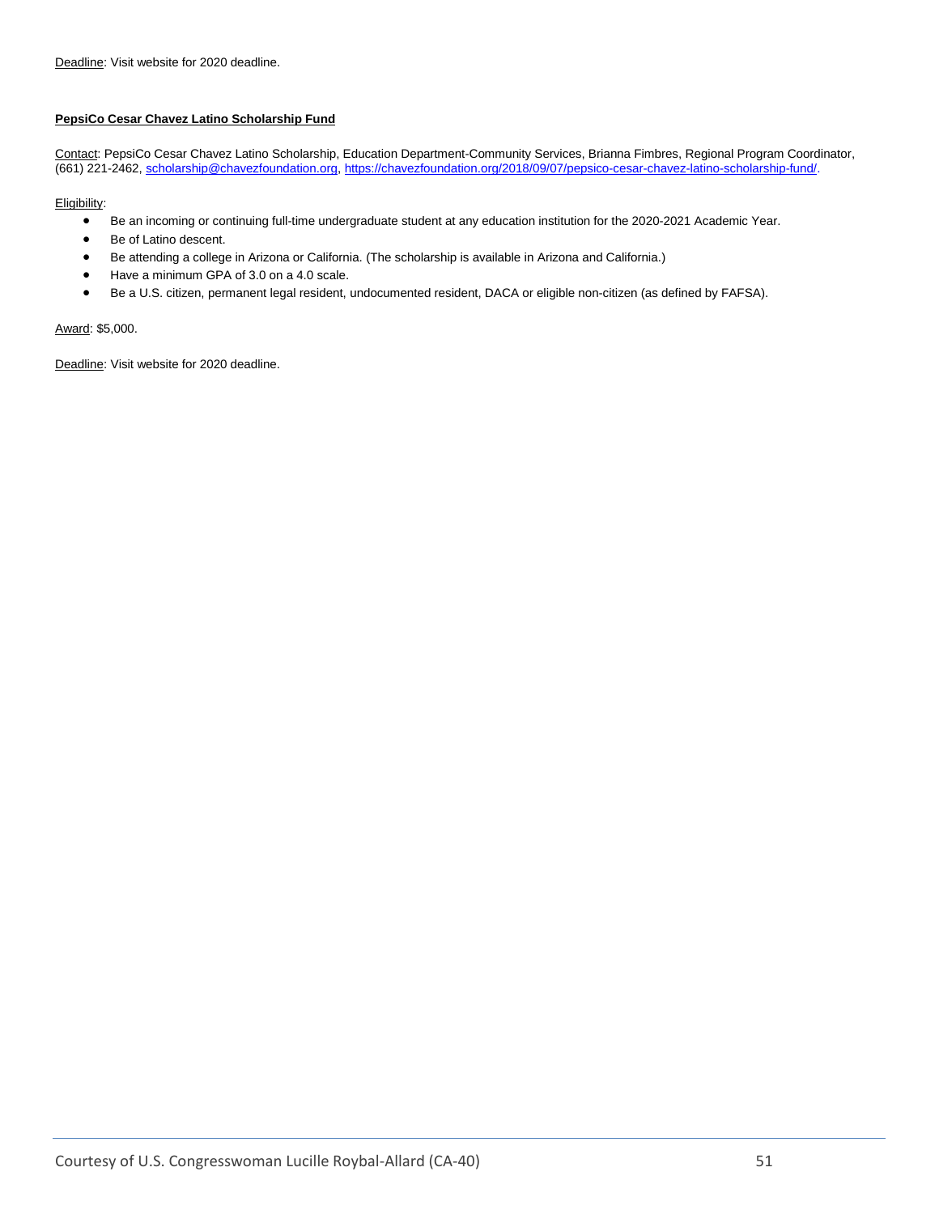Deadline: Visit website for 2020 deadline.

**PepsiCo Cesar Chavez Latino Scholarship Fund**

Contact: PepsiCo Cesar Chavez Latino Scholarship, Education Department-Community Services, Brianna Fimbres, Regional Program Coordinator, (661) 221-2462, scholarship@chavezfoundation.org, https://chavezfoundation.org/2018/09/07/pepsico-cesar-chavez-latino-scholarship-fund/.

Eligibility:

- Be an incoming or continuing full-time undergraduate student at any education institution for the 2020-2021 Academic Year.
- Be of Latino descent.
- Be attending a college in Arizona or California. (The scholarship is available in Arizona and California.)
- Have a minimum GPA of 3.0 on a 4.0 scale.
- Be a U.S. citizen, permanent legal resident, undocumented resident, DACA or eligible non-citizen (as defined by FAFSA).

Award: $5,000.

Deadline: Visit website for 2020 deadline.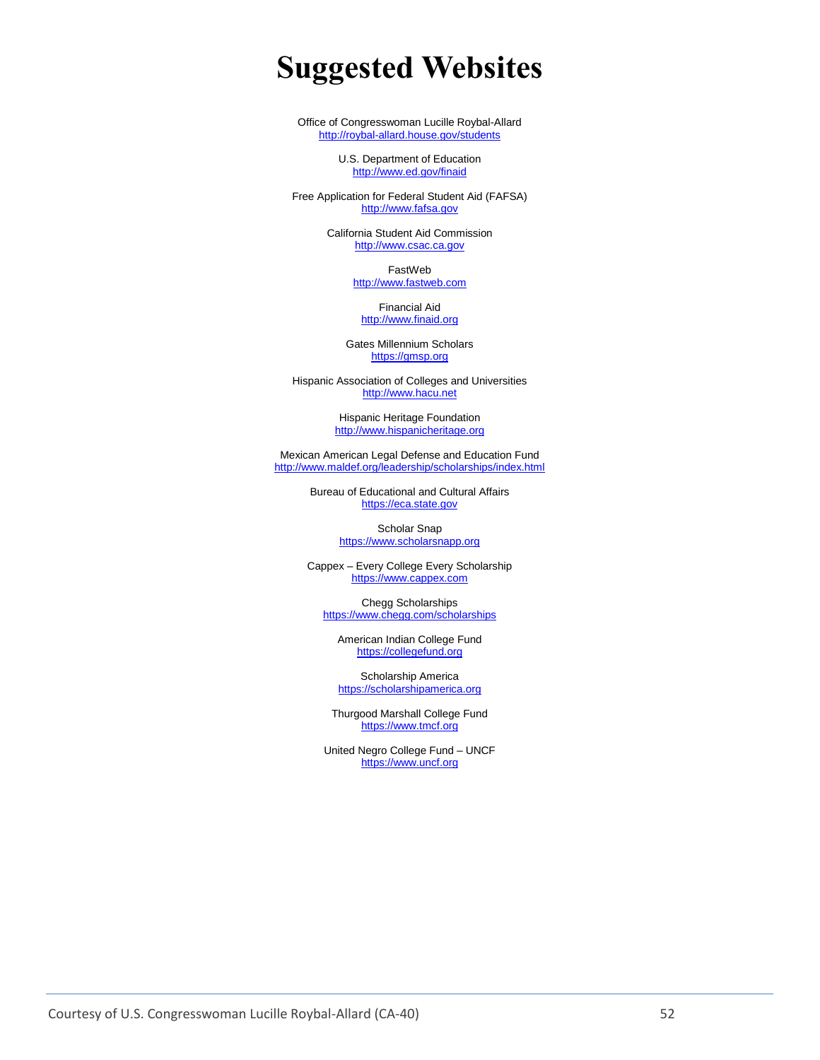# Suggested Websites

Office of Congresswoman Lucille Roybal-Allard
http://roybal-allard.house.gov/students

U.S. Department of Education
http://www.ed.gov/finaid

Free Application for Federal Student Aid (FAFSA)
http://www.fafsa.gov

California Student Aid Commission
http://www.csac.ca.gov

FastWeb
http://www.fastweb.com

Financial Aid
http://www.finaid.org

Gates Millennium Scholars
https://gmsp.org

Hispanic Association of Colleges and Universities
http://www.hacu.net

Hispanic Heritage Foundation
http://www.hispanicheritage.org

Mexican American Legal Defense and Education Fund
http://www.maldef.org/leadership/scholarships/index.html

Bureau of Educational and Cultural Affairs
https://eca.state.gov

Scholar Snap
https://www.scholarsnapp.org

Cappex – Every College Every Scholarship
https://www.cappex.com

Chegg Scholarships
https://www.chegg.com/scholarships

American Indian College Fund
https://collegefund.org

Scholarship America
https://scholarshipamerica.org

Thurgood Marshall College Fund
https://www.tmcf.org

United Negro College Fund – UNCF
https://www.uncf.org